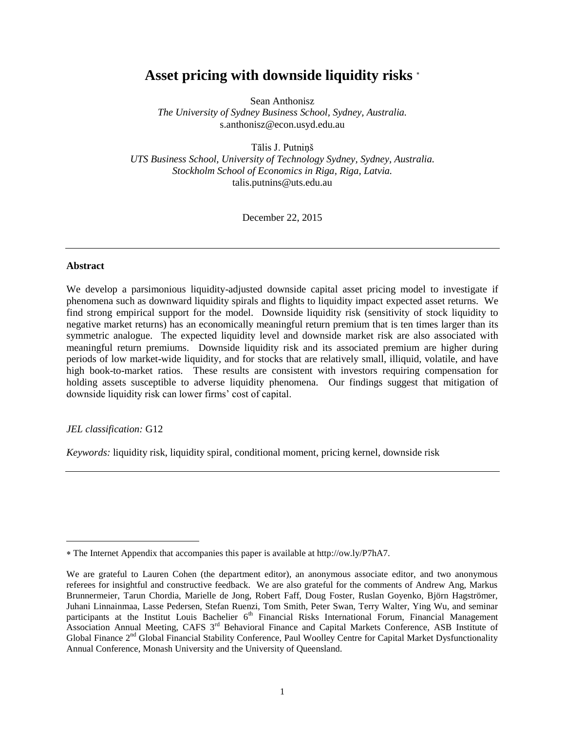# Asset pricing with downside liquidity risks *

Sean Anthonisz
*The University of Sydney Business School, Sydney, Australia.*
s.anthonisz@econ.usyd.edu.au

Tālis J. Putniņš
*UTS Business School, University of Technology Sydney, Sydney, Australia.*
*Stockholm School of Economics in Riga, Riga, Latvia.*
talis.putnins@uts.edu.au

December 22, 2015

---

**Abstract**

We develop a parsimonious liquidity-adjusted downside capital asset pricing model to investigate if phenomena such as downward liquidity spirals and flights to liquidity impact expected asset returns. We find strong empirical support for the model. Downside liquidity risk (sensitivity of stock liquidity to negative market returns) has an economically meaningful return premium that is ten times larger than its symmetric analogue. The expected liquidity level and downside market risk are also associated with meaningful return premiums. Downside liquidity risk and its associated premium are higher during periods of low market-wide liquidity, and for stocks that are relatively small, illiquid, volatile, and have high book-to-market ratios. These results are consistent with investors requiring compensation for holding assets susceptible to adverse liquidity phenomena. Our findings suggest that mitigation of downside liquidity risk can lower firms' cost of capital.

*JEL classification:* G12

*Keywords:* liquidity risk, liquidity spiral, conditional moment, pricing kernel, downside risk

---

* The Internet Appendix that accompanies this paper is available at http://ow.ly/P7hA7.

We are grateful to Lauren Cohen (the department editor), an anonymous associate editor, and two anonymous referees for insightful and constructive feedback. We are also grateful for the comments of Andrew Ang, Markus Brunnermeier, Tarun Chordia, Marielle de Jong, Robert Faff, Doug Foster, Ruslan Goyenko, Björn Hagströmer, Juhani Linnainmaa, Lasse Pedersen, Stefan Ruenzi, Tom Smith, Peter Swan, Terry Walter, Ying Wu, and seminar participants at the Institut Louis Bachelier 6th Financial Risks International Forum, Financial Management Association Annual Meeting, CAFS 3rd Behavioral Finance and Capital Markets Conference, ASB Institute of Global Finance 2nd Global Financial Stability Conference, Paul Woolley Centre for Capital Market Dysfunctionality Annual Conference, Monash University and the University of Queensland.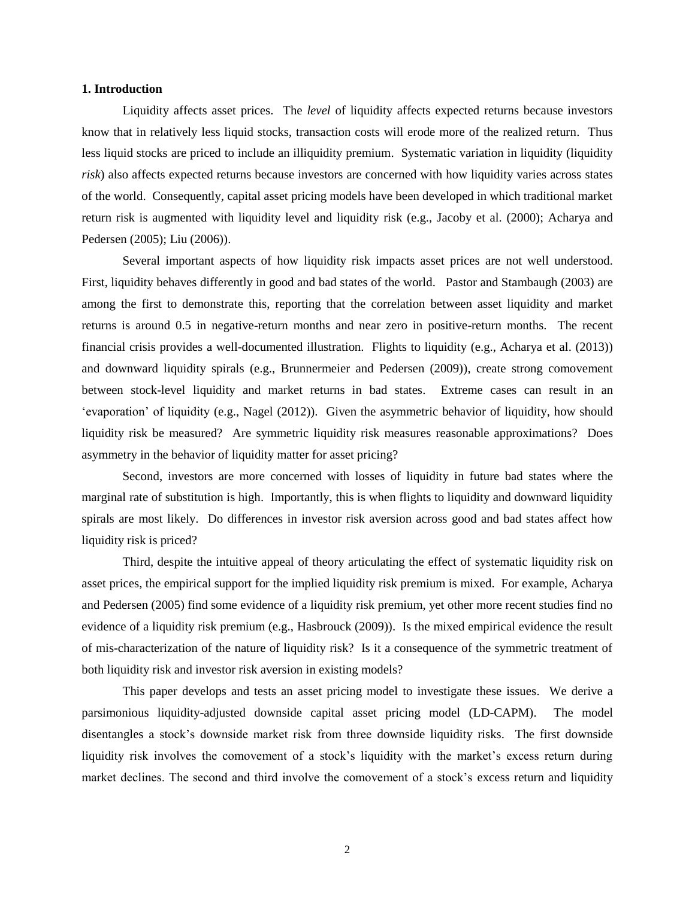# 1. Introduction

Liquidity affects asset prices. The *level* of liquidity affects expected returns because investors know that in relatively less liquid stocks, transaction costs will erode more of the realized return. Thus less liquid stocks are priced to include an illiquidity premium. Systematic variation in liquidity (liquidity *risk*) also affects expected returns because investors are concerned with how liquidity varies across states of the world. Consequently, capital asset pricing models have been developed in which traditional market return risk is augmented with liquidity level and liquidity risk (e.g., Jacoby et al. (2000); Acharya and Pedersen (2005); Liu (2006)).

Several important aspects of how liquidity risk impacts asset prices are not well understood. First, liquidity behaves differently in good and bad states of the world. Pastor and Stambaugh (2003) are among the first to demonstrate this, reporting that the correlation between asset liquidity and market returns is around 0.5 in negative-return months and near zero in positive-return months. The recent financial crisis provides a well-documented illustration. Flights to liquidity (e.g., Acharya et al. (2013)) and downward liquidity spirals (e.g., Brunnermeier and Pedersen (2009)), create strong comovement between stock-level liquidity and market returns in bad states. Extreme cases can result in an 'evaporation' of liquidity (e.g., Nagel (2012)). Given the asymmetric behavior of liquidity, how should liquidity risk be measured? Are symmetric liquidity risk measures reasonable approximations? Does asymmetry in the behavior of liquidity matter for asset pricing?

Second, investors are more concerned with losses of liquidity in future bad states where the marginal rate of substitution is high. Importantly, this is when flights to liquidity and downward liquidity spirals are most likely. Do differences in investor risk aversion across good and bad states affect how liquidity risk is priced?

Third, despite the intuitive appeal of theory articulating the effect of systematic liquidity risk on asset prices, the empirical support for the implied liquidity risk premium is mixed. For example, Acharya and Pedersen (2005) find some evidence of a liquidity risk premium, yet other more recent studies find no evidence of a liquidity risk premium (e.g., Hasbrouck (2009)). Is the mixed empirical evidence the result of mis-characterization of the nature of liquidity risk? Is it a consequence of the symmetric treatment of both liquidity risk and investor risk aversion in existing models?

This paper develops and tests an asset pricing model to investigate these issues. We derive a parsimonious liquidity-adjusted downside capital asset pricing model (LD-CAPM). The model disentangles a stock's downside market risk from three downside liquidity risks. The first downside liquidity risk involves the comovement of a stock's liquidity with the market's excess return during market declines. The second and third involve the comovement of a stock's excess return and liquidity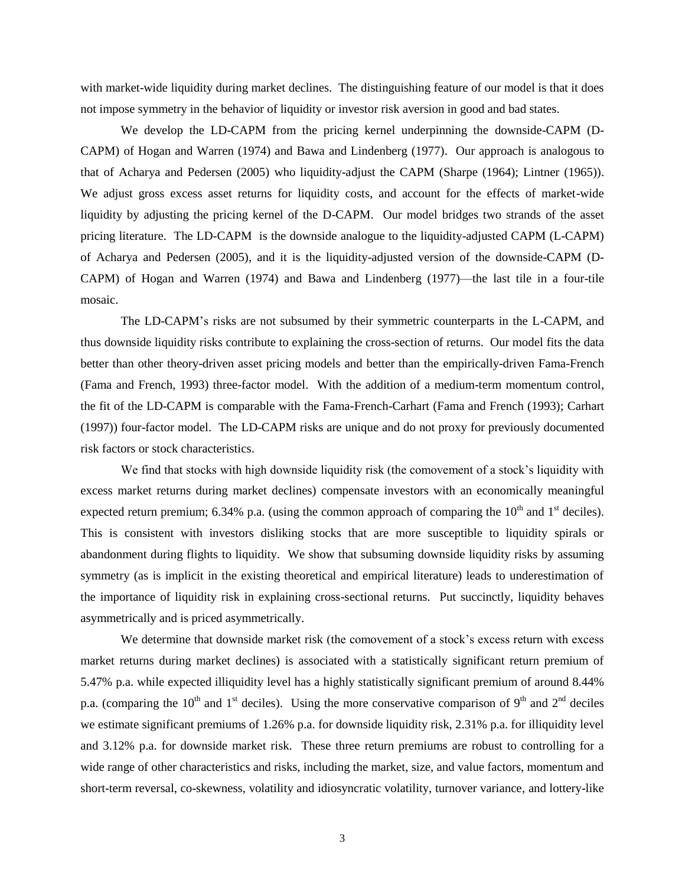with market-wide liquidity during market declines. The distinguishing feature of our model is that it does not impose symmetry in the behavior of liquidity or investor risk aversion in good and bad states.

We develop the LD-CAPM from the pricing kernel underpinning the downside-CAPM (D-CAPM) of Hogan and Warren (1974) and Bawa and Lindenberg (1977). Our approach is analogous to that of Acharya and Pedersen (2005) who liquidity-adjust the CAPM (Sharpe (1964); Lintner (1965)). We adjust gross excess asset returns for liquidity costs, and account for the effects of market-wide liquidity by adjusting the pricing kernel of the D-CAPM. Our model bridges two strands of the asset pricing literature. The LD-CAPM is the downside analogue to the liquidity-adjusted CAPM (L-CAPM) of Acharya and Pedersen (2005), and it is the liquidity-adjusted version of the downside-CAPM (D-CAPM) of Hogan and Warren (1974) and Bawa and Lindenberg (1977)—the last tile in a four-tile mosaic.

The LD-CAPM's risks are not subsumed by their symmetric counterparts in the L-CAPM, and thus downside liquidity risks contribute to explaining the cross-section of returns. Our model fits the data better than other theory-driven asset pricing models and better than the empirically-driven Fama-French (Fama and French, 1993) three-factor model. With the addition of a medium-term momentum control, the fit of the LD-CAPM is comparable with the Fama-French-Carhart (Fama and French (1993); Carhart (1997)) four-factor model. The LD-CAPM risks are unique and do not proxy for previously documented risk factors or stock characteristics.

We find that stocks with high downside liquidity risk (the comovement of a stock's liquidity with excess market returns during market declines) compensate investors with an economically meaningful expected return premium; 6.34% p.a. (using the common approach of comparing the 10$^{th}$ and 1$^{st}$ deciles). This is consistent with investors disliking stocks that are more susceptible to liquidity spirals or abandonment during flights to liquidity. We show that subsuming downside liquidity risks by assuming symmetry (as is implicit in the existing theoretical and empirical literature) leads to underestimation of the importance of liquidity risk in explaining cross-sectional returns. Put succinctly, liquidity behaves asymmetrically and is priced asymmetrically.

We determine that downside market risk (the comovement of a stock's excess return with excess market returns during market declines) is associated with a statistically significant return premium of 5.47% p.a. while expected illiquidity level has a highly statistically significant premium of around 8.44% p.a. (comparing the 10$^{th}$ and 1$^{st}$ deciles). Using the more conservative comparison of 9$^{th}$ and 2$^{nd}$ deciles we estimate significant premiums of 1.26% p.a. for downside liquidity risk, 2.31% p.a. for illiquidity level and 3.12% p.a. for downside market risk. These three return premiums are robust to controlling for a wide range of other characteristics and risks, including the market, size, and value factors, momentum and short-term reversal, co-skewness, volatility and idiosyncratic volatility, turnover variance, and lottery-like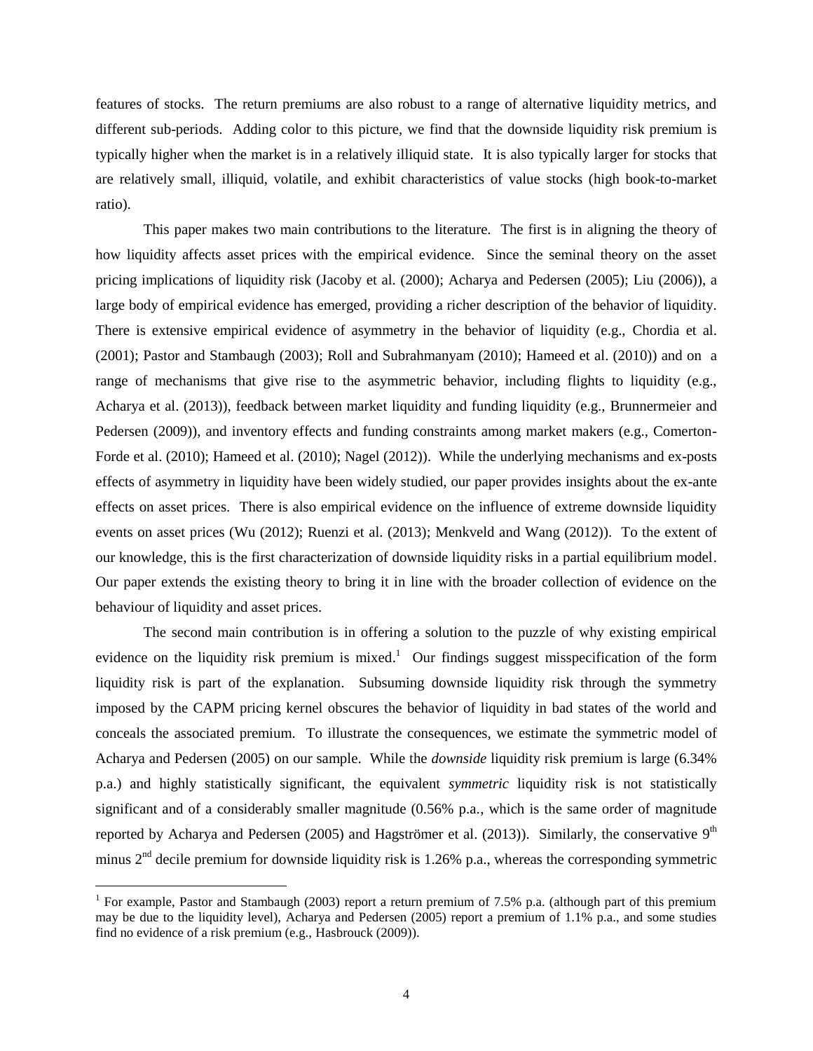features of stocks. The return premiums are also robust to a range of alternative liquidity metrics, and different sub-periods. Adding color to this picture, we find that the downside liquidity risk premium is typically higher when the market is in a relatively illiquid state. It is also typically larger for stocks that are relatively small, illiquid, volatile, and exhibit characteristics of value stocks (high book-to-market ratio).

This paper makes two main contributions to the literature. The first is in aligning the theory of how liquidity affects asset prices with the empirical evidence. Since the seminal theory on the asset pricing implications of liquidity risk (Jacoby et al. (2000); Acharya and Pedersen (2005); Liu (2006)), a large body of empirical evidence has emerged, providing a richer description of the behavior of liquidity. There is extensive empirical evidence of asymmetry in the behavior of liquidity (e.g., Chordia et al. (2001); Pastor and Stambaugh (2003); Roll and Subrahmanyam (2010); Hameed et al. (2010)) and on a range of mechanisms that give rise to the asymmetric behavior, including flights to liquidity (e.g., Acharya et al. (2013)), feedback between market liquidity and funding liquidity (e.g., Brunnermeier and Pedersen (2009)), and inventory effects and funding constraints among market makers (e.g., Comerton-Forde et al. (2010); Hameed et al. (2010); Nagel (2012)). While the underlying mechanisms and ex-posts effects of asymmetry in liquidity have been widely studied, our paper provides insights about the ex-ante effects on asset prices. There is also empirical evidence on the influence of extreme downside liquidity events on asset prices (Wu (2012); Ruenzi et al. (2013); Menkveld and Wang (2012)). To the extent of our knowledge, this is the first characterization of downside liquidity risks in a partial equilibrium model. Our paper extends the existing theory to bring it in line with the broader collection of evidence on the behaviour of liquidity and asset prices.

The second main contribution is in offering a solution to the puzzle of why existing empirical evidence on the liquidity risk premium is mixed.[1] Our findings suggest misspecification of the form liquidity risk is part of the explanation. Subsuming downside liquidity risk through the symmetry imposed by the CAPM pricing kernel obscures the behavior of liquidity in bad states of the world and conceals the associated premium. To illustrate the consequences, we estimate the symmetric model of Acharya and Pedersen (2005) on our sample. While the *downside* liquidity risk premium is large (6.34% p.a.) and highly statistically significant, the equivalent *symmetric* liquidity risk is not statistically significant and of a considerably smaller magnitude (0.56% p.a., which is the same order of magnitude reported by Acharya and Pedersen (2005) and Hagströmer et al. (2013)). Similarly, the conservative 9th minus 2nd decile premium for downside liquidity risk is 1.26% p.a., whereas the corresponding symmetric

[1] For example, Pastor and Stambaugh (2003) report a return premium of 7.5% p.a. (although part of this premium may be due to the liquidity level), Acharya and Pedersen (2005) report a premium of 1.1% p.a., and some studies find no evidence of a risk premium (e.g., Hasbrouck (2009)).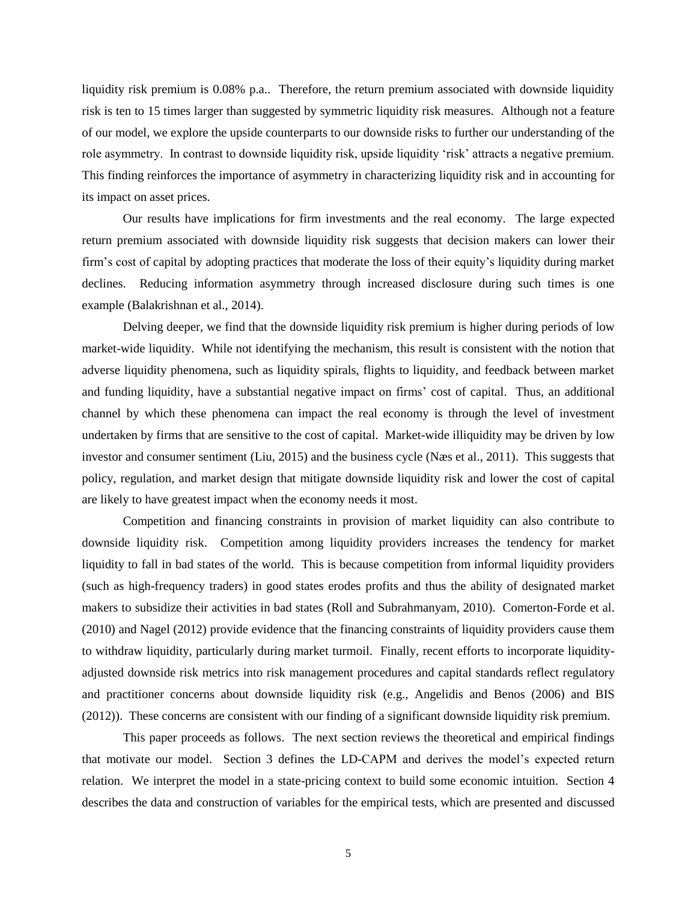liquidity risk premium is 0.08% p.a.. Therefore, the return premium associated with downside liquidity risk is ten to 15 times larger than suggested by symmetric liquidity risk measures. Although not a feature of our model, we explore the upside counterparts to our downside risks to further our understanding of the role asymmetry. In contrast to downside liquidity risk, upside liquidity 'risk' attracts a negative premium. This finding reinforces the importance of asymmetry in characterizing liquidity risk and in accounting for its impact on asset prices.

Our results have implications for firm investments and the real economy. The large expected return premium associated with downside liquidity risk suggests that decision makers can lower their firm's cost of capital by adopting practices that moderate the loss of their equity's liquidity during market declines. Reducing information asymmetry through increased disclosure during such times is one example (Balakrishnan et al., 2014).

Delving deeper, we find that the downside liquidity risk premium is higher during periods of low market-wide liquidity. While not identifying the mechanism, this result is consistent with the notion that adverse liquidity phenomena, such as liquidity spirals, flights to liquidity, and feedback between market and funding liquidity, have a substantial negative impact on firms' cost of capital. Thus, an additional channel by which these phenomena can impact the real economy is through the level of investment undertaken by firms that are sensitive to the cost of capital. Market-wide illiquidity may be driven by low investor and consumer sentiment (Liu, 2015) and the business cycle (Næs et al., 2011). This suggests that policy, regulation, and market design that mitigate downside liquidity risk and lower the cost of capital are likely to have greatest impact when the economy needs it most.

Competition and financing constraints in provision of market liquidity can also contribute to downside liquidity risk. Competition among liquidity providers increases the tendency for market liquidity to fall in bad states of the world. This is because competition from informal liquidity providers (such as high-frequency traders) in good states erodes profits and thus the ability of designated market makers to subsidize their activities in bad states (Roll and Subrahmanyam, 2010). Comerton-Forde et al. (2010) and Nagel (2012) provide evidence that the financing constraints of liquidity providers cause them to withdraw liquidity, particularly during market turmoil. Finally, recent efforts to incorporate liquidity-adjusted downside risk metrics into risk management procedures and capital standards reflect regulatory and practitioner concerns about downside liquidity risk (e.g., Angelidis and Benos (2006) and BIS (2012)). These concerns are consistent with our finding of a significant downside liquidity risk premium.

This paper proceeds as follows. The next section reviews the theoretical and empirical findings that motivate our model. Section 3 defines the LD-CAPM and derives the model's expected return relation. We interpret the model in a state-pricing context to build some economic intuition. Section 4 describes the data and construction of variables for the empirical tests, which are presented and discussed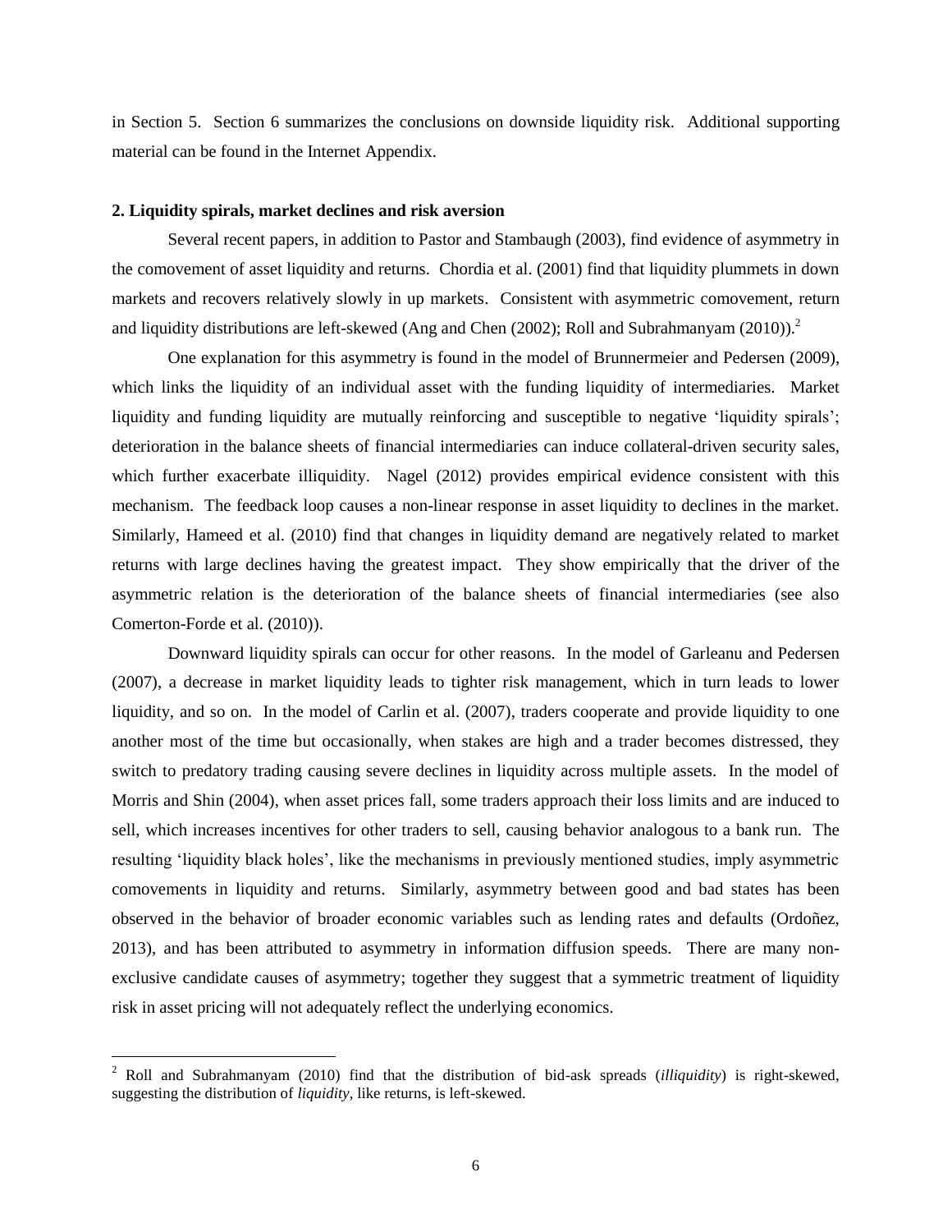in Section 5. Section 6 summarizes the conclusions on downside liquidity risk. Additional supporting material can be found in the Internet Appendix.

## 2. Liquidity spirals, market declines and risk aversion

Several recent papers, in addition to Pastor and Stambaugh (2003), find evidence of asymmetry in the comovement of asset liquidity and returns. Chordia et al. (2001) find that liquidity plummets in down markets and recovers relatively slowly in up markets. Consistent with asymmetric comovement, return and liquidity distributions are left-skewed (Ang and Chen (2002); Roll and Subrahmanyam (2010)).[2]

One explanation for this asymmetry is found in the model of Brunnermeier and Pedersen (2009), which links the liquidity of an individual asset with the funding liquidity of intermediaries. Market liquidity and funding liquidity are mutually reinforcing and susceptible to negative 'liquidity spirals'; deterioration in the balance sheets of financial intermediaries can induce collateral-driven security sales, which further exacerbate illiquidity. Nagel (2012) provides empirical evidence consistent with this mechanism. The feedback loop causes a non-linear response in asset liquidity to declines in the market. Similarly, Hameed et al. (2010) find that changes in liquidity demand are negatively related to market returns with large declines having the greatest impact. They show empirically that the driver of the asymmetric relation is the deterioration of the balance sheets of financial intermediaries (see also Comerton-Forde et al. (2010)).

Downward liquidity spirals can occur for other reasons. In the model of Garleanu and Pedersen (2007), a decrease in market liquidity leads to tighter risk management, which in turn leads to lower liquidity, and so on. In the model of Carlin et al. (2007), traders cooperate and provide liquidity to one another most of the time but occasionally, when stakes are high and a trader becomes distressed, they switch to predatory trading causing severe declines in liquidity across multiple assets. In the model of Morris and Shin (2004), when asset prices fall, some traders approach their loss limits and are induced to sell, which increases incentives for other traders to sell, causing behavior analogous to a bank run. The resulting 'liquidity black holes', like the mechanisms in previously mentioned studies, imply asymmetric comovements in liquidity and returns. Similarly, asymmetry between good and bad states has been observed in the behavior of broader economic variables such as lending rates and defaults (Ordoñez, 2013), and has been attributed to asymmetry in information diffusion speeds. There are many non-exclusive candidate causes of asymmetry; together they suggest that a symmetric treatment of liquidity risk in asset pricing will not adequately reflect the underlying economics.

[2] Roll and Subrahmanyam (2010) find that the distribution of bid-ask spreads (*illiquidity*) is right-skewed, suggesting the distribution of *liquidity*, like returns, is left-skewed.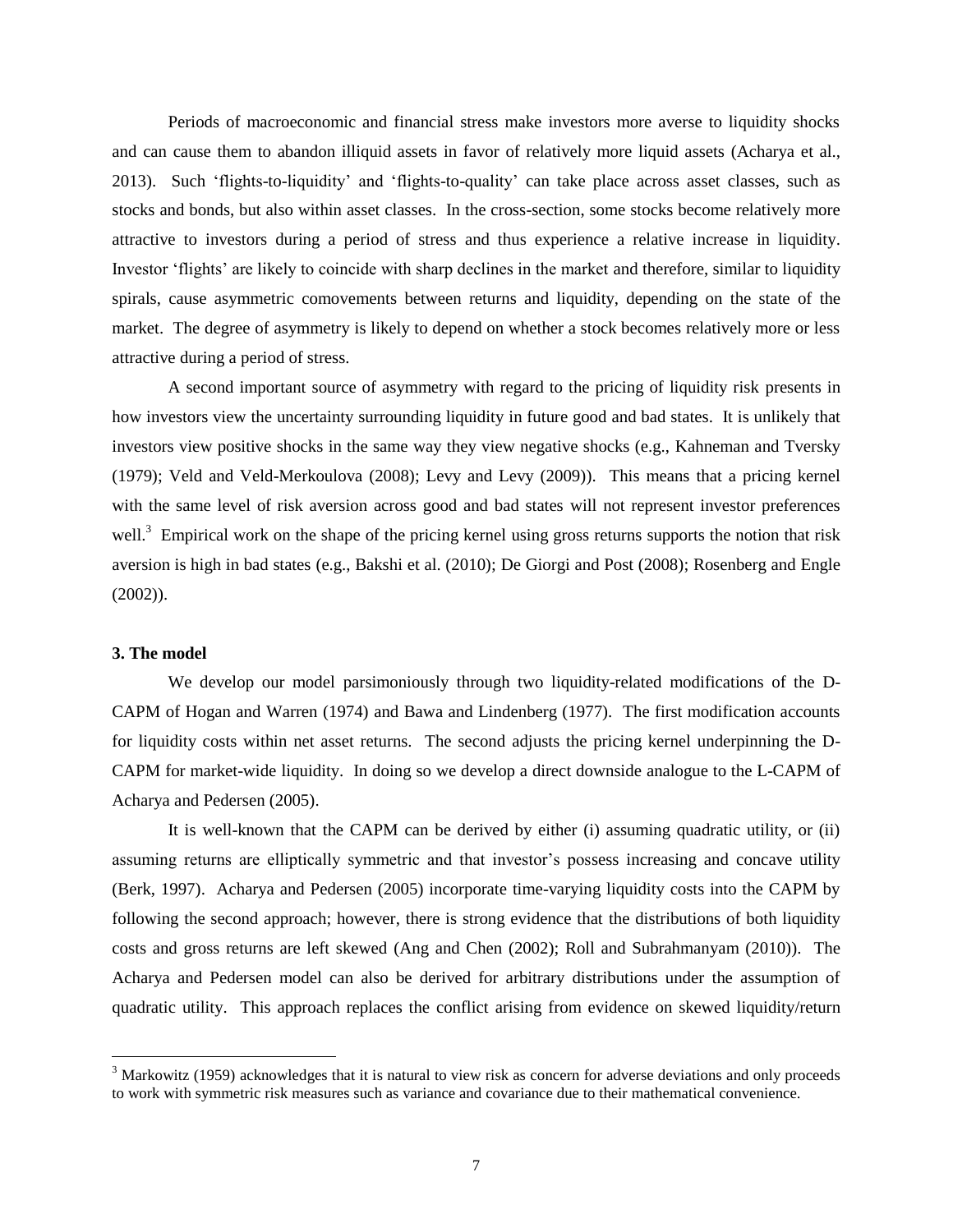Periods of macroeconomic and financial stress make investors more averse to liquidity shocks and can cause them to abandon illiquid assets in favor of relatively more liquid assets (Acharya et al., 2013). Such 'flights-to-liquidity' and 'flights-to-quality' can take place across asset classes, such as stocks and bonds, but also within asset classes. In the cross-section, some stocks become relatively more attractive to investors during a period of stress and thus experience a relative increase in liquidity. Investor 'flights' are likely to coincide with sharp declines in the market and therefore, similar to liquidity spirals, cause asymmetric comovements between returns and liquidity, depending on the state of the market. The degree of asymmetry is likely to depend on whether a stock becomes relatively more or less attractive during a period of stress.

A second important source of asymmetry with regard to the pricing of liquidity risk presents in how investors view the uncertainty surrounding liquidity in future good and bad states. It is unlikely that investors view positive shocks in the same way they view negative shocks (e.g., Kahneman and Tversky (1979); Veld and Veld-Merkoulova (2008); Levy and Levy (2009)). This means that a pricing kernel with the same level of risk aversion across good and bad states will not represent investor preferences well.[3] Empirical work on the shape of the pricing kernel using gross returns supports the notion that risk aversion is high in bad states (e.g., Bakshi et al. (2010); De Giorgi and Post (2008); Rosenberg and Engle (2002)).

### 3. The model

We develop our model parsimoniously through two liquidity-related modifications of the D-CAPM of Hogan and Warren (1974) and Bawa and Lindenberg (1977). The first modification accounts for liquidity costs within net asset returns. The second adjusts the pricing kernel underpinning the D-CAPM for market-wide liquidity. In doing so we develop a direct downside analogue to the L-CAPM of Acharya and Pedersen (2005).

It is well-known that the CAPM can be derived by either (i) assuming quadratic utility, or (ii) assuming returns are elliptically symmetric and that investor's possess increasing and concave utility (Berk, 1997). Acharya and Pedersen (2005) incorporate time-varying liquidity costs into the CAPM by following the second approach; however, there is strong evidence that the distributions of both liquidity costs and gross returns are left skewed (Ang and Chen (2002); Roll and Subrahmanyam (2010)). The Acharya and Pedersen model can also be derived for arbitrary distributions under the assumption of quadratic utility. This approach replaces the conflict arising from evidence on skewed liquidity/return

[3] Markowitz (1959) acknowledges that it is natural to view risk as concern for adverse deviations and only proceeds to work with symmetric risk measures such as variance and covariance due to their mathematical convenience.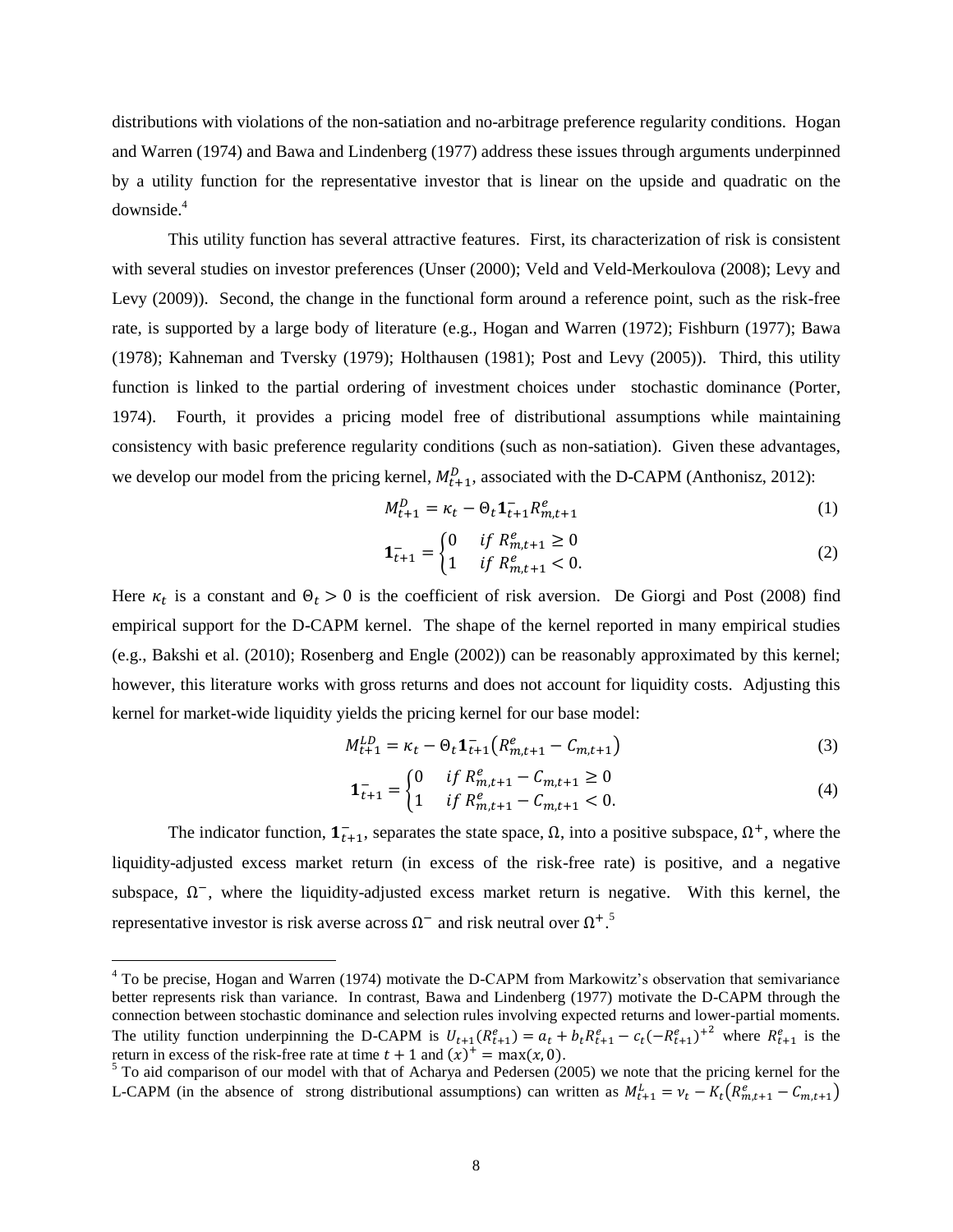distributions with violations of the non-satiation and no-arbitrage preference regularity conditions. Hogan and Warren (1974) and Bawa and Lindenberg (1977) address these issues through arguments underpinned by a utility function for the representative investor that is linear on the upside and quadratic on the downside.[4]

This utility function has several attractive features. First, its characterization of risk is consistent with several studies on investor preferences (Unser (2000); Veld and Veld-Merkoulova (2008); Levy and Levy (2009)). Second, the change in the functional form around a reference point, such as the risk-free rate, is supported by a large body of literature (e.g., Hogan and Warren (1972); Fishburn (1977); Bawa (1978); Kahneman and Tversky (1979); Holthausen (1981); Post and Levy (2005)). Third, this utility function is linked to the partial ordering of investment choices under stochastic dominance (Porter, 1974). Fourth, it provides a pricing model free of distributional assumptions while maintaining consistency with basic preference regularity conditions (such as non-satiation). Given these advantages, we develop our model from the pricing kernel, $M_{t+1}^{D}$, associated with the D-CAPM (Anthonisz, 2012):

$$M_{t+1}^{D} = \kappa_t - \Theta_t \mathbf{1}_{t+1}^{-} R_{m,t+1}^{e} \tag{1}$$

$$\mathbf{1}_{t+1}^{-} = \begin{cases} 0 & if\ R_{m,t+1}^{e} \geq 0 \\ 1 & if\ R_{m,t+1}^{e} < 0. \end{cases} \tag{2}$$

Here $\kappa_t$ is a constant and $\Theta_t > 0$ is the coefficient of risk aversion. De Giorgi and Post (2008) find empirical support for the D-CAPM kernel. The shape of the kernel reported in many empirical studies (e.g., Bakshi et al. (2010); Rosenberg and Engle (2002)) can be reasonably approximated by this kernel; however, this literature works with gross returns and does not account for liquidity costs. Adjusting this kernel for market-wide liquidity yields the pricing kernel for our base model:

$$M_{t+1}^{LD} = \kappa_t - \Theta_t \mathbf{1}_{t+1}^{-} \left(R_{m,t+1}^{e} - C_{m,t+1}\right) \tag{3}$$

$$\mathbf{1}_{t+1}^{-} = \begin{cases} 0 & if\ R_{m,t+1}^{e} - C_{m,t+1} \geq 0 \\ 1 & if\ R_{m,t+1}^{e} - C_{m,t+1} < 0. \end{cases} \tag{4}$$

The indicator function, $\mathbf{1}_{t+1}^{-}$, separates the state space, $\Omega$, into a positive subspace, $\Omega^{+}$, where the liquidity-adjusted excess market return (in excess of the risk-free rate) is positive, and a negative subspace, $\Omega^{-}$, where the liquidity-adjusted excess market return is negative. With this kernel, the representative investor is risk averse across $\Omega^{-}$ and risk neutral over $\Omega^{+}$.[5]

---

[4] To be precise, Hogan and Warren (1974) motivate the D-CAPM from Markowitz's observation that semivariance better represents risk than variance. In contrast, Bawa and Lindenberg (1977) motivate the D-CAPM through the connection between stochastic dominance and selection rules involving expected returns and lower-partial moments. The utility function underpinning the D-CAPM is $U_{t+1}(R_{t+1}^{e}) = a_t + b_t R_{t+1}^{e} - c_t (-R_{t+1}^{e})^{+2}$ where $R_{t+1}^{e}$ is the return in excess of the risk-free rate at time $t+1$ and $(x)^{+} = \max(x, 0)$.

[5] To aid comparison of our model with that of Acharya and Pedersen (2005) we note that the pricing kernel for the L-CAPM (in the absence of strong distributional assumptions) can written as $M_{t+1}^{L} = \nu_t - K_t\left(R_{m,t+1}^{e} - C_{m,t+1}\right)$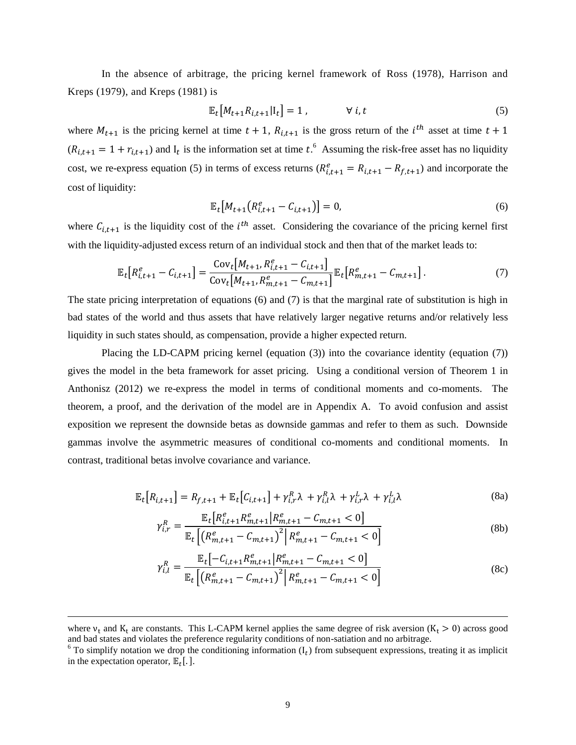In the absence of arbitrage, the pricing kernel framework of Ross (1978), Harrison and Kreps (1979), and Kreps (1981) is

$$\mathbb{E}_t\left[M_{t+1}R_{i,t+1}|\mathrm{I}_t\right] = 1\ , \qquad \forall\ i,t \tag{5}$$

where $M_{t+1}$ is the pricing kernel at time $t+1$, $R_{i,t+1}$ is the gross return of the $i^{th}$ asset at time $t+1$ ($R_{i,t+1} = 1 + r_{i,t+1}$) and $\mathrm{I}_t$ is the information set at time $t$.[6] Assuming the risk-free asset has no liquidity cost, we re-express equation (5) in terms of excess returns ($R^e_{i,t+1} = R_{i,t+1} - R_{f,t+1}$) and incorporate the cost of liquidity:

$$\mathbb{E}_t\left[M_{t+1}\left(R^e_{i,t+1} - C_{i,t+1}\right)\right] = 0, \tag{6}$$

where $C_{i,t+1}$ is the liquidity cost of the $i^{th}$ asset. Considering the covariance of the pricing kernel first with the liquidity-adjusted excess return of an individual stock and then that of the market leads to:

$$\mathbb{E}_t\left[R^e_{i,t+1} - C_{i,t+1}\right] = \frac{\mathrm{Cov}_t\left[M_{t+1}, R^e_{i,t+1} - C_{i,t+1}\right]}{\mathrm{Cov}_t\left[M_{t+1}, R^e_{m,t+1} - C_{m,t+1}\right]}\mathbb{E}_t\left[R^e_{m,t+1} - C_{m,t+1}\right]. \tag{7}$$

The state pricing interpretation of equations (6) and (7) is that the marginal rate of substitution is high in bad states of the world and thus assets that have relatively larger negative returns and/or relatively less liquidity in such states should, as compensation, provide a higher expected return.

Placing the LD-CAPM pricing kernel (equation (3)) into the covariance identity (equation (7)) gives the model in the beta framework for asset pricing. Using a conditional version of Theorem 1 in Anthonisz (2012) we re-express the model in terms of conditional moments and co-moments. The theorem, a proof, and the derivation of the model are in Appendix A. To avoid confusion and assist exposition we represent the downside betas as downside gammas and refer to them as such. Downside gammas involve the asymmetric measures of conditional co-moments and conditional moments. In contrast, traditional betas involve covariance and variance.

$$\mathbb{E}_t\left[R_{i,t+1}\right] = R_{f,t+1} + \mathbb{E}_t\left[C_{i,t+1}\right] + \gamma^R_{i,r}\lambda + \gamma^R_{i,l}\lambda + \gamma^L_{i,r}\lambda + \gamma^L_{i,l}\lambda \tag{8a}$$

$$\gamma^R_{i,r} = \frac{\mathbb{E}_t\left[R^e_{i,t+1}R^e_{m,t+1}\middle|R^e_{m,t+1} - C_{m,t+1} < 0\right]}{\mathbb{E}_t\left[\left(R^e_{m,t+1} - C_{m,t+1}\right)^2\middle|R^e_{m,t+1} - C_{m,t+1} < 0\right]} \tag{8b}$$

$$\gamma^R_{i,l} = \frac{\mathbb{E}_t\left[-C_{i,t+1}R^e_{m,t+1}\middle|R^e_{m,t+1} - C_{m,t+1} < 0\right]}{\mathbb{E}_t\left[\left(R^e_{m,t+1} - C_{m,t+1}\right)^2\middle|R^e_{m,t+1} - C_{m,t+1} < 0\right]} \tag{8c}$$

---

where $\nu_t$ and $\mathrm{K}_t$ are constants. This L-CAPM kernel applies the same degree of risk aversion ($\mathrm{K}_t > 0$) across good and bad states and violates the preference regularity conditions of non-satiation and no arbitrage.

[6] To simplify notation we drop the conditioning information ($\mathrm{I}_t$) from subsequent expressions, treating it as implicit in the expectation operator, $\mathbb{E}_t[.]$.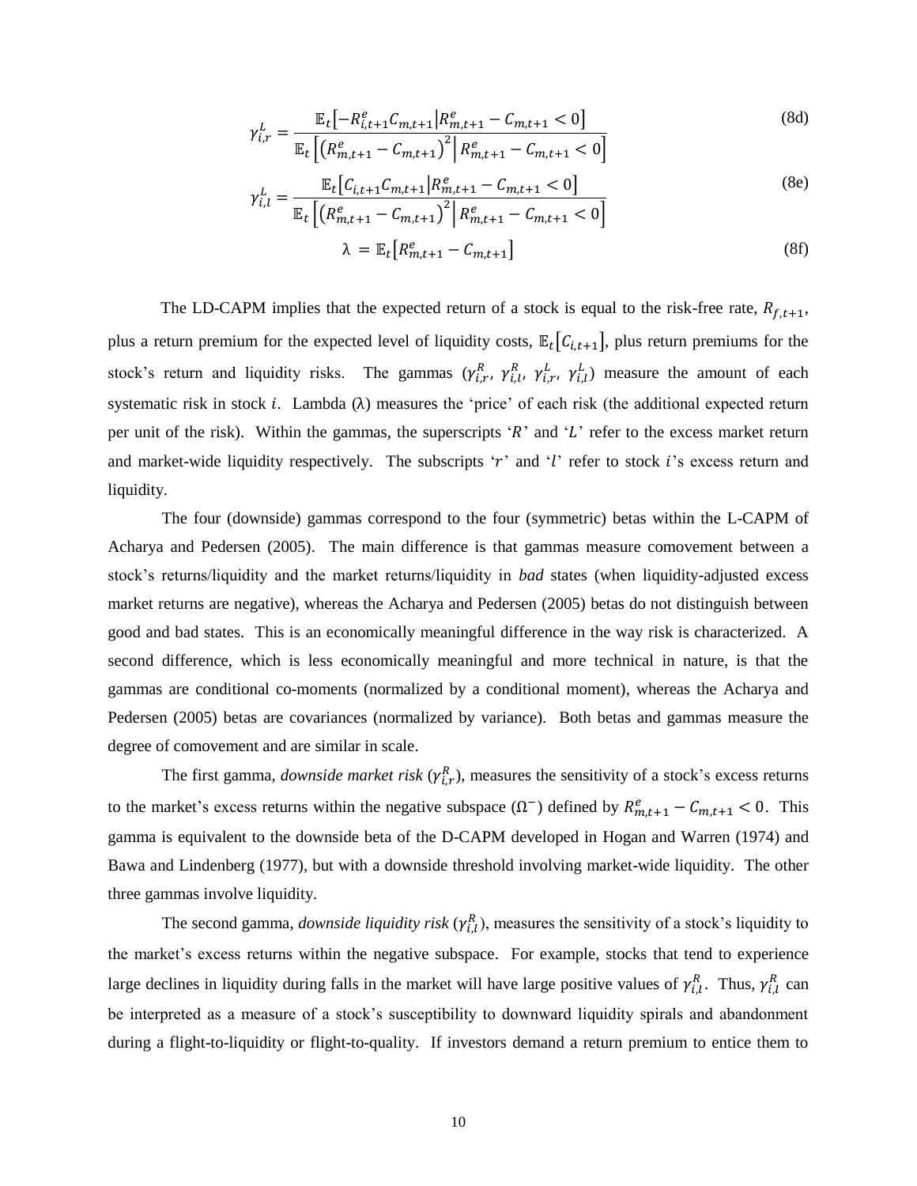$$\gamma_{i,r}^{L} = \frac{\mathbb{E}_t\left[-R_{i,t+1}^{e} C_{m,t+1} \middle| R_{m,t+1}^{e} - C_{m,t+1} < 0\right]}{\mathbb{E}_t\left[\left(R_{m,t+1}^{e} - C_{m,t+1}\right)^2 \middle| R_{m,t+1}^{e} - C_{m,t+1} < 0\right]} \tag{8d}$$

$$\gamma_{i,l}^{L} = \frac{\mathbb{E}_t\left[C_{i,t+1} C_{m,t+1} \middle| R_{m,t+1}^{e} - C_{m,t+1} < 0\right]}{\mathbb{E}_t\left[\left(R_{m,t+1}^{e} - C_{m,t+1}\right)^2 \middle| R_{m,t+1}^{e} - C_{m,t+1} < 0\right]} \tag{8e}$$

$$\lambda = \mathbb{E}_t\left[R_{m,t+1}^{e} - C_{m,t+1}\right] \tag{8f}$$

The LD-CAPM implies that the expected return of a stock is equal to the risk-free rate, $R_{f,t+1}$, plus a return premium for the expected level of liquidity costs, $\mathbb{E}_t[C_{i,t+1}]$, plus return premiums for the stock's return and liquidity risks. The gammas ($\gamma_{i,r}^{R}$, $\gamma_{i,l}^{R}$, $\gamma_{i,r}^{L}$, $\gamma_{i,l}^{L}$) measure the amount of each systematic risk in stock $i$. Lambda ($\lambda$) measures the 'price' of each risk (the additional expected return per unit of the risk). Within the gammas, the superscripts '$R$' and '$L$' refer to the excess market return and market-wide liquidity respectively. The subscripts '$r$' and '$l$' refer to stock $i$'s excess return and liquidity.

The four (downside) gammas correspond to the four (symmetric) betas within the L-CAPM of Acharya and Pedersen (2005). The main difference is that gammas measure comovement between a stock's returns/liquidity and the market returns/liquidity in *bad* states (when liquidity-adjusted excess market returns are negative), whereas the Acharya and Pedersen (2005) betas do not distinguish between good and bad states. This is an economically meaningful difference in the way risk is characterized. A second difference, which is less economically meaningful and more technical in nature, is that the gammas are conditional co-moments (normalized by a conditional moment), whereas the Acharya and Pedersen (2005) betas are covariances (normalized by variance). Both betas and gammas measure the degree of comovement and are similar in scale.

The first gamma, *downside market risk* ($\gamma_{i,r}^{R}$), measures the sensitivity of a stock's excess returns to the market's excess returns within the negative subspace ($\Omega^{-}$) defined by $R_{m,t+1}^{e} - C_{m,t+1} < 0$. This gamma is equivalent to the downside beta of the D-CAPM developed in Hogan and Warren (1974) and Bawa and Lindenberg (1977), but with a downside threshold involving market-wide liquidity. The other three gammas involve liquidity.

The second gamma, *downside liquidity risk* ($\gamma_{i,l}^{R}$), measures the sensitivity of a stock's liquidity to the market's excess returns within the negative subspace. For example, stocks that tend to experience large declines in liquidity during falls in the market will have large positive values of $\gamma_{i,l}^{R}$. Thus, $\gamma_{i,l}^{R}$ can be interpreted as a measure of a stock's susceptibility to downward liquidity spirals and abandonment during a flight-to-liquidity or flight-to-quality. If investors demand a return premium to entice them to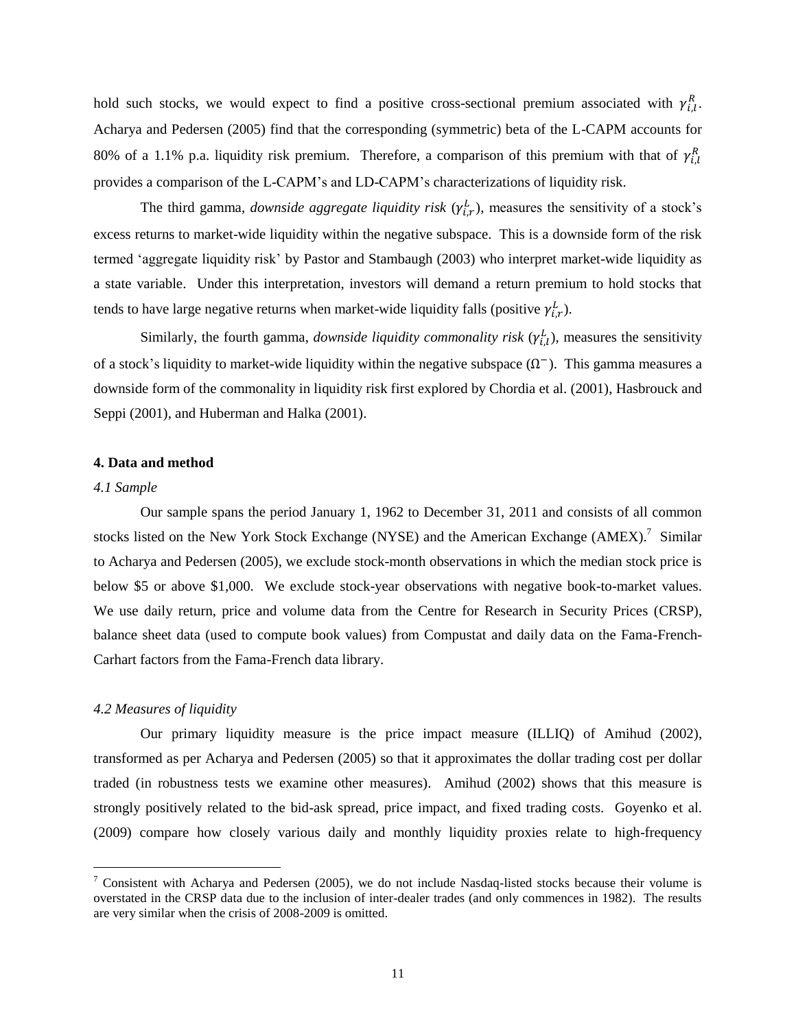hold such stocks, we would expect to find a positive cross-sectional premium associated with $\gamma_{i,l}^{R}$. Acharya and Pedersen (2005) find that the corresponding (symmetric) beta of the L-CAPM accounts for 80% of a 1.1% p.a. liquidity risk premium. Therefore, a comparison of this premium with that of $\gamma_{i,l}^{R}$ provides a comparison of the L-CAPM's and LD-CAPM's characterizations of liquidity risk.

The third gamma, *downside aggregate liquidity risk* ($\gamma_{i,r}^{L}$), measures the sensitivity of a stock's excess returns to market-wide liquidity within the negative subspace. This is a downside form of the risk termed 'aggregate liquidity risk' by Pastor and Stambaugh (2003) who interpret market-wide liquidity as a state variable. Under this interpretation, investors will demand a return premium to hold stocks that tends to have large negative returns when market-wide liquidity falls (positive $\gamma_{i,r}^{L}$).

Similarly, the fourth gamma, *downside liquidity commonality risk* ($\gamma_{i,l}^{L}$), measures the sensitivity of a stock's liquidity to market-wide liquidity within the negative subspace ($\Omega^{-}$). This gamma measures a downside form of the commonality in liquidity risk first explored by Chordia et al. (2001), Hasbrouck and Seppi (2001), and Huberman and Halka (2001).

## 4. Data and method

### *4.1 Sample*

Our sample spans the period January 1, 1962 to December 31, 2011 and consists of all common stocks listed on the New York Stock Exchange (NYSE) and the American Exchange (AMEX).[7] Similar to Acharya and Pedersen (2005), we exclude stock-month observations in which the median stock price is below $5 or above $1,000. We exclude stock-year observations with negative book-to-market values. We use daily return, price and volume data from the Centre for Research in Security Prices (CRSP), balance sheet data (used to compute book values) from Compustat and daily data on the Fama-French-Carhart factors from the Fama-French data library.

### *4.2 Measures of liquidity*

Our primary liquidity measure is the price impact measure (ILLIQ) of Amihud (2002), transformed as per Acharya and Pedersen (2005) so that it approximates the dollar trading cost per dollar traded (in robustness tests we examine other measures). Amihud (2002) shows that this measure is strongly positively related to the bid-ask spread, price impact, and fixed trading costs. Goyenko et al. (2009) compare how closely various daily and monthly liquidity proxies relate to high-frequency

[7] Consistent with Acharya and Pedersen (2005), we do not include Nasdaq-listed stocks because their volume is overstated in the CRSP data due to the inclusion of inter-dealer trades (and only commences in 1982). The results are very similar when the crisis of 2008-2009 is omitted.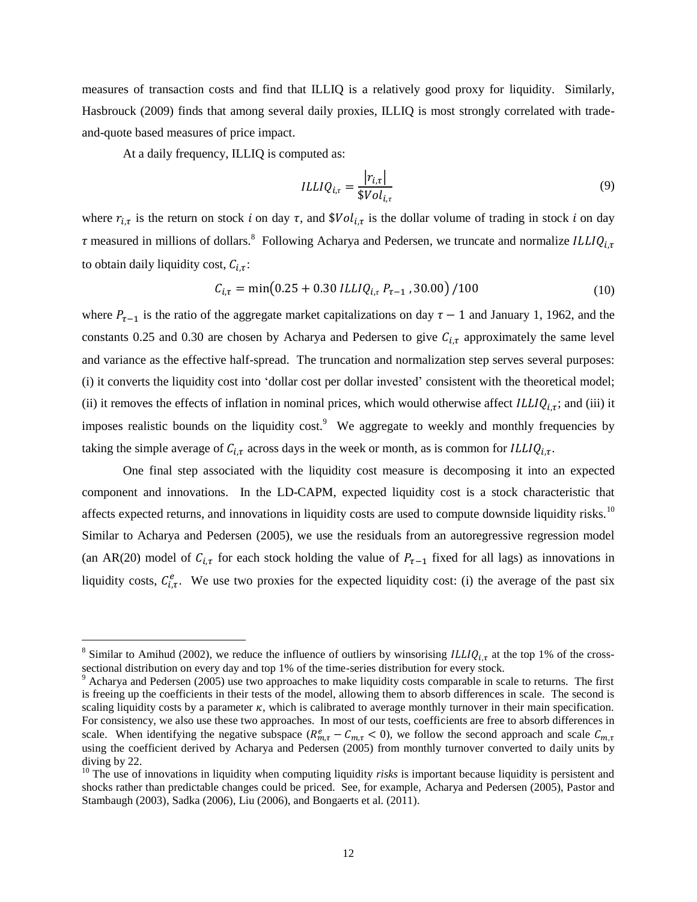measures of transaction costs and find that ILLIQ is a relatively good proxy for liquidity. Similarly, Hasbrouck (2009) finds that among several daily proxies, ILLIQ is most strongly correlated with trade-and-quote based measures of price impact.

At a daily frequency, ILLIQ is computed as:

$$ILLIQ_{i,\tau} = \frac{|r_{i,\tau}|}{\$Vol_{i,\tau}} \tag{9}$$

where $r_{i,\tau}$ is the return on stock $i$ on day $\tau$, and $\$Vol_{i,\tau}$ is the dollar volume of trading in stock $i$ on day $\tau$ measured in millions of dollars.[8] Following Acharya and Pedersen, we truncate and normalize $ILLIQ_{i,\tau}$ to obtain daily liquidity cost, $C_{i,\tau}$:

$$C_{i,\tau} = \min\left(0.25 + 0.30\, ILLIQ_{i,\tau}\, P_{\tau-1}\, , 30.00\right)/100 \tag{10}$$

where $P_{\tau-1}$ is the ratio of the aggregate market capitalizations on day $\tau - 1$ and January 1, 1962, and the constants 0.25 and 0.30 are chosen by Acharya and Pedersen to give $C_{i,\tau}$ approximately the same level and variance as the effective half-spread. The truncation and normalization step serves several purposes: (i) it converts the liquidity cost into 'dollar cost per dollar invested' consistent with the theoretical model; (ii) it removes the effects of inflation in nominal prices, which would otherwise affect $ILLIQ_{i,\tau}$; and (iii) it imposes realistic bounds on the liquidity cost.[9] We aggregate to weekly and monthly frequencies by taking the simple average of $C_{i,\tau}$ across days in the week or month, as is common for $ILLIQ_{i,\tau}$.

One final step associated with the liquidity cost measure is decomposing it into an expected component and innovations. In the LD-CAPM, expected liquidity cost is a stock characteristic that affects expected returns, and innovations in liquidity costs are used to compute downside liquidity risks.[10] Similar to Acharya and Pedersen (2005), we use the residuals from an autoregressive regression model (an AR(20) model of $C_{i,\tau}$ for each stock holding the value of $P_{\tau-1}$ fixed for all lags) as innovations in liquidity costs, $C^e_{i,\tau}$. We use two proxies for the expected liquidity cost: (i) the average of the past six

---

[8] Similar to Amihud (2002), we reduce the influence of outliers by winsorising $ILLIQ_{i,\tau}$ at the top 1% of the cross-sectional distribution on every day and top 1% of the time-series distribution for every stock.

[9] Acharya and Pedersen (2005) use two approaches to make liquidity costs comparable in scale to returns. The first is freeing up the coefficients in their tests of the model, allowing them to absorb differences in scale. The second is scaling liquidity costs by a parameter $\kappa$, which is calibrated to average monthly turnover in their main specification. For consistency, we also use these two approaches. In most of our tests, coefficients are free to absorb differences in scale. When identifying the negative subspace ($R^e_{m,\tau} - C_{m,\tau} < 0$), we follow the second approach and scale $C_{m,\tau}$ using the coefficient derived by Acharya and Pedersen (2005) from monthly turnover converted to daily units by diving by 22.

[10] The use of innovations in liquidity when computing liquidity *risks* is important because liquidity is persistent and shocks rather than predictable changes could be priced. See, for example, Acharya and Pedersen (2005), Pastor and Stambaugh (2003), Sadka (2006), Liu (2006), and Bongaerts et al. (2011).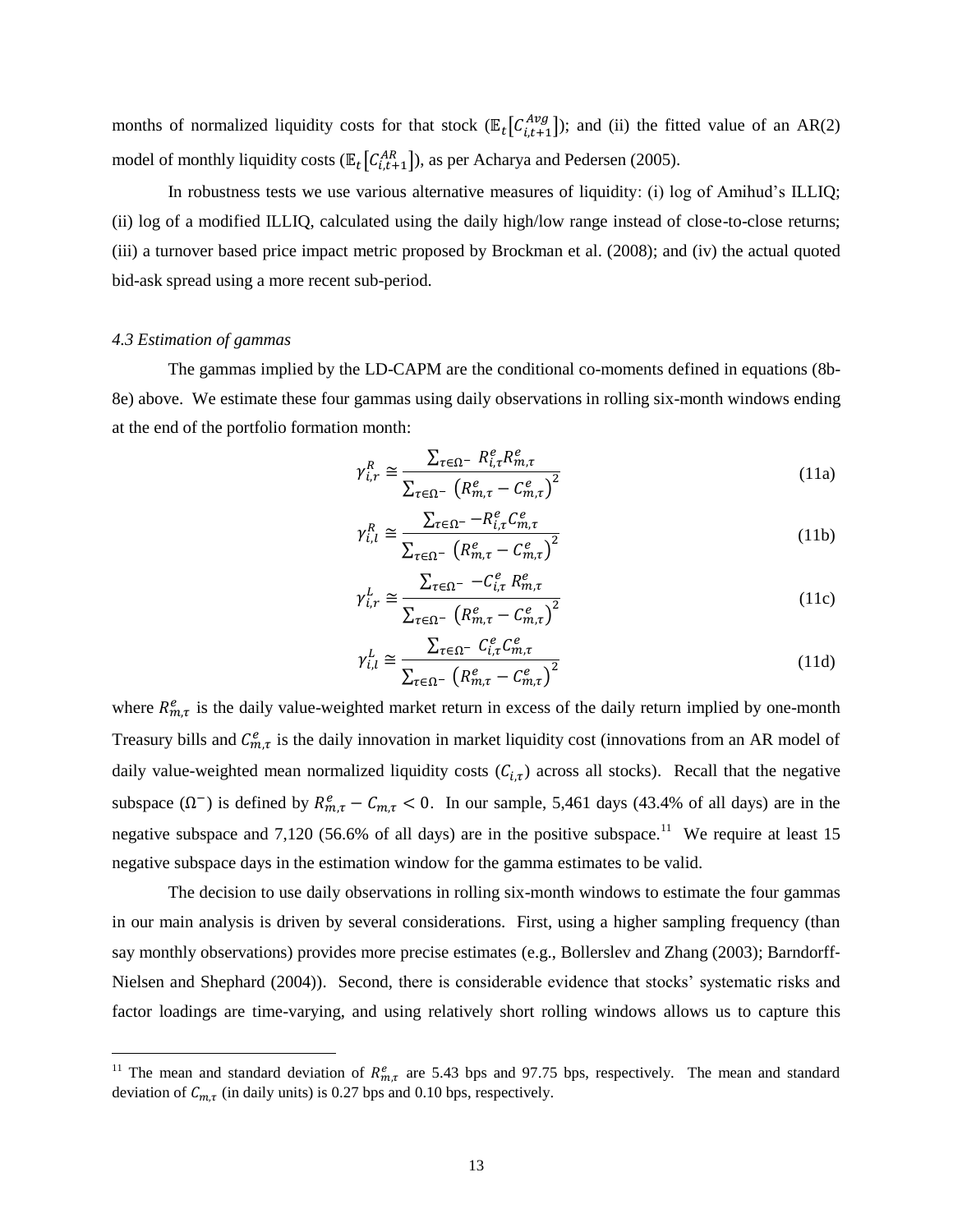months of normalized liquidity costs for that stock ($\mathbb{E}_t\left[C_{i,t+1}^{Avg}\right]$); and (ii) the fitted value of an AR(2) model of monthly liquidity costs ($\mathbb{E}_t\left[C_{i,t+1}^{AR}\right]$), as per Acharya and Pedersen (2005).

In robustness tests we use various alternative measures of liquidity: (i) log of Amihud's ILLIQ; (ii) log of a modified ILLIQ, calculated using the daily high/low range instead of close-to-close returns; (iii) a turnover based price impact metric proposed by Brockman et al. (2008); and (iv) the actual quoted bid-ask spread using a more recent sub-period.

*4.3 Estimation of gammas*

The gammas implied by the LD-CAPM are the conditional co-moments defined in equations (8b-8e) above. We estimate these four gammas using daily observations in rolling six-month windows ending at the end of the portfolio formation month:

$$\gamma_{i,r}^{R} \cong \frac{\sum_{\tau \in \Omega^-} R_{i,\tau}^{e} R_{m,\tau}^{e}}{\sum_{\tau \in \Omega^-} \left(R_{m,\tau}^{e} - C_{m,\tau}^{e}\right)^2} \tag{11a}$$

$$\gamma_{i,l}^{R} \cong \frac{\sum_{\tau \in \Omega^-} -R_{i,\tau}^{e} C_{m,\tau}^{e}}{\sum_{\tau \in \Omega^-} \left(R_{m,\tau}^{e} - C_{m,\tau}^{e}\right)^2} \tag{11b}$$

$$\gamma_{i,r}^{L} \cong \frac{\sum_{\tau \in \Omega^-} -C_{i,\tau}^{e} R_{m,\tau}^{e}}{\sum_{\tau \in \Omega^-} \left(R_{m,\tau}^{e} - C_{m,\tau}^{e}\right)^2} \tag{11c}$$

$$\gamma_{i,l}^{L} \cong \frac{\sum_{\tau \in \Omega^-} C_{i,\tau}^{e} C_{m,\tau}^{e}}{\sum_{\tau \in \Omega^-} \left(R_{m,\tau}^{e} - C_{m,\tau}^{e}\right)^2} \tag{11d}$$

where $R_{m,\tau}^{e}$ is the daily value-weighted market return in excess of the daily return implied by one-month Treasury bills and $C_{m,\tau}^{e}$ is the daily innovation in market liquidity cost (innovations from an AR model of daily value-weighted mean normalized liquidity costs ($C_{i,\tau}$) across all stocks). Recall that the negative subspace ($\Omega^-$) is defined by $R_{m,\tau}^{e} - C_{m,\tau} < 0$. In our sample, 5,461 days (43.4% of all days) are in the negative subspace and 7,120 (56.6% of all days) are in the positive subspace.[11] We require at least 15 negative subspace days in the estimation window for the gamma estimates to be valid.

The decision to use daily observations in rolling six-month windows to estimate the four gammas in our main analysis is driven by several considerations. First, using a higher sampling frequency (than say monthly observations) provides more precise estimates (e.g., Bollerslev and Zhang (2003); Barndorff-Nielsen and Shephard (2004)). Second, there is considerable evidence that stocks' systematic risks and factor loadings are time-varying, and using relatively short rolling windows allows us to capture this

[11] The mean and standard deviation of $R_{m,\tau}^{e}$ are 5.43 bps and 97.75 bps, respectively. The mean and standard deviation of $C_{m,\tau}$ (in daily units) is 0.27 bps and 0.10 bps, respectively.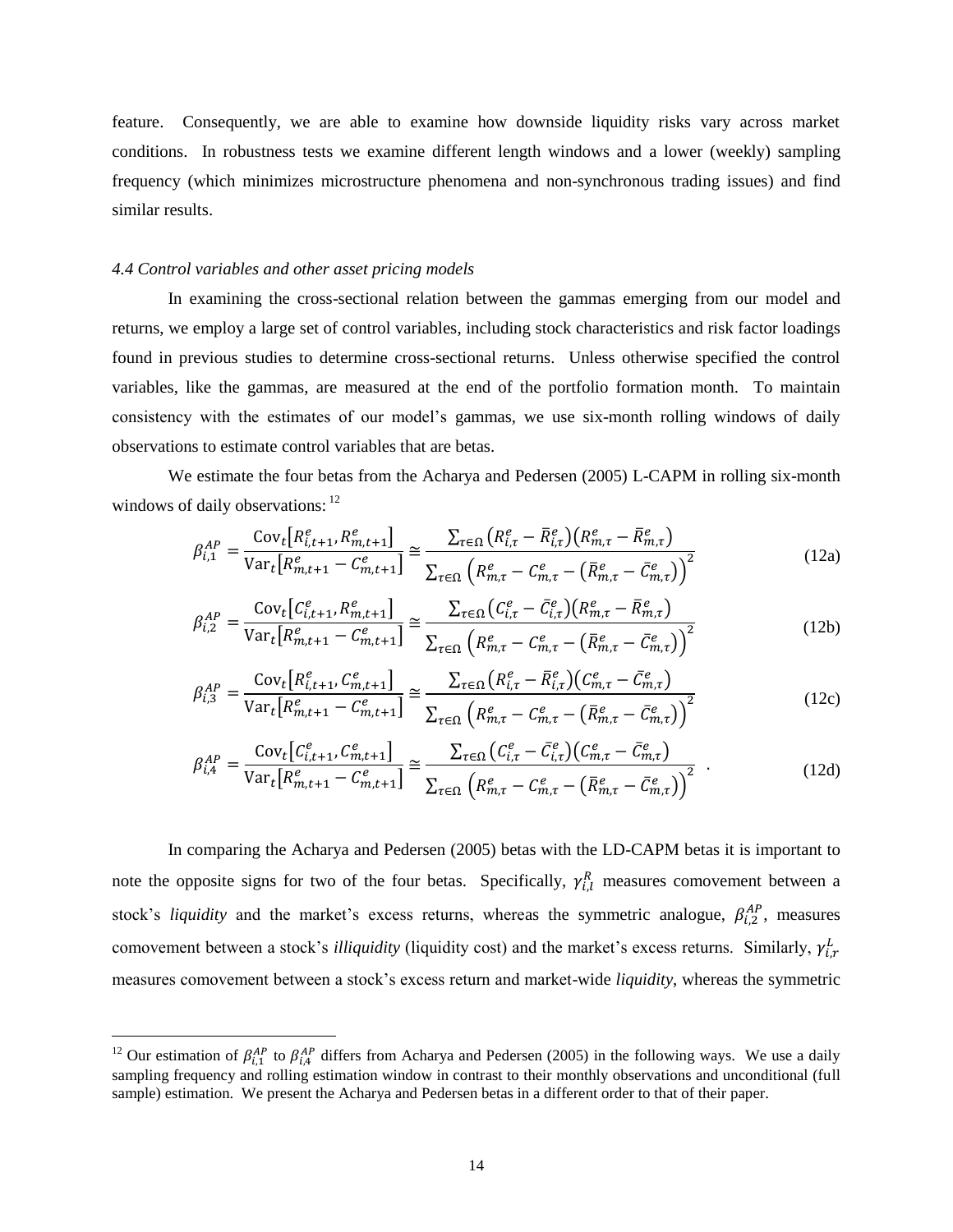feature. Consequently, we are able to examine how downside liquidity risks vary across market conditions. In robustness tests we examine different length windows and a lower (weekly) sampling frequency (which minimizes microstructure phenomena and non-synchronous trading issues) and find similar results.

### *4.4 Control variables and other asset pricing models*

In examining the cross-sectional relation between the gammas emerging from our model and returns, we employ a large set of control variables, including stock characteristics and risk factor loadings found in previous studies to determine cross-sectional returns. Unless otherwise specified the control variables, like the gammas, are measured at the end of the portfolio formation month. To maintain consistency with the estimates of our model's gammas, we use six-month rolling windows of daily observations to estimate control variables that are betas.

We estimate the four betas from the Acharya and Pedersen (2005) L-CAPM in rolling six-month windows of daily observations: [12]

$$\beta_{i,1}^{AP} = \frac{\text{Cov}_t\left[R_{i,t+1}^e, R_{m,t+1}^e\right]}{\text{Var}_t\left[R_{m,t+1}^e - C_{m,t+1}^e\right]} \cong \frac{\sum_{\tau\in\Omega}\left(R_{i,\tau}^e - \bar{R}_{i,\tau}^e\right)\left(R_{m,\tau}^e - \bar{R}_{m,\tau}^e\right)}{\sum_{\tau\in\Omega}\left(R_{m,\tau}^e - C_{m,\tau}^e - \left(\bar{R}_{m,\tau}^e - \bar{C}_{m,\tau}^e\right)\right)^2} \tag{12a}$$

$$\beta_{i,2}^{AP} = \frac{\text{Cov}_t\left[C_{i,t+1}^e, R_{m,t+1}^e\right]}{\text{Var}_t\left[R_{m,t+1}^e - C_{m,t+1}^e\right]} \cong \frac{\sum_{\tau\in\Omega}\left(C_{i,\tau}^e - \bar{C}_{i,\tau}^e\right)\left(R_{m,\tau}^e - \bar{R}_{m,\tau}^e\right)}{\sum_{\tau\in\Omega}\left(R_{m,\tau}^e - C_{m,\tau}^e - \left(\bar{R}_{m,\tau}^e - \bar{C}_{m,\tau}^e\right)\right)^2} \tag{12b}$$

$$\beta_{i,3}^{AP} = \frac{\text{Cov}_t\left[R_{i,t+1}^e, C_{m,t+1}^e\right]}{\text{Var}_t\left[R_{m,t+1}^e - C_{m,t+1}^e\right]} \cong \frac{\sum_{\tau\in\Omega}\left(R_{i,\tau}^e - \bar{R}_{i,\tau}^e\right)\left(C_{m,\tau}^e - \bar{C}_{m,\tau}^e\right)}{\sum_{\tau\in\Omega}\left(R_{m,\tau}^e - C_{m,\tau}^e - \left(\bar{R}_{m,\tau}^e - \bar{C}_{m,\tau}^e\right)\right)^2} \tag{12c}$$

$$\beta_{i,4}^{AP} = \frac{\text{Cov}_t\left[C_{i,t+1}^e, C_{m,t+1}^e\right]}{\text{Var}_t\left[R_{m,t+1}^e - C_{m,t+1}^e\right]} \cong \frac{\sum_{\tau\in\Omega}\left(C_{i,\tau}^e - \bar{C}_{i,\tau}^e\right)\left(C_{m,\tau}^e - \bar{C}_{m,\tau}^e\right)}{\sum_{\tau\in\Omega}\left(R_{m,\tau}^e - C_{m,\tau}^e - \left(\bar{R}_{m,\tau}^e - \bar{C}_{m,\tau}^e\right)\right)^2} \ . \tag{12d}$$

In comparing the Acharya and Pedersen (2005) betas with the LD-CAPM betas it is important to note the opposite signs for two of the four betas. Specifically, $\gamma_{i,l}^R$ measures comovement between a stock's *liquidity* and the market's excess returns, whereas the symmetric analogue, $\beta_{i,2}^{AP}$, measures comovement between a stock's *illiquidity* (liquidity cost) and the market's excess returns. Similarly, $\gamma_{i,r}^L$ measures comovement between a stock's excess return and market-wide *liquidity*, whereas the symmetric

---

[12] Our estimation of $\beta_{i,1}^{AP}$ to $\beta_{i,4}^{AP}$ differs from Acharya and Pedersen (2005) in the following ways. We use a daily sampling frequency and rolling estimation window in contrast to their monthly observations and unconditional (full sample) estimation. We present the Acharya and Pedersen betas in a different order to that of their paper.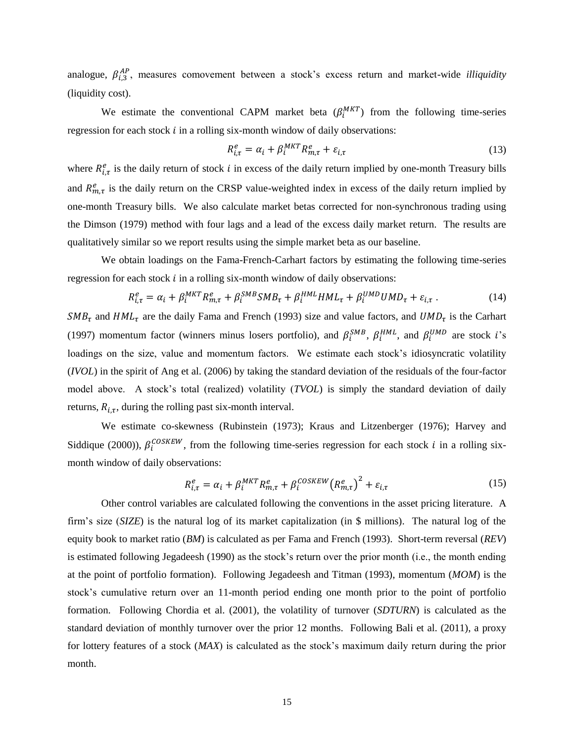analogue, $\beta_{i,3}^{AP}$, measures comovement between a stock's excess return and market-wide *illiquidity* (liquidity cost).

We estimate the conventional CAPM market beta ($\beta_i^{MKT}$) from the following time-series regression for each stock $i$ in a rolling six-month window of daily observations:

$$R_{i,\tau}^e = \alpha_i + \beta_i^{MKT} R_{m,\tau}^e + \varepsilon_{i,\tau} \tag{13}$$

where $R_{i,\tau}^e$ is the daily return of stock $i$ in excess of the daily return implied by one-month Treasury bills and $R_{m,\tau}^e$ is the daily return on the CRSP value-weighted index in excess of the daily return implied by one-month Treasury bills. We also calculate market betas corrected for non-synchronous trading using the Dimson (1979) method with four lags and a lead of the excess daily market return. The results are qualitatively similar so we report results using the simple market beta as our baseline.

We obtain loadings on the Fama-French-Carhart factors by estimating the following time-series regression for each stock $i$ in a rolling six-month window of daily observations:

$$R_{i,\tau}^e = \alpha_i + \beta_i^{MKT} R_{m,\tau}^e + \beta_i^{SMB} SMB_\tau + \beta_i^{HML} HML_\tau + \beta_i^{UMD} UMD_\tau + \varepsilon_{i,\tau}\,. \tag{14}$$

$SMB_\tau$ and $HML_\tau$ are the daily Fama and French (1993) size and value factors, and $UMD_\tau$ is the Carhart (1997) momentum factor (winners minus losers portfolio), and $\beta_i^{SMB}$, $\beta_i^{HML}$, and $\beta_i^{UMD}$ are stock $i$'s loadings on the size, value and momentum factors. We estimate each stock's idiosyncratic volatility (*IVOL*) in the spirit of Ang et al. (2006) by taking the standard deviation of the residuals of the four-factor model above. A stock's total (realized) volatility (*TVOL*) is simply the standard deviation of daily returns, $R_{i,\tau}$, during the rolling past six-month interval.

We estimate co-skewness (Rubinstein (1973); Kraus and Litzenberger (1976); Harvey and Siddique (2000)), $\beta_i^{COSKEW}$, from the following time-series regression for each stock $i$ in a rolling six-month window of daily observations:

$$R_{i,\tau}^e = \alpha_i + \beta_i^{MKT} R_{m,\tau}^e + \beta_i^{COSKEW} \left(R_{m,\tau}^e\right)^2 + \varepsilon_{i,\tau} \tag{15}$$

Other control variables are calculated following the conventions in the asset pricing literature. A firm's size (*SIZE*) is the natural log of its market capitalization (in \$ millions). The natural log of the equity book to market ratio (*BM*) is calculated as per Fama and French (1993). Short-term reversal (*REV*) is estimated following Jegadeesh (1990) as the stock's return over the prior month (i.e., the month ending at the point of portfolio formation). Following Jegadeesh and Titman (1993), momentum (*MOM*) is the stock's cumulative return over an 11-month period ending one month prior to the point of portfolio formation. Following Chordia et al. (2001), the volatility of turnover (*SDTURN*) is calculated as the standard deviation of monthly turnover over the prior 12 months. Following Bali et al. (2011), a proxy for lottery features of a stock (*MAX*) is calculated as the stock's maximum daily return during the prior month.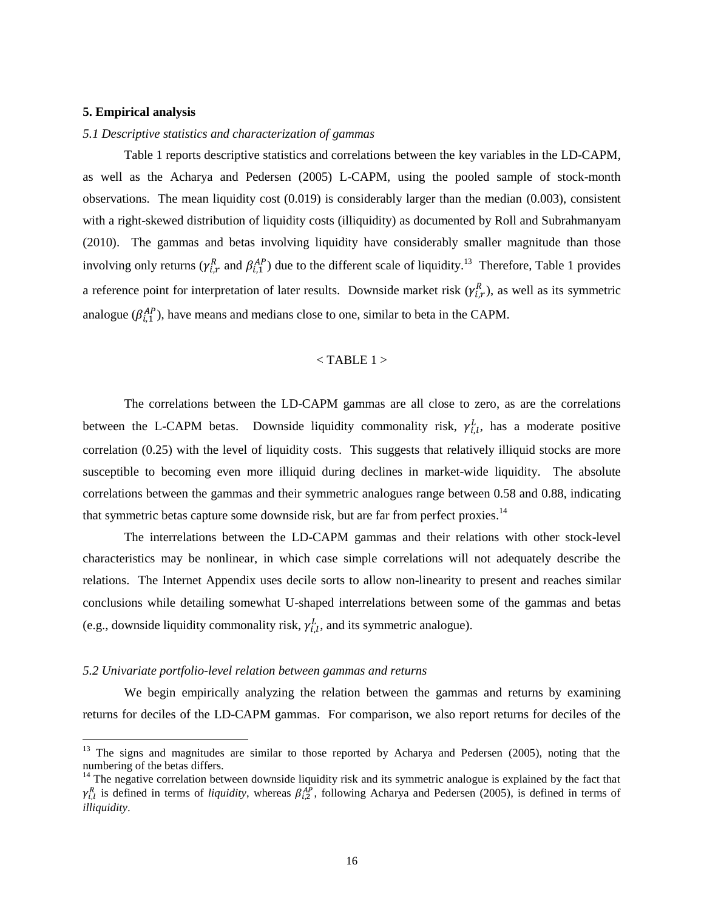## 5. Empirical analysis

### *5.1 Descriptive statistics and characterization of gammas*

Table 1 reports descriptive statistics and correlations between the key variables in the LD-CAPM, as well as the Acharya and Pedersen (2005) L-CAPM, using the pooled sample of stock-month observations. The mean liquidity cost (0.019) is considerably larger than the median (0.003), consistent with a right-skewed distribution of liquidity costs (illiquidity) as documented by Roll and Subrahmanyam (2010). The gammas and betas involving liquidity have considerably smaller magnitude than those involving only returns ($\gamma_{i,r}^{R}$ and $\beta_{i,1}^{AP}$) due to the different scale of liquidity.[13] Therefore, Table 1 provides a reference point for interpretation of later results. Downside market risk ($\gamma_{i,r}^{R}$), as well as its symmetric analogue ($\beta_{i,1}^{AP}$), have means and medians close to one, similar to beta in the CAPM.

< TABLE 1 >

The correlations between the LD-CAPM gammas are all close to zero, as are the correlations between the L-CAPM betas. Downside liquidity commonality risk, $\gamma_{i,l}^{L}$, has a moderate positive correlation (0.25) with the level of liquidity costs. This suggests that relatively illiquid stocks are more susceptible to becoming even more illiquid during declines in market-wide liquidity. The absolute correlations between the gammas and their symmetric analogues range between 0.58 and 0.88, indicating that symmetric betas capture some downside risk, but are far from perfect proxies.[14]

The interrelations between the LD-CAPM gammas and their relations with other stock-level characteristics may be nonlinear, in which case simple correlations will not adequately describe the relations. The Internet Appendix uses decile sorts to allow non-linearity to present and reaches similar conclusions while detailing somewhat U-shaped interrelations between some of the gammas and betas (e.g., downside liquidity commonality risk, $\gamma_{i,l}^{L}$, and its symmetric analogue).

### *5.2 Univariate portfolio-level relation between gammas and returns*

We begin empirically analyzing the relation between the gammas and returns by examining returns for deciles of the LD-CAPM gammas. For comparison, we also report returns for deciles of the

---

[13] The signs and magnitudes are similar to those reported by Acharya and Pedersen (2005), noting that the numbering of the betas differs.

[14] The negative correlation between downside liquidity risk and its symmetric analogue is explained by the fact that $\gamma_{i,l}^{R}$ is defined in terms of *liquidity*, whereas $\beta_{i,2}^{AP}$, following Acharya and Pedersen (2005), is defined in terms of *illiquidity*.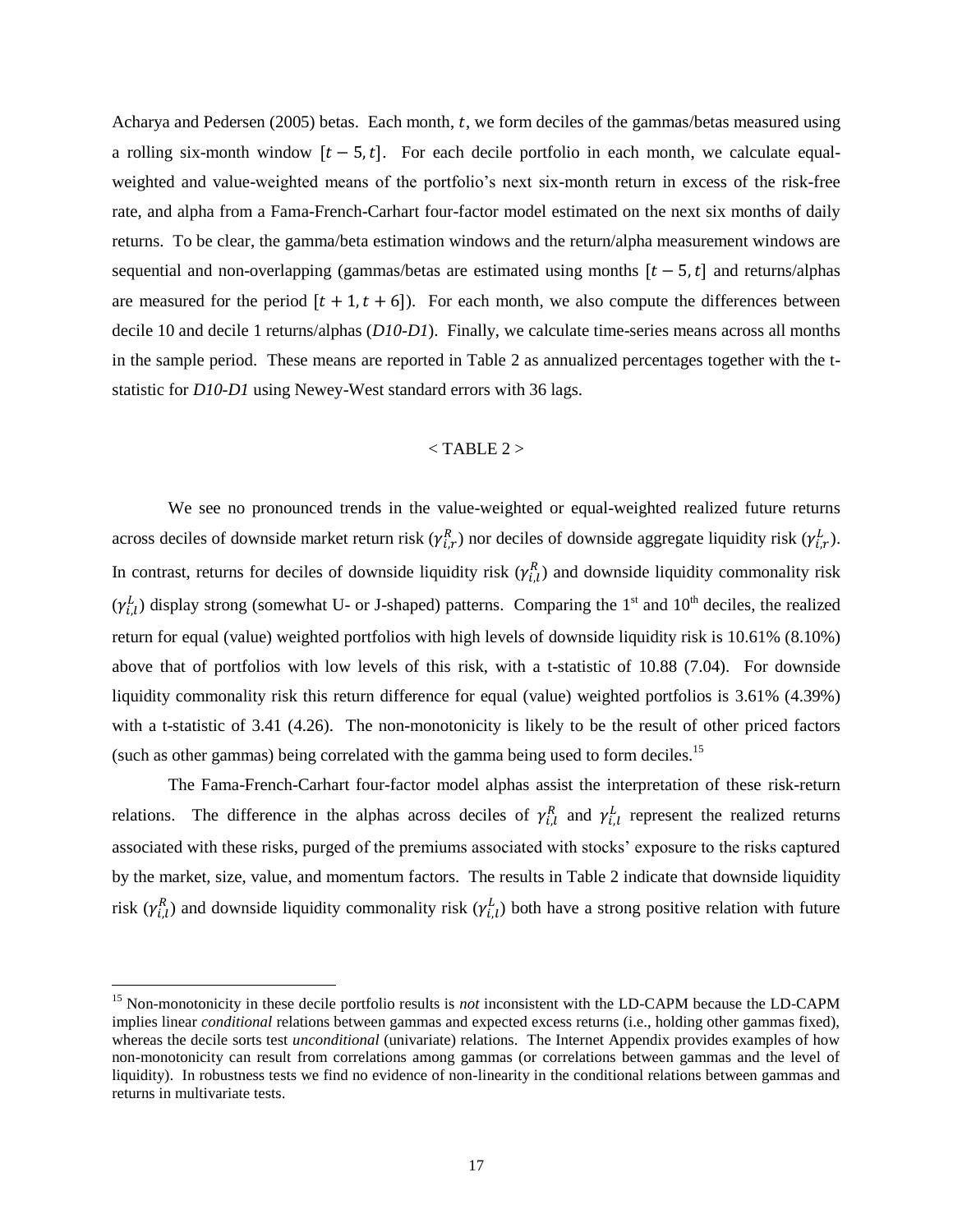Acharya and Pedersen (2005) betas. Each month, $t$, we form deciles of the gammas/betas measured using a rolling six-month window $[t-5, t]$. For each decile portfolio in each month, we calculate equal-weighted and value-weighted means of the portfolio's next six-month return in excess of the risk-free rate, and alpha from a Fama-French-Carhart four-factor model estimated on the next six months of daily returns. To be clear, the gamma/beta estimation windows and the return/alpha measurement windows are sequential and non-overlapping (gammas/betas are estimated using months $[t-5, t]$ and returns/alphas are measured for the period $[t+1, t+6]$). For each month, we also compute the differences between decile 10 and decile 1 returns/alphas (*D10-D1*). Finally, we calculate time-series means across all months in the sample period. These means are reported in Table 2 as annualized percentages together with the t-statistic for *D10-D1* using Newey-West standard errors with 36 lags.

< TABLE 2 >

We see no pronounced trends in the value-weighted or equal-weighted realized future returns across deciles of downside market return risk ($\gamma_{i,r}^{R}$) nor deciles of downside aggregate liquidity risk ($\gamma_{i,r}^{L}$). In contrast, returns for deciles of downside liquidity risk ($\gamma_{i,l}^{R}$) and downside liquidity commonality risk ($\gamma_{i,l}^{L}$) display strong (somewhat U- or J-shaped) patterns. Comparing the 1st and 10th deciles, the realized return for equal (value) weighted portfolios with high levels of downside liquidity risk is 10.61% (8.10%) above that of portfolios with low levels of this risk, with a t-statistic of 10.88 (7.04). For downside liquidity commonality risk this return difference for equal (value) weighted portfolios is 3.61% (4.39%) with a t-statistic of 3.41 (4.26). The non-monotonicity is likely to be the result of other priced factors (such as other gammas) being correlated with the gamma being used to form deciles.[15]

The Fama-French-Carhart four-factor model alphas assist the interpretation of these risk-return relations. The difference in the alphas across deciles of $\gamma_{i,l}^{R}$ and $\gamma_{i,l}^{L}$ represent the realized returns associated with these risks, purged of the premiums associated with stocks' exposure to the risks captured by the market, size, value, and momentum factors. The results in Table 2 indicate that downside liquidity risk ($\gamma_{i,l}^{R}$) and downside liquidity commonality risk ($\gamma_{i,l}^{L}$) both have a strong positive relation with future

[15] Non-monotonicity in these decile portfolio results is *not* inconsistent with the LD-CAPM because the LD-CAPM implies linear *conditional* relations between gammas and expected excess returns (i.e., holding other gammas fixed), whereas the decile sorts test *unconditional* (univariate) relations. The Internet Appendix provides examples of how non-monotonicity can result from correlations among gammas (or correlations between gammas and the level of liquidity). In robustness tests we find no evidence of non-linearity in the conditional relations between gammas and returns in multivariate tests.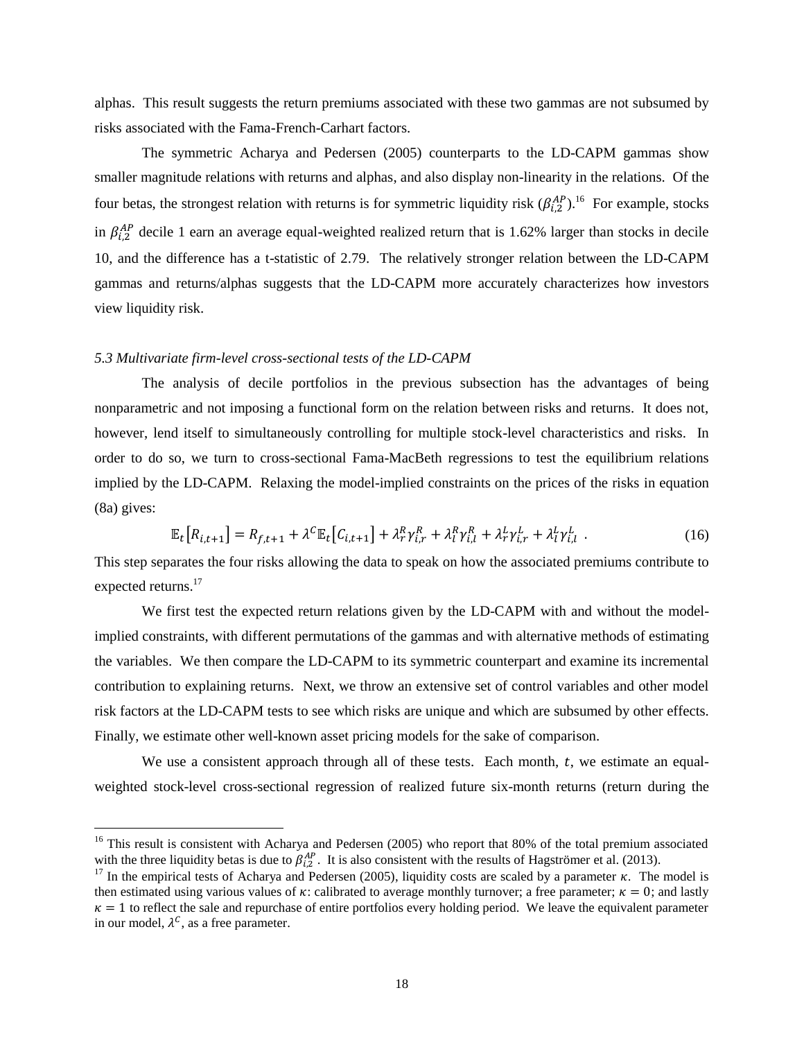alphas. This result suggests the return premiums associated with these two gammas are not subsumed by risks associated with the Fama-French-Carhart factors.

The symmetric Acharya and Pedersen (2005) counterparts to the LD-CAPM gammas show smaller magnitude relations with returns and alphas, and also display non-linearity in the relations. Of the four betas, the strongest relation with returns is for symmetric liquidity risk ($\beta_{i,2}^{AP}$).[16] For example, stocks in $\beta_{i,2}^{AP}$ decile 1 earn an average equal-weighted realized return that is 1.62% larger than stocks in decile 10, and the difference has a t-statistic of 2.79. The relatively stronger relation between the LD-CAPM gammas and returns/alphas suggests that the LD-CAPM more accurately characterizes how investors view liquidity risk.

*5.3 Multivariate firm-level cross-sectional tests of the LD-CAPM*

The analysis of decile portfolios in the previous subsection has the advantages of being nonparametric and not imposing a functional form on the relation between risks and returns. It does not, however, lend itself to simultaneously controlling for multiple stock-level characteristics and risks. In order to do so, we turn to cross-sectional Fama-MacBeth regressions to test the equilibrium relations implied by the LD-CAPM. Relaxing the model-implied constraints on the prices of the risks in equation (8a) gives:

$$\mathbb{E}_t\left[R_{i,t+1}\right] = R_{f,t+1} + \lambda^C \mathbb{E}_t\left[C_{i,t+1}\right] + \lambda_r^R \gamma_{i,r}^R + \lambda_l^R \gamma_{i,l}^R + \lambda_r^L \gamma_{i,r}^L + \lambda_l^L \gamma_{i,l}^L \ . \tag{16}$$

This step separates the four risks allowing the data to speak on how the associated premiums contribute to expected returns.[17]

We first test the expected return relations given by the LD-CAPM with and without the model-implied constraints, with different permutations of the gammas and with alternative methods of estimating the variables. We then compare the LD-CAPM to its symmetric counterpart and examine its incremental contribution to explaining returns. Next, we throw an extensive set of control variables and other model risk factors at the LD-CAPM tests to see which risks are unique and which are subsumed by other effects. Finally, we estimate other well-known asset pricing models for the sake of comparison.

We use a consistent approach through all of these tests. Each month, $t$, we estimate an equal-weighted stock-level cross-sectional regression of realized future six-month returns (return during the

---

[16] This result is consistent with Acharya and Pedersen (2005) who report that 80% of the total premium associated with the three liquidity betas is due to $\beta_{i,2}^{AP}$. It is also consistent with the results of Hagströmer et al. (2013).

[17] In the empirical tests of Acharya and Pedersen (2005), liquidity costs are scaled by a parameter $\kappa$. The model is then estimated using various values of $\kappa$: calibrated to average monthly turnover; a free parameter; $\kappa = 0$; and lastly $\kappa = 1$ to reflect the sale and repurchase of entire portfolios every holding period. We leave the equivalent parameter in our model, $\lambda^C$, as a free parameter.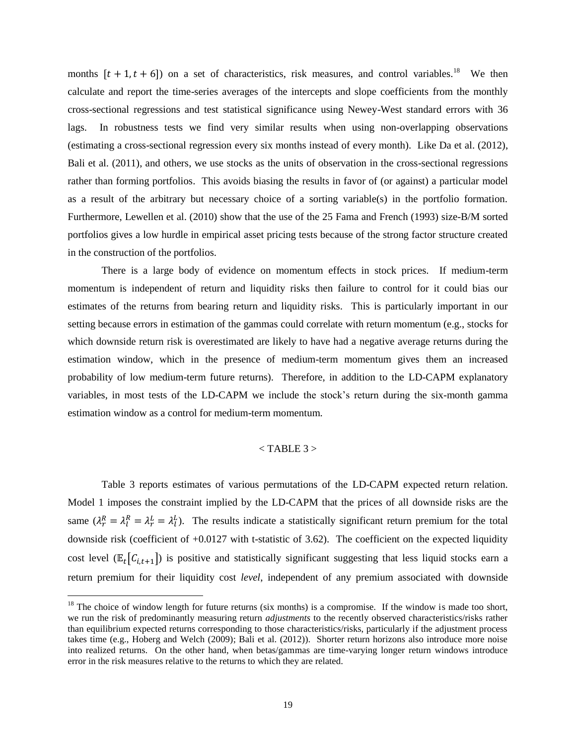months $[t+1, t+6]$) on a set of characteristics, risk measures, and control variables.[18] We then calculate and report the time-series averages of the intercepts and slope coefficients from the monthly cross-sectional regressions and test statistical significance using Newey-West standard errors with 36 lags. In robustness tests we find very similar results when using non-overlapping observations (estimating a cross-sectional regression every six months instead of every month). Like Da et al. (2012), Bali et al. (2011), and others, we use stocks as the units of observation in the cross-sectional regressions rather than forming portfolios. This avoids biasing the results in favor of (or against) a particular model as a result of the arbitrary but necessary choice of a sorting variable(s) in the portfolio formation. Furthermore, Lewellen et al. (2010) show that the use of the 25 Fama and French (1993) size-B/M sorted portfolios gives a low hurdle in empirical asset pricing tests because of the strong factor structure created in the construction of the portfolios.

There is a large body of evidence on momentum effects in stock prices. If medium-term momentum is independent of return and liquidity risks then failure to control for it could bias our estimates of the returns from bearing return and liquidity risks. This is particularly important in our setting because errors in estimation of the gammas could correlate with return momentum (e.g., stocks for which downside return risk is overestimated are likely to have had a negative average returns during the estimation window, which in the presence of medium-term momentum gives them an increased probability of low medium-term future returns). Therefore, in addition to the LD-CAPM explanatory variables, in most tests of the LD-CAPM we include the stock's return during the six-month gamma estimation window as a control for medium-term momentum.

< TABLE 3 >

Table 3 reports estimates of various permutations of the LD-CAPM expected return relation. Model 1 imposes the constraint implied by the LD-CAPM that the prices of all downside risks are the same ($\lambda_r^R = \lambda_l^R = \lambda_r^L = \lambda_l^L$). The results indicate a statistically significant return premium for the total downside risk (coefficient of +0.0127 with t-statistic of 3.62). The coefficient on the expected liquidity cost level ($\mathbb{E}_t[C_{i,t+1}]$) is positive and statistically significant suggesting that less liquid stocks earn a return premium for their liquidity cost *level*, independent of any premium associated with downside

[18] The choice of window length for future returns (six months) is a compromise. If the window is made too short, we run the risk of predominantly measuring return *adjustments* to the recently observed characteristics/risks rather than equilibrium expected returns corresponding to those characteristics/risks, particularly if the adjustment process takes time (e.g., Hoberg and Welch (2009); Bali et al. (2012)). Shorter return horizons also introduce more noise into realized returns. On the other hand, when betas/gammas are time-varying longer return windows introduce error in the risk measures relative to the returns to which they are related.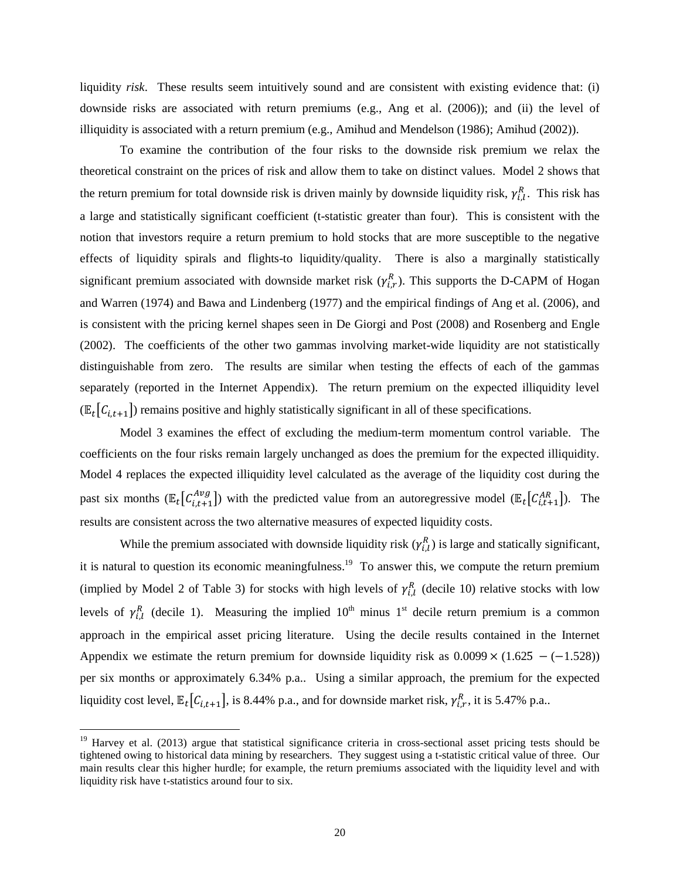liquidity *risk*. These results seem intuitively sound and are consistent with existing evidence that: (i) downside risks are associated with return premiums (e.g., Ang et al. (2006)); and (ii) the level of illiquidity is associated with a return premium (e.g., Amihud and Mendelson (1986); Amihud (2002)).

To examine the contribution of the four risks to the downside risk premium we relax the theoretical constraint on the prices of risk and allow them to take on distinct values. Model 2 shows that the return premium for total downside risk is driven mainly by downside liquidity risk, $\gamma_{i,l}^{R}$. This risk has a large and statistically significant coefficient (t-statistic greater than four). This is consistent with the notion that investors require a return premium to hold stocks that are more susceptible to the negative effects of liquidity spirals and flights-to liquidity/quality. There is also a marginally statistically significant premium associated with downside market risk ($\gamma_{i,r}^{R}$). This supports the D-CAPM of Hogan and Warren (1974) and Bawa and Lindenberg (1977) and the empirical findings of Ang et al. (2006), and is consistent with the pricing kernel shapes seen in De Giorgi and Post (2008) and Rosenberg and Engle (2002). The coefficients of the other two gammas involving market-wide liquidity are not statistically distinguishable from zero. The results are similar when testing the effects of each of the gammas separately (reported in the Internet Appendix). The return premium on the expected illiquidity level ($\mathbb{E}_t[C_{i,t+1}]$) remains positive and highly statistically significant in all of these specifications.

Model 3 examines the effect of excluding the medium-term momentum control variable. The coefficients on the four risks remain largely unchanged as does the premium for the expected illiquidity. Model 4 replaces the expected illiquidity level calculated as the average of the liquidity cost during the past six months ($\mathbb{E}_t[C_{i,t+1}^{Avg}]$) with the predicted value from an autoregressive model ($\mathbb{E}_t[C_{i,t+1}^{AR}]$). The results are consistent across the two alternative measures of expected liquidity costs.

While the premium associated with downside liquidity risk ($\gamma_{i,l}^{R}$) is large and statically significant, it is natural to question its economic meaningfulness.[19] To answer this, we compute the return premium (implied by Model 2 of Table 3) for stocks with high levels of $\gamma_{i,l}^{R}$ (decile 10) relative stocks with low levels of $\gamma_{i,l}^{R}$ (decile 1). Measuring the implied 10[th] minus 1[st] decile return premium is a common approach in the empirical asset pricing literature. Using the decile results contained in the Internet Appendix we estimate the return premium for downside liquidity risk as $0.0099 \times (1.625 - (-1.528))$ per six months or approximately 6.34% p.a.. Using a similar approach, the premium for the expected liquidity cost level, $\mathbb{E}_t[C_{i,t+1}]$, is 8.44% p.a., and for downside market risk, $\gamma_{i,r}^{R}$, it is 5.47% p.a..

[19] Harvey et al. (2013) argue that statistical significance criteria in cross-sectional asset pricing tests should be tightened owing to historical data mining by researchers. They suggest using a t-statistic critical value of three. Our main results clear this higher hurdle; for example, the return premiums associated with the liquidity level and with liquidity risk have t-statistics around four to six.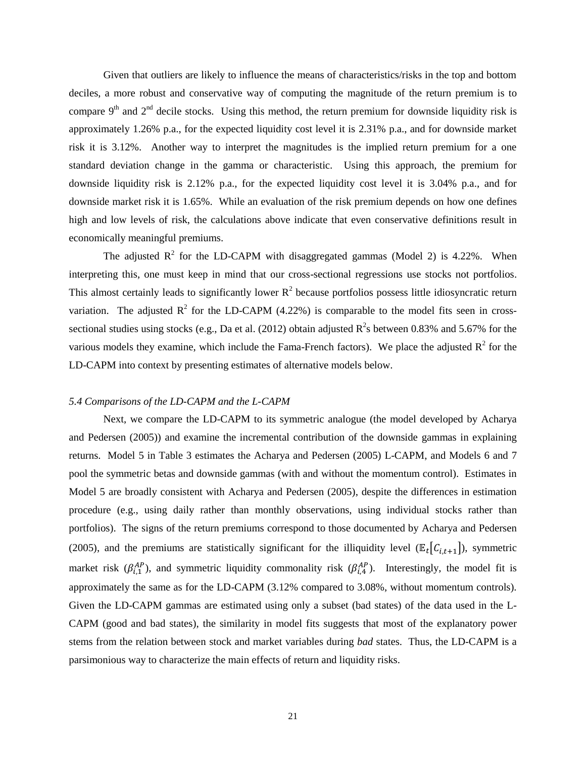Given that outliers are likely to influence the means of characteristics/risks in the top and bottom deciles, a more robust and conservative way of computing the magnitude of the return premium is to compare 9th and 2nd decile stocks. Using this method, the return premium for downside liquidity risk is approximately 1.26% p.a., for the expected liquidity cost level it is 2.31% p.a., and for downside market risk it is 3.12%. Another way to interpret the magnitudes is the implied return premium for a one standard deviation change in the gamma or characteristic. Using this approach, the premium for downside liquidity risk is 2.12% p.a., for the expected liquidity cost level it is 3.04% p.a., and for downside market risk it is 1.65%. While an evaluation of the risk premium depends on how one defines high and low levels of risk, the calculations above indicate that even conservative definitions result in economically meaningful premiums.

The adjusted $R^2$ for the LD-CAPM with disaggregated gammas (Model 2) is 4.22%. When interpreting this, one must keep in mind that our cross-sectional regressions use stocks not portfolios. This almost certainly leads to significantly lower $R^2$ because portfolios possess little idiosyncratic return variation. The adjusted $R^2$ for the LD-CAPM (4.22%) is comparable to the model fits seen in cross-sectional studies using stocks (e.g., Da et al. (2012) obtain adjusted $R^2$s between 0.83% and 5.67% for the various models they examine, which include the Fama-French factors). We place the adjusted $R^2$ for the LD-CAPM into context by presenting estimates of alternative models below.

### *5.4 Comparisons of the LD-CAPM and the L-CAPM*

Next, we compare the LD-CAPM to its symmetric analogue (the model developed by Acharya and Pedersen (2005)) and examine the incremental contribution of the downside gammas in explaining returns. Model 5 in Table 3 estimates the Acharya and Pedersen (2005) L-CAPM, and Models 6 and 7 pool the symmetric betas and downside gammas (with and without the momentum control). Estimates in Model 5 are broadly consistent with Acharya and Pedersen (2005), despite the differences in estimation procedure (e.g., using daily rather than monthly observations, using individual stocks rather than portfolios). The signs of the return premiums correspond to those documented by Acharya and Pedersen (2005), and the premiums are statistically significant for the illiquidity level ($\mathbb{E}_t[C_{i,t+1}]$), symmetric market risk ($\beta_{i,1}^{AP}$), and symmetric liquidity commonality risk ($\beta_{i,4}^{AP}$). Interestingly, the model fit is approximately the same as for the LD-CAPM (3.12% compared to 3.08%, without momentum controls). Given the LD-CAPM gammas are estimated using only a subset (bad states) of the data used in the L-CAPM (good and bad states), the similarity in model fits suggests that most of the explanatory power stems from the relation between stock and market variables during *bad* states. Thus, the LD-CAPM is a parsimonious way to characterize the main effects of return and liquidity risks.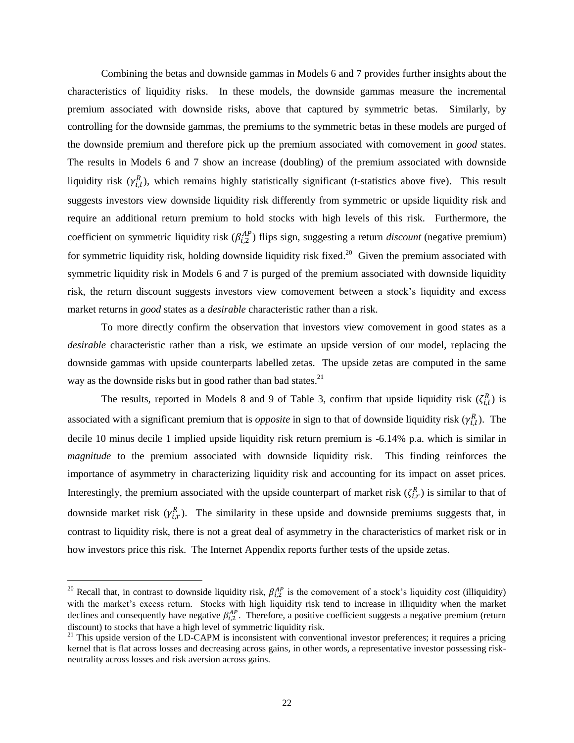Combining the betas and downside gammas in Models 6 and 7 provides further insights about the characteristics of liquidity risks. In these models, the downside gammas measure the incremental premium associated with downside risks, above that captured by symmetric betas. Similarly, by controlling for the downside gammas, the premiums to the symmetric betas in these models are purged of the downside premium and therefore pick up the premium associated with comovement in *good* states. The results in Models 6 and 7 show an increase (doubling) of the premium associated with downside liquidity risk ($\gamma_{i,l}^{R}$), which remains highly statistically significant (t-statistics above five). This result suggests investors view downside liquidity risk differently from symmetric or upside liquidity risk and require an additional return premium to hold stocks with high levels of this risk. Furthermore, the coefficient on symmetric liquidity risk ($\beta_{i,2}^{AP}$) flips sign, suggesting a return *discount* (negative premium) for symmetric liquidity risk, holding downside liquidity risk fixed.[20] Given the premium associated with symmetric liquidity risk in Models 6 and 7 is purged of the premium associated with downside liquidity risk, the return discount suggests investors view comovement between a stock's liquidity and excess market returns in *good* states as a *desirable* characteristic rather than a risk.

To more directly confirm the observation that investors view comovement in good states as a *desirable* characteristic rather than a risk, we estimate an upside version of our model, replacing the downside gammas with upside counterparts labelled zetas. The upside zetas are computed in the same way as the downside risks but in good rather than bad states.[21]

The results, reported in Models 8 and 9 of Table 3, confirm that upside liquidity risk ($\zeta_{i,l}^{R}$) is associated with a significant premium that is *opposite* in sign to that of downside liquidity risk ($\gamma_{i,l}^{R}$). The decile 10 minus decile 1 implied upside liquidity risk return premium is -6.14% p.a. which is similar in *magnitude* to the premium associated with downside liquidity risk. This finding reinforces the importance of asymmetry in characterizing liquidity risk and accounting for its impact on asset prices. Interestingly, the premium associated with the upside counterpart of market risk ($\zeta_{i,r}^{R}$) is similar to that of downside market risk ($\gamma_{i,r}^{R}$). The similarity in these upside and downside premiums suggests that, in contrast to liquidity risk, there is not a great deal of asymmetry in the characteristics of market risk or in how investors price this risk. The Internet Appendix reports further tests of the upside zetas.

---

[20] Recall that, in contrast to downside liquidity risk, $\beta_{i,2}^{AP}$ is the comovement of a stock's liquidity *cost* (illiquidity) with the market's excess return. Stocks with high liquidity risk tend to increase in illiquidity when the market declines and consequently have negative $\beta_{i,2}^{AP}$. Therefore, a positive coefficient suggests a negative premium (return discount) to stocks that have a high level of symmetric liquidity risk.

[21] This upside version of the LD-CAPM is inconsistent with conventional investor preferences; it requires a pricing kernel that is flat across losses and decreasing across gains, in other words, a representative investor possessing risk-neutrality across losses and risk aversion across gains.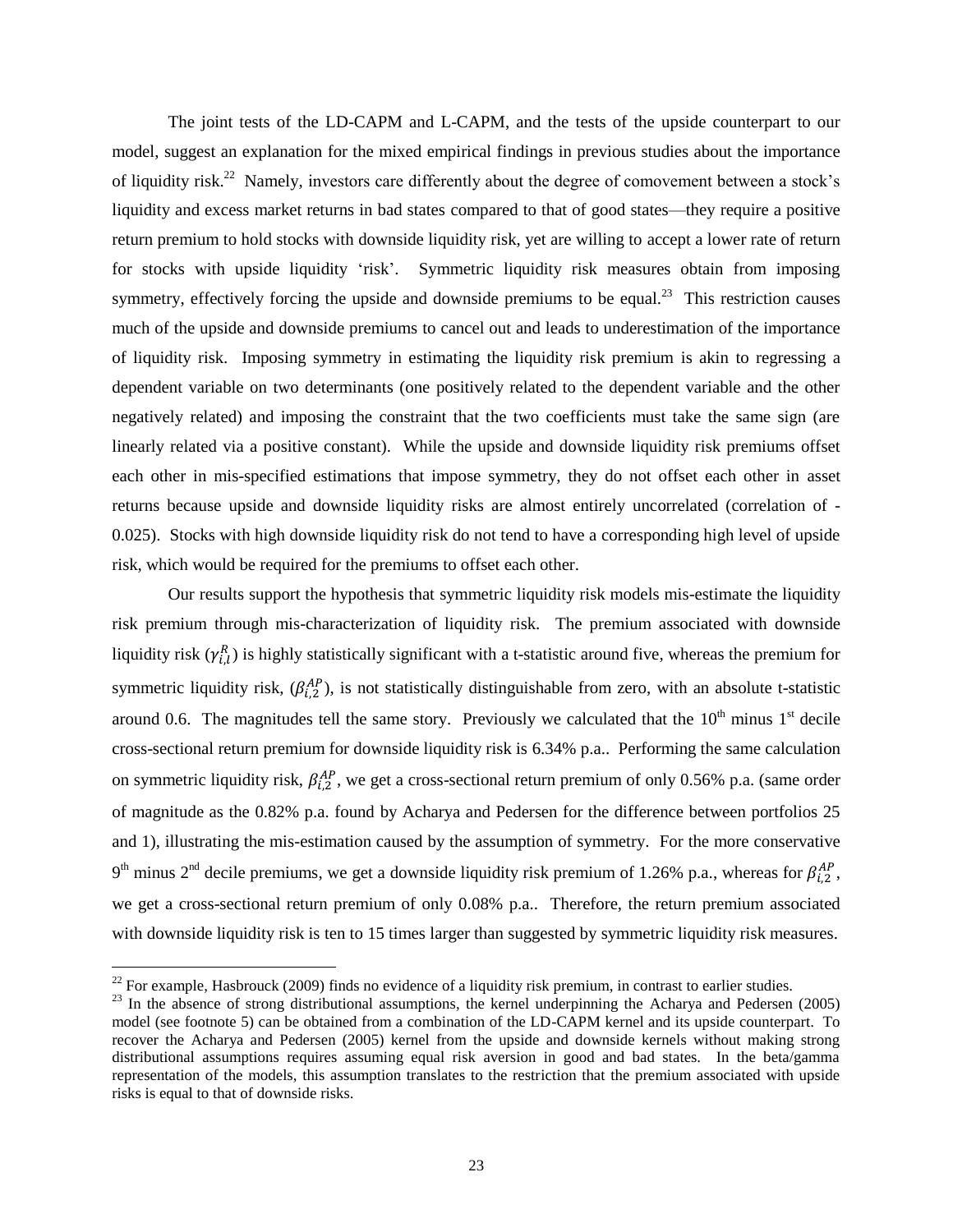The joint tests of the LD-CAPM and L-CAPM, and the tests of the upside counterpart to our model, suggest an explanation for the mixed empirical findings in previous studies about the importance of liquidity risk.[22] Namely, investors care differently about the degree of comovement between a stock's liquidity and excess market returns in bad states compared to that of good states—they require a positive return premium to hold stocks with downside liquidity risk, yet are willing to accept a lower rate of return for stocks with upside liquidity 'risk'. Symmetric liquidity risk measures obtain from imposing symmetry, effectively forcing the upside and downside premiums to be equal.[23] This restriction causes much of the upside and downside premiums to cancel out and leads to underestimation of the importance of liquidity risk. Imposing symmetry in estimating the liquidity risk premium is akin to regressing a dependent variable on two determinants (one positively related to the dependent variable and the other negatively related) and imposing the constraint that the two coefficients must take the same sign (are linearly related via a positive constant). While the upside and downside liquidity risk premiums offset each other in mis-specified estimations that impose symmetry, they do not offset each other in asset returns because upside and downside liquidity risks are almost entirely uncorrelated (correlation of -0.025). Stocks with high downside liquidity risk do not tend to have a corresponding high level of upside risk, which would be required for the premiums to offset each other.

Our results support the hypothesis that symmetric liquidity risk models mis-estimate the liquidity risk premium through mis-characterization of liquidity risk. The premium associated with downside liquidity risk ($\gamma_{i,l}^{R}$) is highly statistically significant with a t-statistic around five, whereas the premium for symmetric liquidity risk, ($\beta_{i,2}^{AP}$), is not statistically distinguishable from zero, with an absolute t-statistic around 0.6. The magnitudes tell the same story. Previously we calculated that the 10th minus 1st decile cross-sectional return premium for downside liquidity risk is 6.34% p.a.. Performing the same calculation on symmetric liquidity risk, $\beta_{i,2}^{AP}$, we get a cross-sectional return premium of only 0.56% p.a. (same order of magnitude as the 0.82% p.a. found by Acharya and Pedersen for the difference between portfolios 25 and 1), illustrating the mis-estimation caused by the assumption of symmetry. For the more conservative 9th minus 2nd decile premiums, we get a downside liquidity risk premium of 1.26% p.a., whereas for $\beta_{i,2}^{AP}$, we get a cross-sectional return premium of only 0.08% p.a.. Therefore, the return premium associated with downside liquidity risk is ten to 15 times larger than suggested by symmetric liquidity risk measures.

---

[22] For example, Hasbrouck (2009) finds no evidence of a liquidity risk premium, in contrast to earlier studies.

[23] In the absence of strong distributional assumptions, the kernel underpinning the Acharya and Pedersen (2005) model (see footnote 5) can be obtained from a combination of the LD-CAPM kernel and its upside counterpart. To recover the Acharya and Pedersen (2005) kernel from the upside and downside kernels without making strong distributional assumptions requires assuming equal risk aversion in good and bad states. In the beta/gamma representation of the models, this assumption translates to the restriction that the premium associated with upside risks is equal to that of downside risks.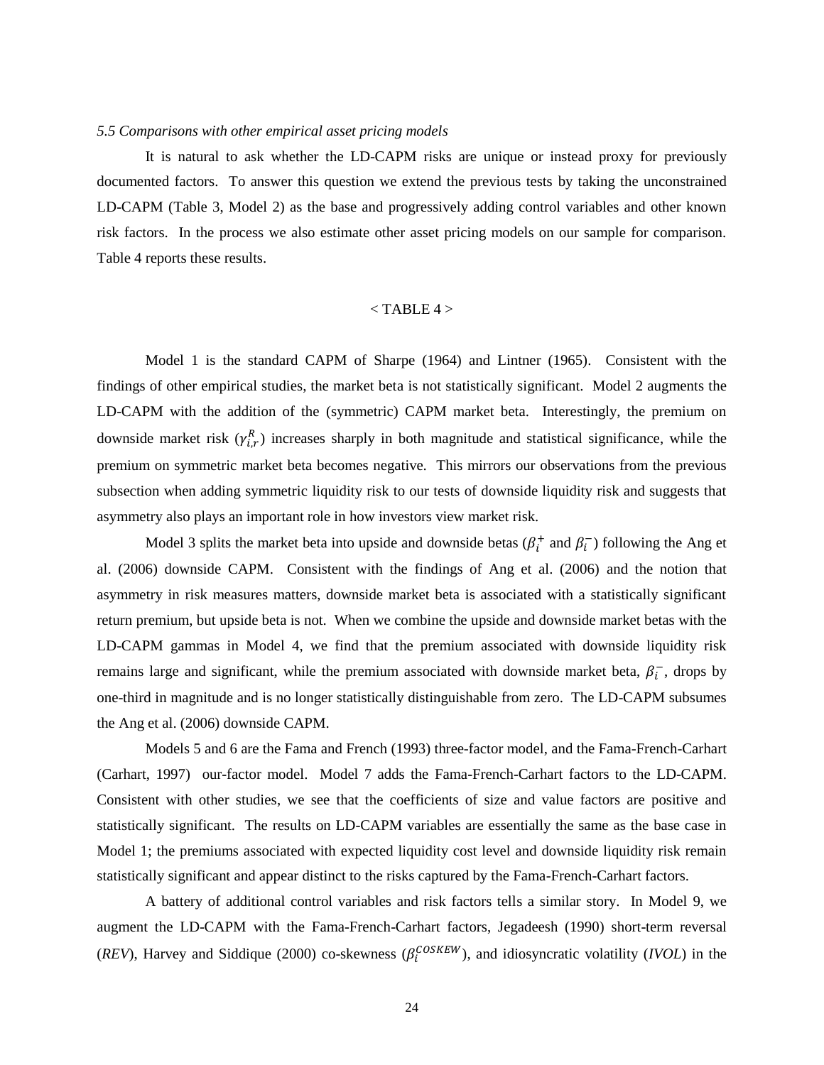*5.5 Comparisons with other empirical asset pricing models*

It is natural to ask whether the LD-CAPM risks are unique or instead proxy for previously documented factors. To answer this question we extend the previous tests by taking the unconstrained LD-CAPM (Table 3, Model 2) as the base and progressively adding control variables and other known risk factors. In the process we also estimate other asset pricing models on our sample for comparison. Table 4 reports these results.

< TABLE 4 >

Model 1 is the standard CAPM of Sharpe (1964) and Lintner (1965). Consistent with the findings of other empirical studies, the market beta is not statistically significant. Model 2 augments the LD-CAPM with the addition of the (symmetric) CAPM market beta. Interestingly, the premium on downside market risk ($\gamma_{i,r}^{R}$) increases sharply in both magnitude and statistical significance, while the premium on symmetric market beta becomes negative. This mirrors our observations from the previous subsection when adding symmetric liquidity risk to our tests of downside liquidity risk and suggests that asymmetry also plays an important role in how investors view market risk.

Model 3 splits the market beta into upside and downside betas ($\beta_i^{+}$ and $\beta_i^{-}$) following the Ang et al. (2006) downside CAPM. Consistent with the findings of Ang et al. (2006) and the notion that asymmetry in risk measures matters, downside market beta is associated with a statistically significant return premium, but upside beta is not. When we combine the upside and downside market betas with the LD-CAPM gammas in Model 4, we find that the premium associated with downside liquidity risk remains large and significant, while the premium associated with downside market beta, $\beta_i^{-}$, drops by one-third in magnitude and is no longer statistically distinguishable from zero. The LD-CAPM subsumes the Ang et al. (2006) downside CAPM.

Models 5 and 6 are the Fama and French (1993) three-factor model, and the Fama-French-Carhart (Carhart, 1997) our-factor model. Model 7 adds the Fama-French-Carhart factors to the LD-CAPM. Consistent with other studies, we see that the coefficients of size and value factors are positive and statistically significant. The results on LD-CAPM variables are essentially the same as the base case in Model 1; the premiums associated with expected liquidity cost level and downside liquidity risk remain statistically significant and appear distinct to the risks captured by the Fama-French-Carhart factors.

A battery of additional control variables and risk factors tells a similar story. In Model 9, we augment the LD-CAPM with the Fama-French-Carhart factors, Jegadeesh (1990) short-term reversal (*REV*), Harvey and Siddique (2000) co-skewness ($\beta_i^{COSKEW}$), and idiosyncratic volatility (*IVOL*) in the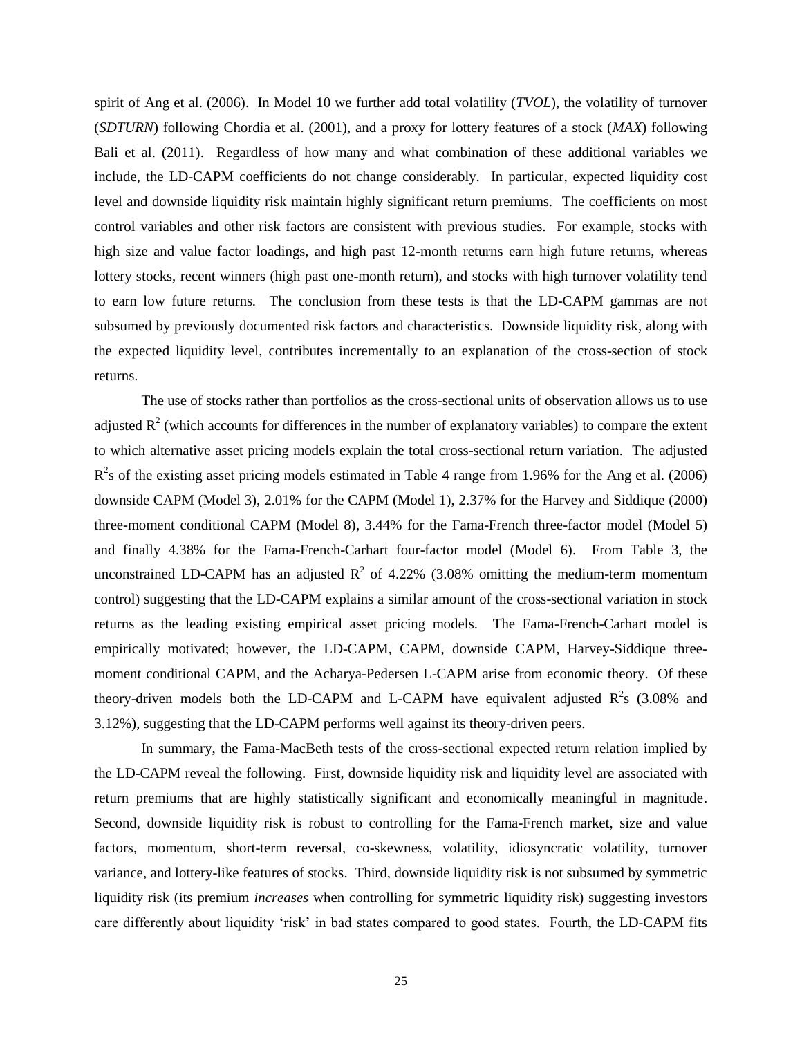spirit of Ang et al. (2006). In Model 10 we further add total volatility (*TVOL*), the volatility of turnover (*SDTURN*) following Chordia et al. (2001), and a proxy for lottery features of a stock (*MAX*) following Bali et al. (2011). Regardless of how many and what combination of these additional variables we include, the LD-CAPM coefficients do not change considerably. In particular, expected liquidity cost level and downside liquidity risk maintain highly significant return premiums. The coefficients on most control variables and other risk factors are consistent with previous studies. For example, stocks with high size and value factor loadings, and high past 12-month returns earn high future returns, whereas lottery stocks, recent winners (high past one-month return), and stocks with high turnover volatility tend to earn low future returns. The conclusion from these tests is that the LD-CAPM gammas are not subsumed by previously documented risk factors and characteristics. Downside liquidity risk, along with the expected liquidity level, contributes incrementally to an explanation of the cross-section of stock returns.

The use of stocks rather than portfolios as the cross-sectional units of observation allows us to use adjusted $R^2$ (which accounts for differences in the number of explanatory variables) to compare the extent to which alternative asset pricing models explain the total cross-sectional return variation. The adjusted $R^2$s of the existing asset pricing models estimated in Table 4 range from 1.96% for the Ang et al. (2006) downside CAPM (Model 3), 2.01% for the CAPM (Model 1), 2.37% for the Harvey and Siddique (2000) three-moment conditional CAPM (Model 8), 3.44% for the Fama-French three-factor model (Model 5) and finally 4.38% for the Fama-French-Carhart four-factor model (Model 6). From Table 3, the unconstrained LD-CAPM has an adjusted $R^2$ of 4.22% (3.08% omitting the medium-term momentum control) suggesting that the LD-CAPM explains a similar amount of the cross-sectional variation in stock returns as the leading existing empirical asset pricing models. The Fama-French-Carhart model is empirically motivated; however, the LD-CAPM, CAPM, downside CAPM, Harvey-Siddique three-moment conditional CAPM, and the Acharya-Pedersen L-CAPM arise from economic theory. Of these theory-driven models both the LD-CAPM and L-CAPM have equivalent adjusted $R^2$s (3.08% and 3.12%), suggesting that the LD-CAPM performs well against its theory-driven peers.

In summary, the Fama-MacBeth tests of the cross-sectional expected return relation implied by the LD-CAPM reveal the following. First, downside liquidity risk and liquidity level are associated with return premiums that are highly statistically significant and economically meaningful in magnitude. Second, downside liquidity risk is robust to controlling for the Fama-French market, size and value factors, momentum, short-term reversal, co-skewness, volatility, idiosyncratic volatility, turnover variance, and lottery-like features of stocks. Third, downside liquidity risk is not subsumed by symmetric liquidity risk (its premium *increases* when controlling for symmetric liquidity risk) suggesting investors care differently about liquidity 'risk' in bad states compared to good states. Fourth, the LD-CAPM fits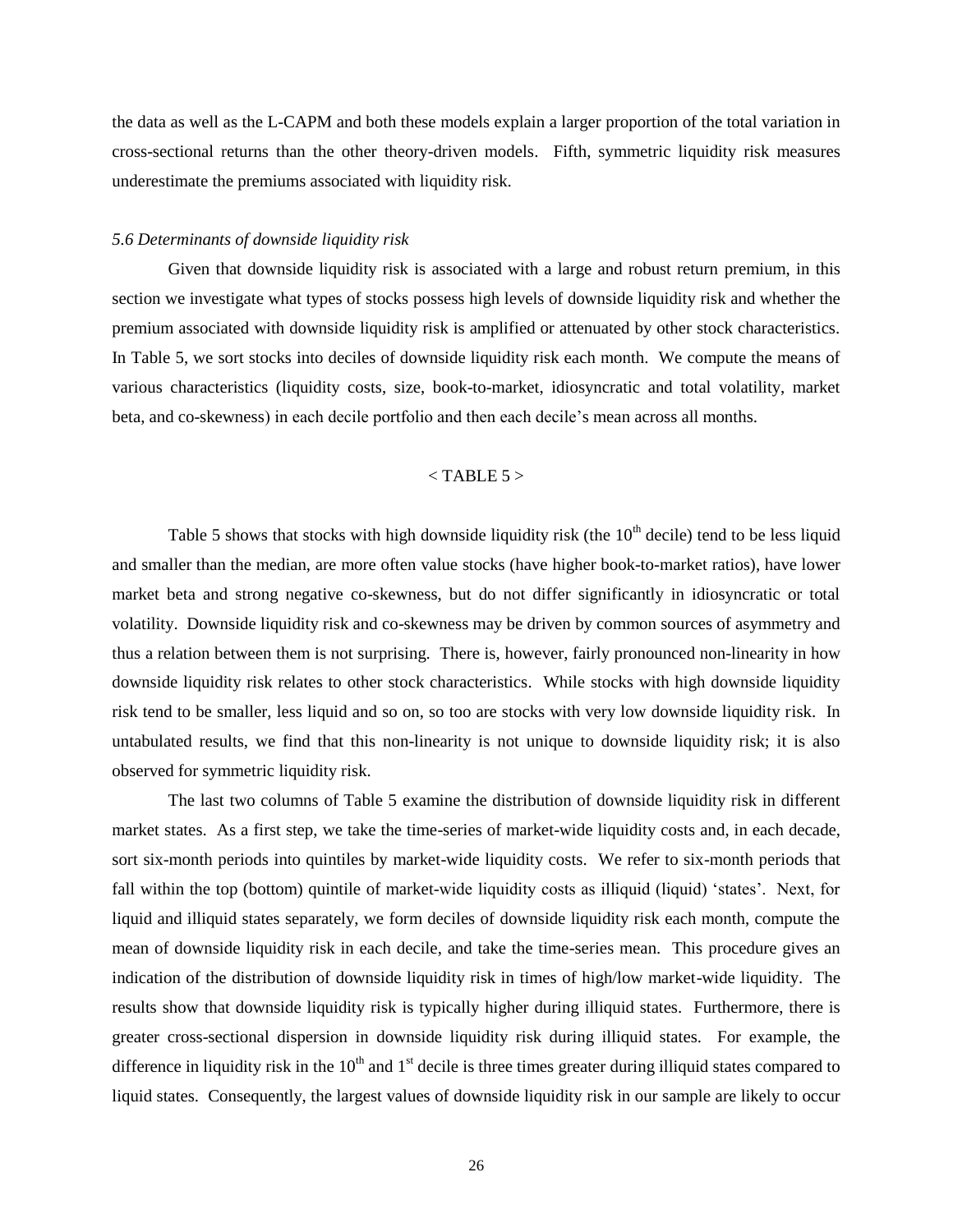the data as well as the L-CAPM and both these models explain a larger proportion of the total variation in cross-sectional returns than the other theory-driven models. Fifth, symmetric liquidity risk measures underestimate the premiums associated with liquidity risk.

### *5.6 Determinants of downside liquidity risk*

Given that downside liquidity risk is associated with a large and robust return premium, in this section we investigate what types of stocks possess high levels of downside liquidity risk and whether the premium associated with downside liquidity risk is amplified or attenuated by other stock characteristics. In Table 5, we sort stocks into deciles of downside liquidity risk each month. We compute the means of various characteristics (liquidity costs, size, book-to-market, idiosyncratic and total volatility, market beta, and co-skewness) in each decile portfolio and then each decile's mean across all months.

< TABLE 5 >

Table 5 shows that stocks with high downside liquidity risk (the 10th decile) tend to be less liquid and smaller than the median, are more often value stocks (have higher book-to-market ratios), have lower market beta and strong negative co-skewness, but do not differ significantly in idiosyncratic or total volatility. Downside liquidity risk and co-skewness may be driven by common sources of asymmetry and thus a relation between them is not surprising. There is, however, fairly pronounced non-linearity in how downside liquidity risk relates to other stock characteristics. While stocks with high downside liquidity risk tend to be smaller, less liquid and so on, so too are stocks with very low downside liquidity risk. In untabulated results, we find that this non-linearity is not unique to downside liquidity risk; it is also observed for symmetric liquidity risk.

The last two columns of Table 5 examine the distribution of downside liquidity risk in different market states. As a first step, we take the time-series of market-wide liquidity costs and, in each decade, sort six-month periods into quintiles by market-wide liquidity costs. We refer to six-month periods that fall within the top (bottom) quintile of market-wide liquidity costs as illiquid (liquid) 'states'. Next, for liquid and illiquid states separately, we form deciles of downside liquidity risk each month, compute the mean of downside liquidity risk in each decile, and take the time-series mean. This procedure gives an indication of the distribution of downside liquidity risk in times of high/low market-wide liquidity. The results show that downside liquidity risk is typically higher during illiquid states. Furthermore, there is greater cross-sectional dispersion in downside liquidity risk during illiquid states. For example, the difference in liquidity risk in the 10th and 1st decile is three times greater during illiquid states compared to liquid states. Consequently, the largest values of downside liquidity risk in our sample are likely to occur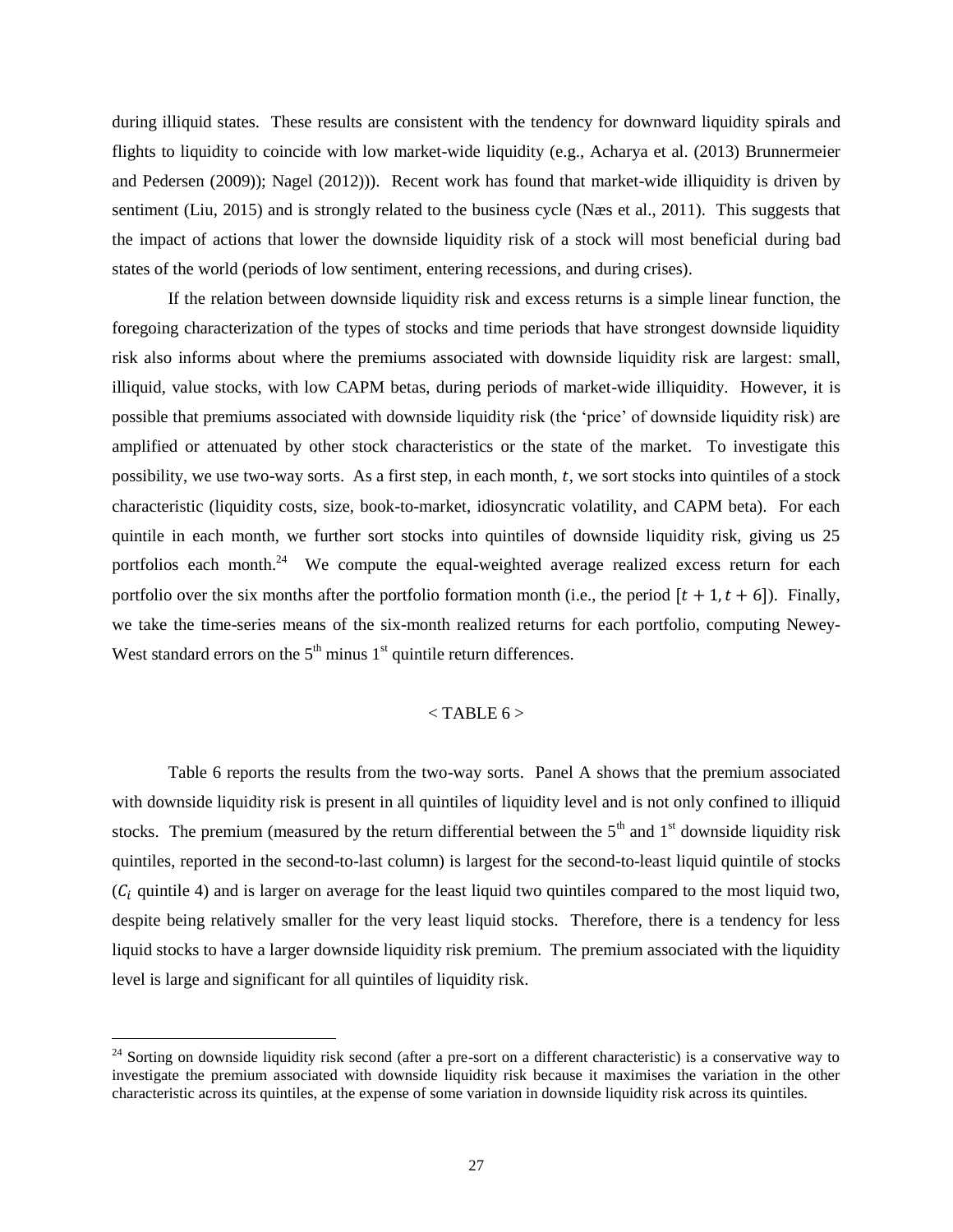during illiquid states. These results are consistent with the tendency for downward liquidity spirals and flights to liquidity to coincide with low market-wide liquidity (e.g., Acharya et al. (2013) Brunnermeier and Pedersen (2009)); Nagel (2012))). Recent work has found that market-wide illiquidity is driven by sentiment (Liu, 2015) and is strongly related to the business cycle (Næs et al., 2011). This suggests that the impact of actions that lower the downside liquidity risk of a stock will most beneficial during bad states of the world (periods of low sentiment, entering recessions, and during crises).

If the relation between downside liquidity risk and excess returns is a simple linear function, the foregoing characterization of the types of stocks and time periods that have strongest downside liquidity risk also informs about where the premiums associated with downside liquidity risk are largest: small, illiquid, value stocks, with low CAPM betas, during periods of market-wide illiquidity. However, it is possible that premiums associated with downside liquidity risk (the 'price' of downside liquidity risk) are amplified or attenuated by other stock characteristics or the state of the market. To investigate this possibility, we use two-way sorts. As a first step, in each month, $t$, we sort stocks into quintiles of a stock characteristic (liquidity costs, size, book-to-market, idiosyncratic volatility, and CAPM beta). For each quintile in each month, we further sort stocks into quintiles of downside liquidity risk, giving us 25 portfolios each month.[24] We compute the equal-weighted average realized excess return for each portfolio over the six months after the portfolio formation month (i.e., the period $[t+1, t+6]$). Finally, we take the time-series means of the six-month realized returns for each portfolio, computing Newey-West standard errors on the 5[th] minus 1[st] quintile return differences.

< TABLE 6 >

Table 6 reports the results from the two-way sorts. Panel A shows that the premium associated with downside liquidity risk is present in all quintiles of liquidity level and is not only confined to illiquid stocks. The premium (measured by the return differential between the 5[th] and 1[st] downside liquidity risk quintiles, reported in the second-to-last column) is largest for the second-to-least liquid quintile of stocks ($C_i$ quintile 4) and is larger on average for the least liquid two quintiles compared to the most liquid two, despite being relatively smaller for the very least liquid stocks. Therefore, there is a tendency for less liquid stocks to have a larger downside liquidity risk premium. The premium associated with the liquidity level is large and significant for all quintiles of liquidity risk.

[24] Sorting on downside liquidity risk second (after a pre-sort on a different characteristic) is a conservative way to investigate the premium associated with downside liquidity risk because it maximises the variation in the other characteristic across its quintiles, at the expense of some variation in downside liquidity risk across its quintiles.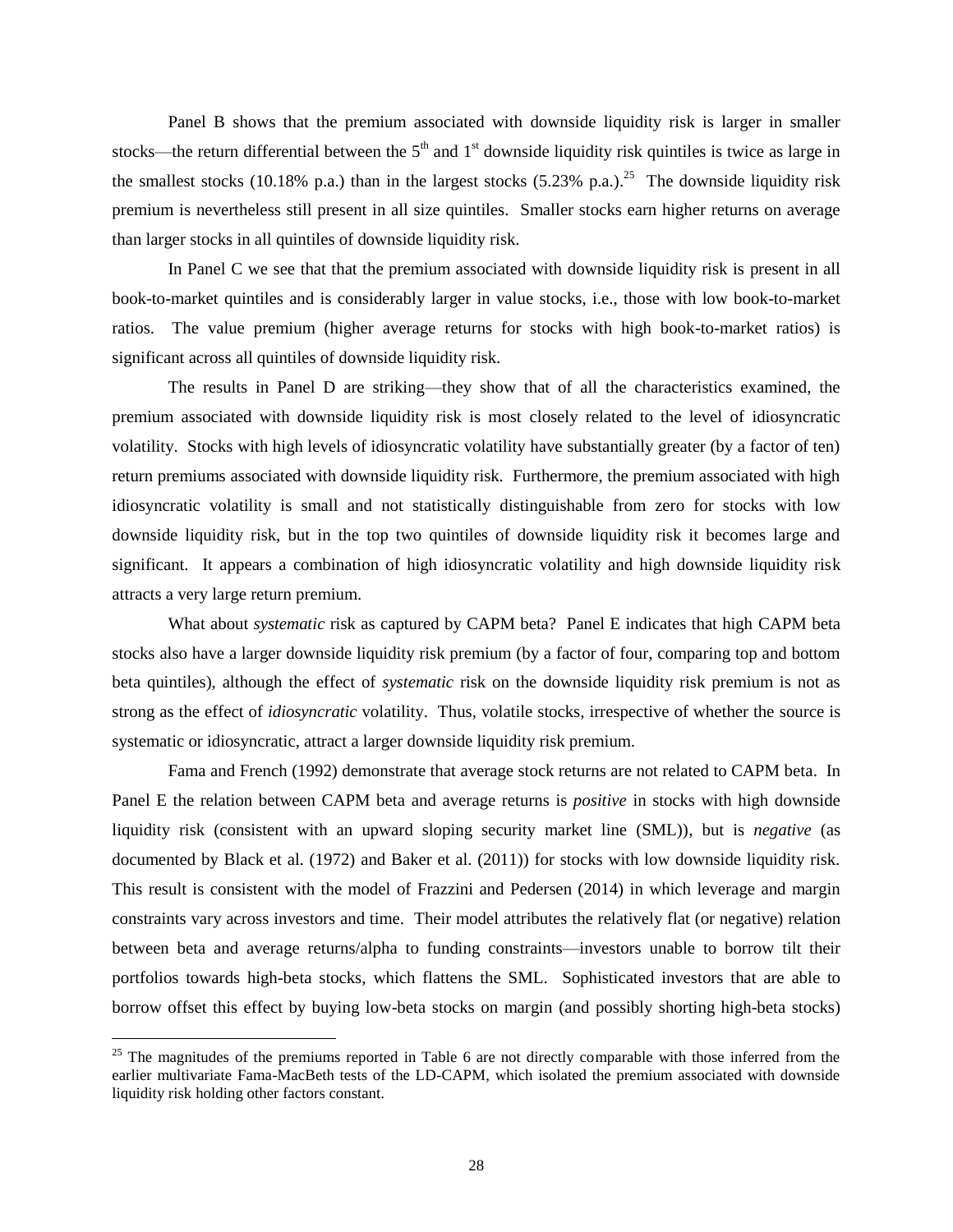Panel B shows that the premium associated with downside liquidity risk is larger in smaller stocks—the return differential between the 5th and 1st downside liquidity risk quintiles is twice as large in the smallest stocks (10.18% p.a.) than in the largest stocks (5.23% p.a.).[25] The downside liquidity risk premium is nevertheless still present in all size quintiles. Smaller stocks earn higher returns on average than larger stocks in all quintiles of downside liquidity risk.

In Panel C we see that that the premium associated with downside liquidity risk is present in all book-to-market quintiles and is considerably larger in value stocks, i.e., those with low book-to-market ratios. The value premium (higher average returns for stocks with high book-to-market ratios) is significant across all quintiles of downside liquidity risk.

The results in Panel D are striking—they show that of all the characteristics examined, the premium associated with downside liquidity risk is most closely related to the level of idiosyncratic volatility. Stocks with high levels of idiosyncratic volatility have substantially greater (by a factor of ten) return premiums associated with downside liquidity risk. Furthermore, the premium associated with high idiosyncratic volatility is small and not statistically distinguishable from zero for stocks with low downside liquidity risk, but in the top two quintiles of downside liquidity risk it becomes large and significant. It appears a combination of high idiosyncratic volatility and high downside liquidity risk attracts a very large return premium.

What about *systematic* risk as captured by CAPM beta? Panel E indicates that high CAPM beta stocks also have a larger downside liquidity risk premium (by a factor of four, comparing top and bottom beta quintiles), although the effect of *systematic* risk on the downside liquidity risk premium is not as strong as the effect of *idiosyncratic* volatility. Thus, volatile stocks, irrespective of whether the source is systematic or idiosyncratic, attract a larger downside liquidity risk premium.

Fama and French (1992) demonstrate that average stock returns are not related to CAPM beta. In Panel E the relation between CAPM beta and average returns is *positive* in stocks with high downside liquidity risk (consistent with an upward sloping security market line (SML)), but is *negative* (as documented by Black et al. (1972) and Baker et al. (2011)) for stocks with low downside liquidity risk. This result is consistent with the model of Frazzini and Pedersen (2014) in which leverage and margin constraints vary across investors and time. Their model attributes the relatively flat (or negative) relation between beta and average returns/alpha to funding constraints—investors unable to borrow tilt their portfolios towards high-beta stocks, which flattens the SML. Sophisticated investors that are able to borrow offset this effect by buying low-beta stocks on margin (and possibly shorting high-beta stocks)

[25] The magnitudes of the premiums reported in Table 6 are not directly comparable with those inferred from the earlier multivariate Fama-MacBeth tests of the LD-CAPM, which isolated the premium associated with downside liquidity risk holding other factors constant.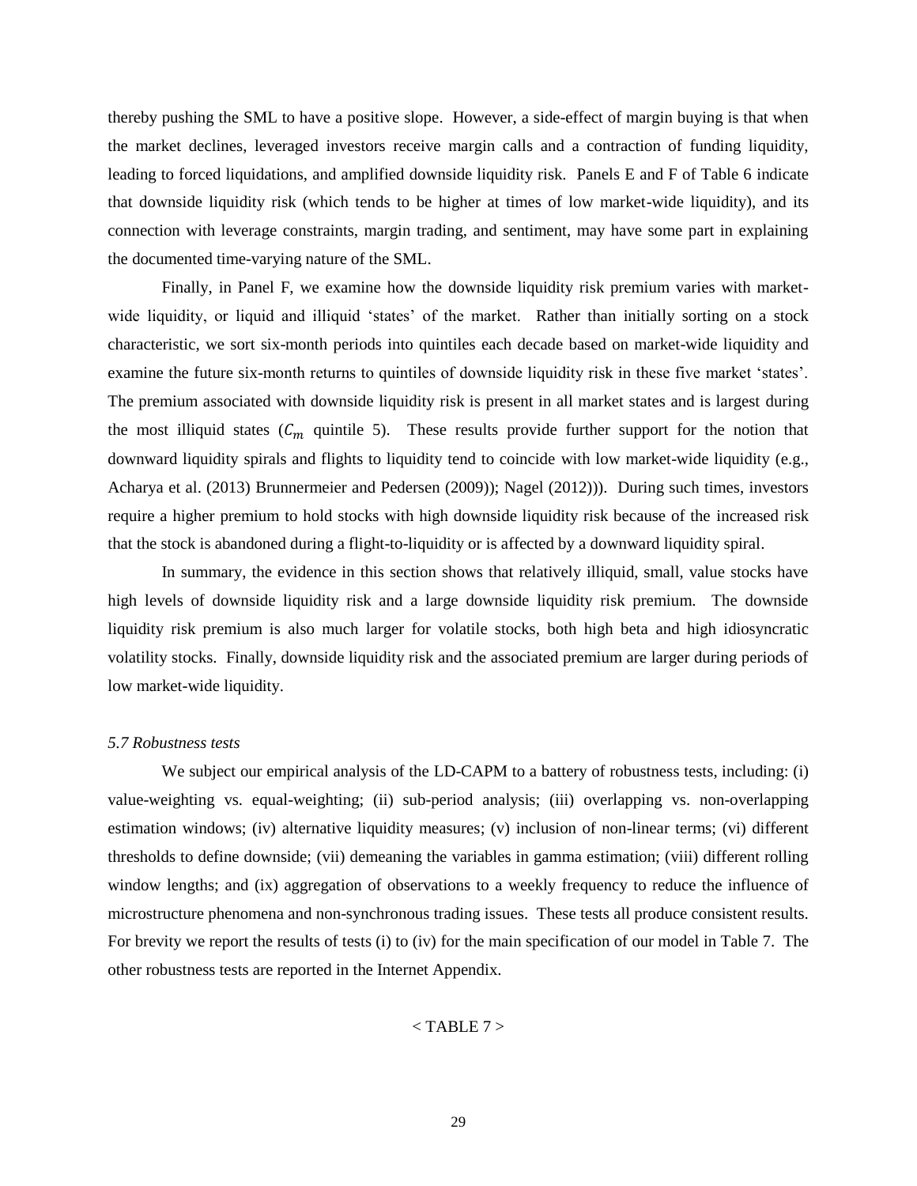thereby pushing the SML to have a positive slope. However, a side-effect of margin buying is that when the market declines, leveraged investors receive margin calls and a contraction of funding liquidity, leading to forced liquidations, and amplified downside liquidity risk. Panels E and F of Table 6 indicate that downside liquidity risk (which tends to be higher at times of low market-wide liquidity), and its connection with leverage constraints, margin trading, and sentiment, may have some part in explaining the documented time-varying nature of the SML.

Finally, in Panel F, we examine how the downside liquidity risk premium varies with market-wide liquidity, or liquid and illiquid 'states' of the market. Rather than initially sorting on a stock characteristic, we sort six-month periods into quintiles each decade based on market-wide liquidity and examine the future six-month returns to quintiles of downside liquidity risk in these five market 'states'. The premium associated with downside liquidity risk is present in all market states and is largest during the most illiquid states ($C_m$ quintile 5). These results provide further support for the notion that downward liquidity spirals and flights to liquidity tend to coincide with low market-wide liquidity (e.g., Acharya et al. (2013) Brunnermeier and Pedersen (2009)); Nagel (2012))). During such times, investors require a higher premium to hold stocks with high downside liquidity risk because of the increased risk that the stock is abandoned during a flight-to-liquidity or is affected by a downward liquidity spiral.

In summary, the evidence in this section shows that relatively illiquid, small, value stocks have high levels of downside liquidity risk and a large downside liquidity risk premium. The downside liquidity risk premium is also much larger for volatile stocks, both high beta and high idiosyncratic volatility stocks. Finally, downside liquidity risk and the associated premium are larger during periods of low market-wide liquidity.

### *5.7 Robustness tests*

We subject our empirical analysis of the LD-CAPM to a battery of robustness tests, including: (i) value-weighting vs. equal-weighting; (ii) sub-period analysis; (iii) overlapping vs. non-overlapping estimation windows; (iv) alternative liquidity measures; (v) inclusion of non-linear terms; (vi) different thresholds to define downside; (vii) demeaning the variables in gamma estimation; (viii) different rolling window lengths; and (ix) aggregation of observations to a weekly frequency to reduce the influence of microstructure phenomena and non-synchronous trading issues. These tests all produce consistent results. For brevity we report the results of tests (i) to (iv) for the main specification of our model in Table 7. The other robustness tests are reported in the Internet Appendix.

< TABLE 7 >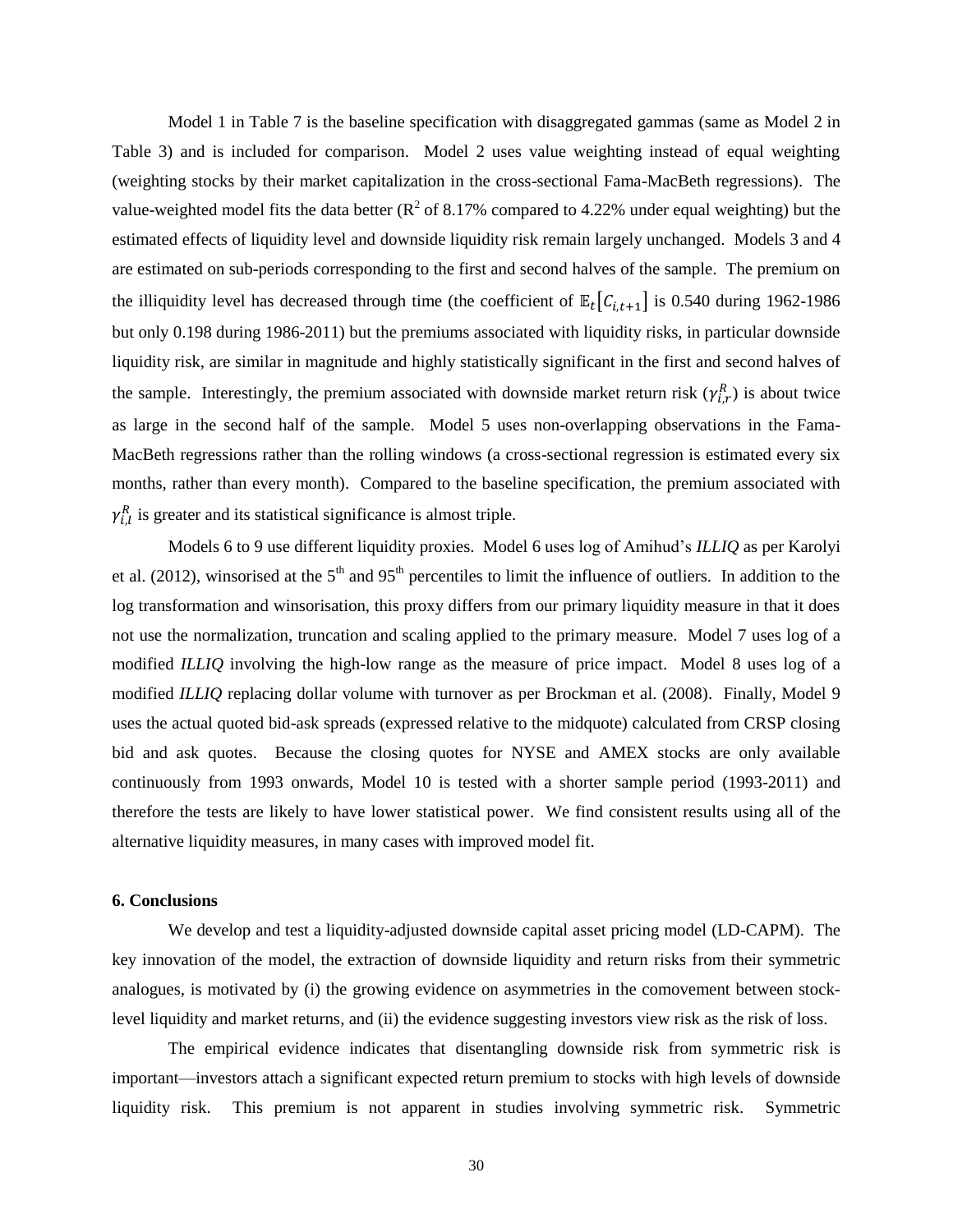Model 1 in Table 7 is the baseline specification with disaggregated gammas (same as Model 2 in Table 3) and is included for comparison. Model 2 uses value weighting instead of equal weighting (weighting stocks by their market capitalization in the cross-sectional Fama-MacBeth regressions). The value-weighted model fits the data better ($R^2$ of 8.17% compared to 4.22% under equal weighting) but the estimated effects of liquidity level and downside liquidity risk remain largely unchanged. Models 3 and 4 are estimated on sub-periods corresponding to the first and second halves of the sample. The premium on the illiquidity level has decreased through time (the coefficient of $\mathbb{E}_t[C_{i,t+1}]$ is 0.540 during 1962-1986 but only 0.198 during 1986-2011) but the premiums associated with liquidity risks, in particular downside liquidity risk, are similar in magnitude and highly statistically significant in the first and second halves of the sample. Interestingly, the premium associated with downside market return risk ($\gamma_{i,r}^{R}$) is about twice as large in the second half of the sample. Model 5 uses non-overlapping observations in the Fama-MacBeth regressions rather than the rolling windows (a cross-sectional regression is estimated every six months, rather than every month). Compared to the baseline specification, the premium associated with $\gamma_{i,l}^{R}$ is greater and its statistical significance is almost triple.

Models 6 to 9 use different liquidity proxies. Model 6 uses log of Amihud's *ILLIQ* as per Karolyi et al. (2012), winsorised at the 5th and 95th percentiles to limit the influence of outliers. In addition to the log transformation and winsorisation, this proxy differs from our primary liquidity measure in that it does not use the normalization, truncation and scaling applied to the primary measure. Model 7 uses log of a modified *ILLIQ* involving the high-low range as the measure of price impact. Model 8 uses log of a modified *ILLIQ* replacing dollar volume with turnover as per Brockman et al. (2008). Finally, Model 9 uses the actual quoted bid-ask spreads (expressed relative to the midquote) calculated from CRSP closing bid and ask quotes. Because the closing quotes for NYSE and AMEX stocks are only available continuously from 1993 onwards, Model 10 is tested with a shorter sample period (1993-2011) and therefore the tests are likely to have lower statistical power. We find consistent results using all of the alternative liquidity measures, in many cases with improved model fit.

## 6. Conclusions

We develop and test a liquidity-adjusted downside capital asset pricing model (LD-CAPM). The key innovation of the model, the extraction of downside liquidity and return risks from their symmetric analogues, is motivated by (i) the growing evidence on asymmetries in the comovement between stock-level liquidity and market returns, and (ii) the evidence suggesting investors view risk as the risk of loss.

The empirical evidence indicates that disentangling downside risk from symmetric risk is important—investors attach a significant expected return premium to stocks with high levels of downside liquidity risk. This premium is not apparent in studies involving symmetric risk. Symmetric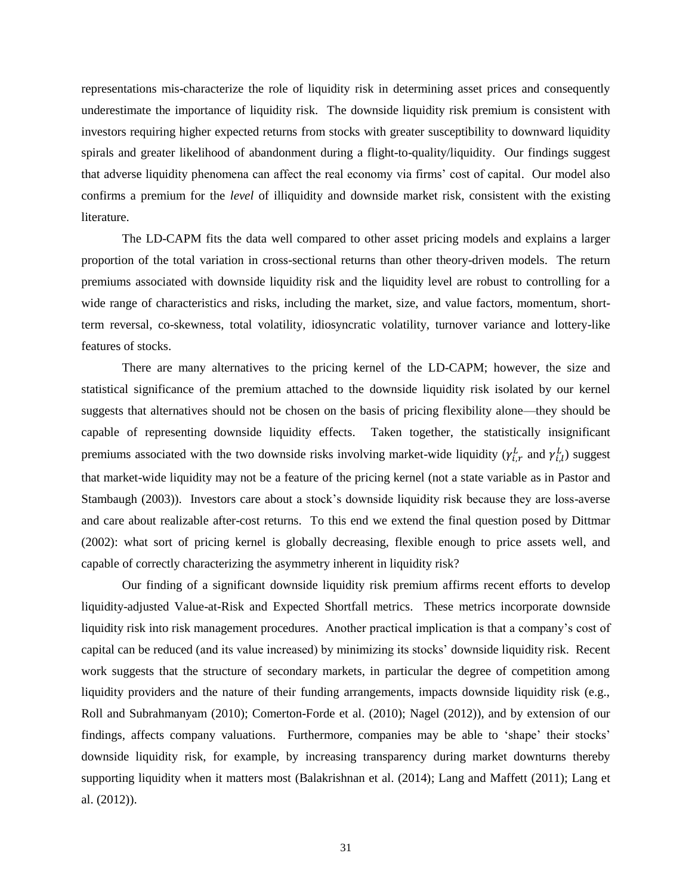representations mis-characterize the role of liquidity risk in determining asset prices and consequently underestimate the importance of liquidity risk. The downside liquidity risk premium is consistent with investors requiring higher expected returns from stocks with greater susceptibility to downward liquidity spirals and greater likelihood of abandonment during a flight-to-quality/liquidity. Our findings suggest that adverse liquidity phenomena can affect the real economy via firms' cost of capital. Our model also confirms a premium for the *level* of illiquidity and downside market risk, consistent with the existing literature.

The LD-CAPM fits the data well compared to other asset pricing models and explains a larger proportion of the total variation in cross-sectional returns than other theory-driven models. The return premiums associated with downside liquidity risk and the liquidity level are robust to controlling for a wide range of characteristics and risks, including the market, size, and value factors, momentum, short-term reversal, co-skewness, total volatility, idiosyncratic volatility, turnover variance and lottery-like features of stocks.

There are many alternatives to the pricing kernel of the LD-CAPM; however, the size and statistical significance of the premium attached to the downside liquidity risk isolated by our kernel suggests that alternatives should not be chosen on the basis of pricing flexibility alone—they should be capable of representing downside liquidity effects. Taken together, the statistically insignificant premiums associated with the two downside risks involving market-wide liquidity ($\gamma_{i,r}^{L}$ and $\gamma_{i,l}^{L}$) suggest that market-wide liquidity may not be a feature of the pricing kernel (not a state variable as in Pastor and Stambaugh (2003)). Investors care about a stock's downside liquidity risk because they are loss-averse and care about realizable after-cost returns. To this end we extend the final question posed by Dittmar (2002): what sort of pricing kernel is globally decreasing, flexible enough to price assets well, and capable of correctly characterizing the asymmetry inherent in liquidity risk?

Our finding of a significant downside liquidity risk premium affirms recent efforts to develop liquidity-adjusted Value-at-Risk and Expected Shortfall metrics. These metrics incorporate downside liquidity risk into risk management procedures. Another practical implication is that a company's cost of capital can be reduced (and its value increased) by minimizing its stocks' downside liquidity risk. Recent work suggests that the structure of secondary markets, in particular the degree of competition among liquidity providers and the nature of their funding arrangements, impacts downside liquidity risk (e.g., Roll and Subrahmanyam (2010); Comerton-Forde et al. (2010); Nagel (2012)), and by extension of our findings, affects company valuations. Furthermore, companies may be able to 'shape' their stocks' downside liquidity risk, for example, by increasing transparency during market downturns thereby supporting liquidity when it matters most (Balakrishnan et al. (2014); Lang and Maffett (2011); Lang et al. (2012)).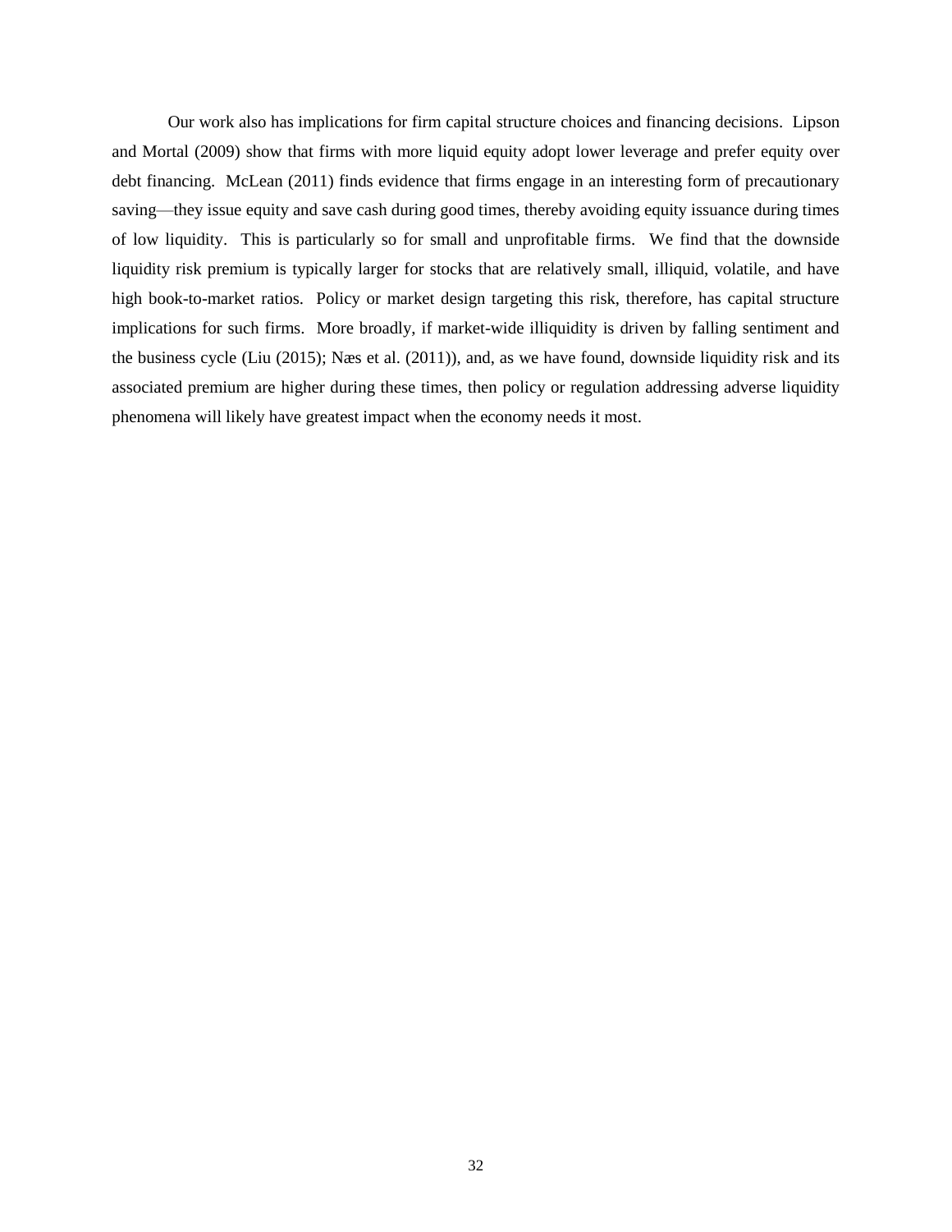Our work also has implications for firm capital structure choices and financing decisions. Lipson and Mortal (2009) show that firms with more liquid equity adopt lower leverage and prefer equity over debt financing. McLean (2011) finds evidence that firms engage in an interesting form of precautionary saving—they issue equity and save cash during good times, thereby avoiding equity issuance during times of low liquidity. This is particularly so for small and unprofitable firms. We find that the downside liquidity risk premium is typically larger for stocks that are relatively small, illiquid, volatile, and have high book-to-market ratios. Policy or market design targeting this risk, therefore, has capital structure implications for such firms. More broadly, if market-wide illiquidity is driven by falling sentiment and the business cycle (Liu (2015); Næs et al. (2011)), and, as we have found, downside liquidity risk and its associated premium are higher during these times, then policy or regulation addressing adverse liquidity phenomena will likely have greatest impact when the economy needs it most.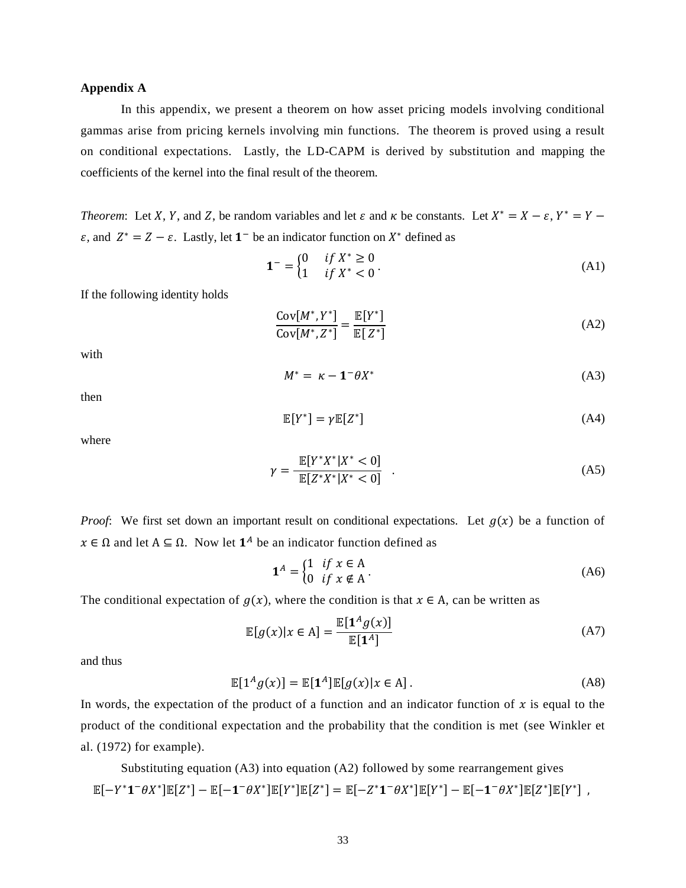**Appendix A**

In this appendix, we present a theorem on how asset pricing models involving conditional gammas arise from pricing kernels involving min functions. The theorem is proved using a result on conditional expectations. Lastly, the LD-CAPM is derived by substitution and mapping the coefficients of the kernel into the final result of the theorem.

*Theorem*: Let $X$, $Y$, and $Z$, be random variables and let $\varepsilon$ and $\kappa$ be constants. Let $X^* = X - \varepsilon$, $Y^* = Y - \varepsilon$, and $Z^* = Z - \varepsilon$. Lastly, let $\mathbf{1}^-$ be an indicator function on $X^*$ defined as

$$\mathbf{1}^- = \begin{cases} 0 & if\ X^* \geq 0 \\ 1 & if\ X^* < 0 \end{cases}. \tag{A1}$$

If the following identity holds

$$\frac{\text{Cov}[M^*, Y^*]}{\text{Cov}[M^*, Z^*]} = \frac{\mathbb{E}[Y^*]}{\mathbb{E}[Z^*]} \tag{A2}$$

with

$$M^* = \kappa - \mathbf{1}^- \theta X^* \tag{A3}$$

then

$$\mathbb{E}[Y^*] = \gamma \mathbb{E}[Z^*] \tag{A4}$$

where

$$\gamma = \frac{\mathbb{E}[Y^* X^* | X^* < 0]}{\mathbb{E}[Z^* X^* | X^* < 0]} \quad . \tag{A5}$$

*Proof*: We first set down an important result on conditional expectations. Let $g(x)$ be a function of $x \in \Omega$ and let $\text{A} \subseteq \Omega$. Now let $\mathbf{1}^A$ be an indicator function defined as

$$\mathbf{1}^A = \begin{cases} 1 & if\ x \in \text{A} \\ 0 & if\ x \notin \text{A} \end{cases}. \tag{A6}$$

The conditional expectation of $g(x)$, where the condition is that $x \in \text{A}$, can be written as

$$\mathbb{E}[g(x) | x \in \text{A}] = \frac{\mathbb{E}[\mathbf{1}^A g(x)]}{\mathbb{E}[\mathbf{1}^A]} \tag{A7}$$

and thus

$$\mathbb{E}[1^A g(x)] = \mathbb{E}[\mathbf{1}^A] \mathbb{E}[g(x) | x \in \text{A}]\,. \tag{A8}$$

In words, the expectation of the product of a function and an indicator function of $x$ is equal to the product of the conditional expectation and the probability that the condition is met (see Winkler et al. (1972) for example).

Substituting equation (A3) into equation (A2) followed by some rearrangement gives

$$\mathbb{E}[-Y^* \mathbf{1}^- \theta X^*] \mathbb{E}[Z^*] - \mathbb{E}[-\mathbf{1}^- \theta X^*] \mathbb{E}[Y^*] \mathbb{E}[Z^*] = \mathbb{E}[-Z^* \mathbf{1}^- \theta X^*] \mathbb{E}[Y^*] - \mathbb{E}[-\mathbf{1}^- \theta X^*] \mathbb{E}[Z^*] \mathbb{E}[Y^*] \ ,$$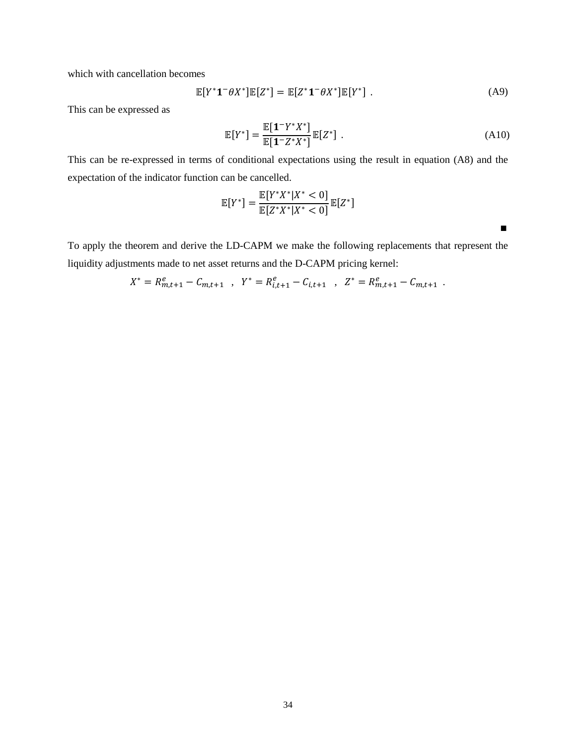which with cancellation becomes

$$\mathbb{E}[Y^* \mathbf{1}^{-}\theta X^*]\mathbb{E}[Z^*] = \mathbb{E}[Z^* \mathbf{1}^{-}\theta X^*]\mathbb{E}[Y^*] \ . \tag{A9}$$

This can be expressed as

$$\mathbb{E}[Y^*] = \frac{\mathbb{E}[\mathbf{1}^{-} Y^* X^*]}{\mathbb{E}[\mathbf{1}^{-} Z^* X^*]}\mathbb{E}[Z^*] \ . \tag{A10}$$

This can be re-expressed in terms of conditional expectations using the result in equation (A8) and the expectation of the indicator function can be cancelled.

$$\mathbb{E}[Y^*] = \frac{\mathbb{E}[Y^* X^* | X^* < 0]}{\mathbb{E}[Z^* X^* | X^* < 0]}\mathbb{E}[Z^*]$$

∎

To apply the theorem and derive the LD-CAPM we make the following replacements that represent the liquidity adjustments made to net asset returns and the D-CAPM pricing kernel:

$$X^* = R^e_{m,t+1} - C_{m,t+1} \ \ , \ \ Y^* = R^e_{i,t+1} - C_{i,t+1} \ \ , \ \ Z^* = R^e_{m,t+1} - C_{m,t+1} \ .$$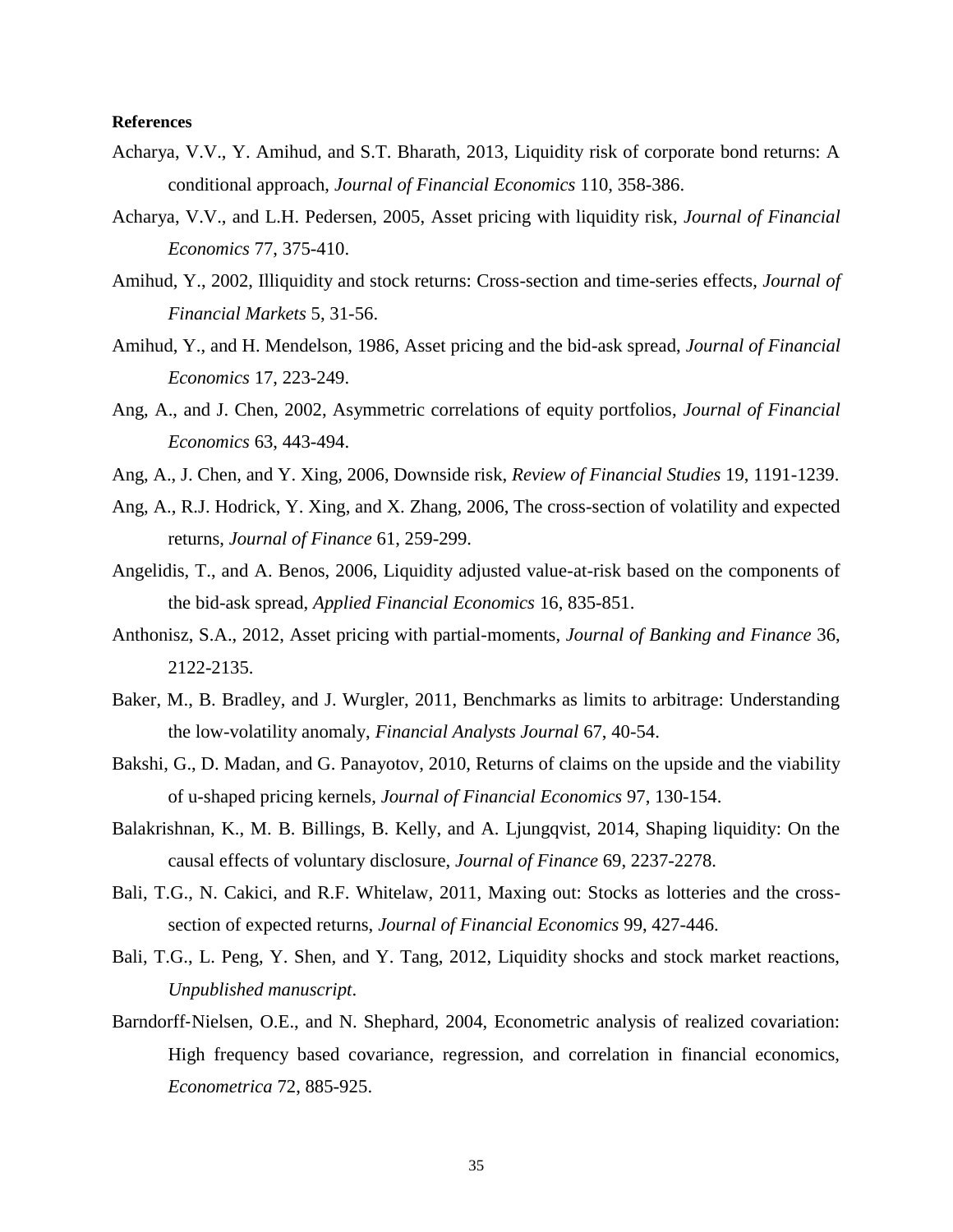**References**

Acharya, V.V., Y. Amihud, and S.T. Bharath, 2013, Liquidity risk of corporate bond returns: A conditional approach, *Journal of Financial Economics* 110, 358-386.

Acharya, V.V., and L.H. Pedersen, 2005, Asset pricing with liquidity risk, *Journal of Financial Economics* 77, 375-410.

Amihud, Y., 2002, Illiquidity and stock returns: Cross-section and time-series effects, *Journal of Financial Markets* 5, 31-56.

Amihud, Y., and H. Mendelson, 1986, Asset pricing and the bid-ask spread, *Journal of Financial Economics* 17, 223-249.

Ang, A., and J. Chen, 2002, Asymmetric correlations of equity portfolios, *Journal of Financial Economics* 63, 443-494.

Ang, A., J. Chen, and Y. Xing, 2006, Downside risk, *Review of Financial Studies* 19, 1191-1239.

Ang, A., R.J. Hodrick, Y. Xing, and X. Zhang, 2006, The cross-section of volatility and expected returns, *Journal of Finance* 61, 259-299.

Angelidis, T., and A. Benos, 2006, Liquidity adjusted value-at-risk based on the components of the bid-ask spread, *Applied Financial Economics* 16, 835-851.

Anthonisz, S.A., 2012, Asset pricing with partial-moments, *Journal of Banking and Finance* 36, 2122-2135.

Baker, M., B. Bradley, and J. Wurgler, 2011, Benchmarks as limits to arbitrage: Understanding the low-volatility anomaly, *Financial Analysts Journal* 67, 40-54.

Bakshi, G., D. Madan, and G. Panayotov, 2010, Returns of claims on the upside and the viability of u-shaped pricing kernels, *Journal of Financial Economics* 97, 130-154.

Balakrishnan, K., M. B. Billings, B. Kelly, and A. Ljungqvist, 2014, Shaping liquidity: On the causal effects of voluntary disclosure, *Journal of Finance* 69, 2237-2278.

Bali, T.G., N. Cakici, and R.F. Whitelaw, 2011, Maxing out: Stocks as lotteries and the cross-section of expected returns, *Journal of Financial Economics* 99, 427-446.

Bali, T.G., L. Peng, Y. Shen, and Y. Tang, 2012, Liquidity shocks and stock market reactions, *Unpublished manuscript*.

Barndorff-Nielsen, O.E., and N. Shephard, 2004, Econometric analysis of realized covariation: High frequency based covariance, regression, and correlation in financial economics, *Econometrica* 72, 885-925.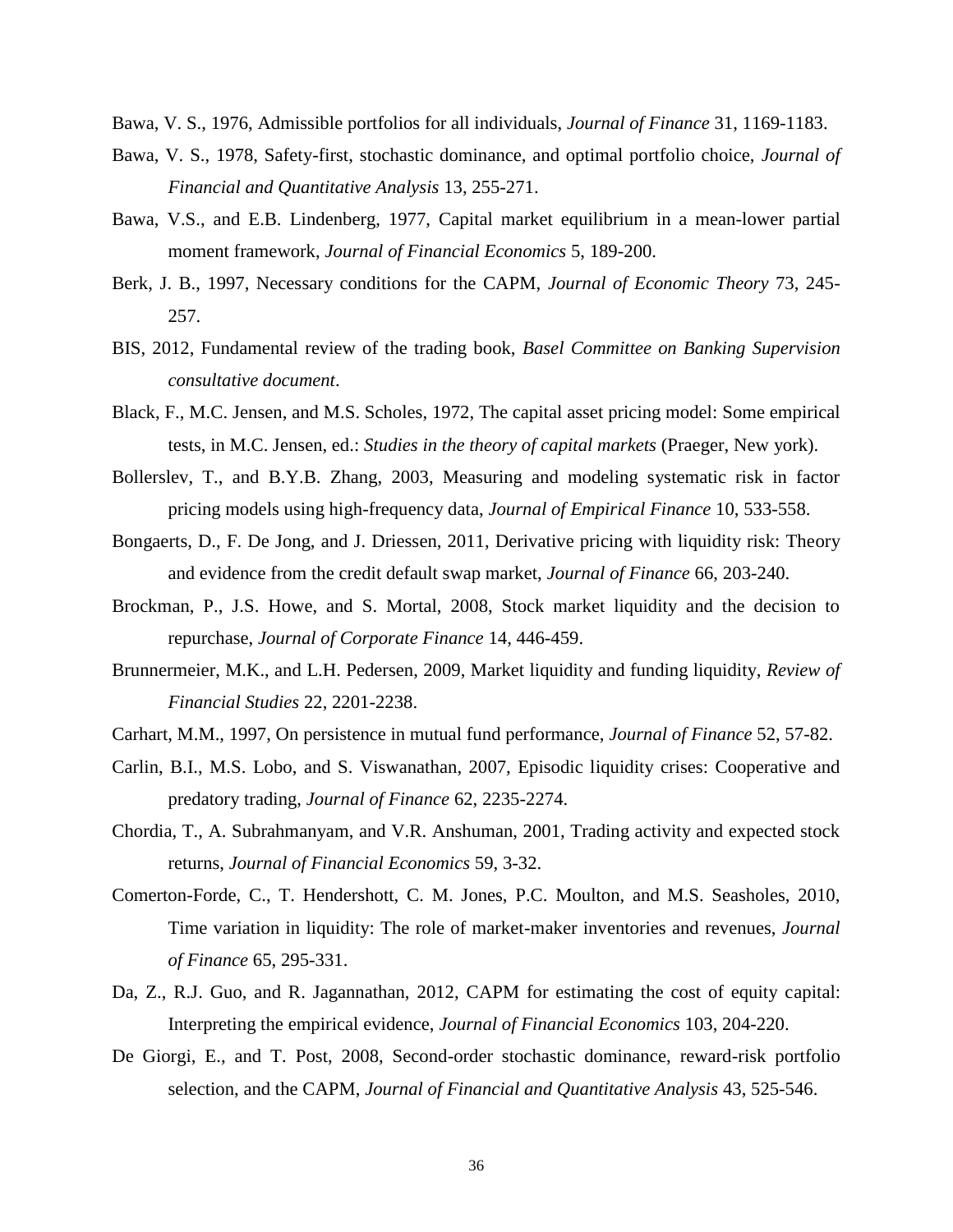Bawa, V. S., 1976, Admissible portfolios for all individuals, *Journal of Finance* 31, 1169-1183.

Bawa, V. S., 1978, Safety-first, stochastic dominance, and optimal portfolio choice, *Journal of Financial and Quantitative Analysis* 13, 255-271.

Bawa, V.S., and E.B. Lindenberg, 1977, Capital market equilibrium in a mean-lower partial moment framework, *Journal of Financial Economics* 5, 189-200.

Berk, J. B., 1997, Necessary conditions for the CAPM, *Journal of Economic Theory* 73, 245-257.

BIS, 2012, Fundamental review of the trading book, *Basel Committee on Banking Supervision consultative document*.

Black, F., M.C. Jensen, and M.S. Scholes, 1972, The capital asset pricing model: Some empirical tests, in M.C. Jensen, ed.: *Studies in the theory of capital markets* (Praeger, New york).

Bollerslev, T., and B.Y.B. Zhang, 2003, Measuring and modeling systematic risk in factor pricing models using high-frequency data, *Journal of Empirical Finance* 10, 533-558.

Bongaerts, D., F. De Jong, and J. Driessen, 2011, Derivative pricing with liquidity risk: Theory and evidence from the credit default swap market, *Journal of Finance* 66, 203-240.

Brockman, P., J.S. Howe, and S. Mortal, 2008, Stock market liquidity and the decision to repurchase, *Journal of Corporate Finance* 14, 446-459.

Brunnermeier, M.K., and L.H. Pedersen, 2009, Market liquidity and funding liquidity, *Review of Financial Studies* 22, 2201-2238.

Carhart, M.M., 1997, On persistence in mutual fund performance, *Journal of Finance* 52, 57-82.

Carlin, B.I., M.S. Lobo, and S. Viswanathan, 2007, Episodic liquidity crises: Cooperative and predatory trading, *Journal of Finance* 62, 2235-2274.

Chordia, T., A. Subrahmanyam, and V.R. Anshuman, 2001, Trading activity and expected stock returns, *Journal of Financial Economics* 59, 3-32.

Comerton-Forde, C., T. Hendershott, C. M. Jones, P.C. Moulton, and M.S. Seasholes, 2010, Time variation in liquidity: The role of market-maker inventories and revenues, *Journal of Finance* 65, 295-331.

Da, Z., R.J. Guo, and R. Jagannathan, 2012, CAPM for estimating the cost of equity capital: Interpreting the empirical evidence, *Journal of Financial Economics* 103, 204-220.

De Giorgi, E., and T. Post, 2008, Second-order stochastic dominance, reward-risk portfolio selection, and the CAPM, *Journal of Financial and Quantitative Analysis* 43, 525-546.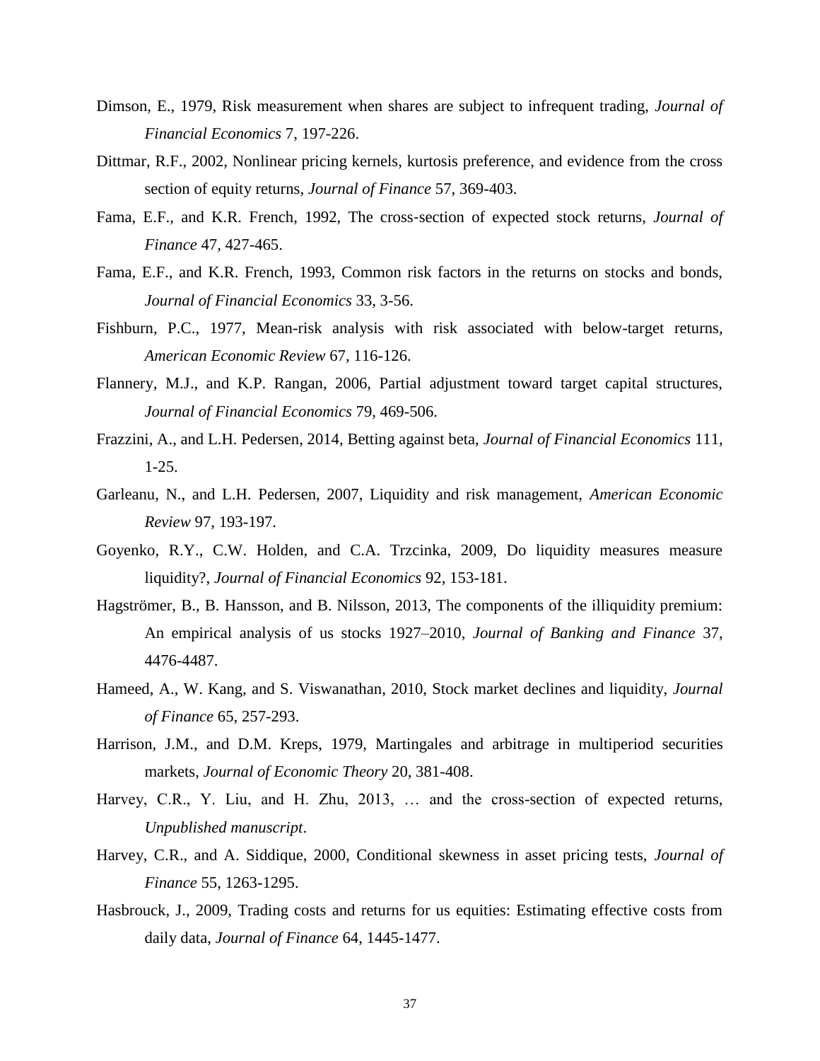Dimson, E., 1979, Risk measurement when shares are subject to infrequent trading, *Journal of Financial Economics* 7, 197-226.

Dittmar, R.F., 2002, Nonlinear pricing kernels, kurtosis preference, and evidence from the cross section of equity returns, *Journal of Finance* 57, 369-403.

Fama, E.F., and K.R. French, 1992, The cross-section of expected stock returns, *Journal of Finance* 47, 427-465.

Fama, E.F., and K.R. French, 1993, Common risk factors in the returns on stocks and bonds, *Journal of Financial Economics* 33, 3-56.

Fishburn, P.C., 1977, Mean-risk analysis with risk associated with below-target returns, *American Economic Review* 67, 116-126.

Flannery, M.J., and K.P. Rangan, 2006, Partial adjustment toward target capital structures, *Journal of Financial Economics* 79, 469-506.

Frazzini, A., and L.H. Pedersen, 2014, Betting against beta, *Journal of Financial Economics* 111, 1-25.

Garleanu, N., and L.H. Pedersen, 2007, Liquidity and risk management, *American Economic Review* 97, 193-197.

Goyenko, R.Y., C.W. Holden, and C.A. Trzcinka, 2009, Do liquidity measures measure liquidity?, *Journal of Financial Economics* 92, 153-181.

Hagströmer, B., B. Hansson, and B. Nilsson, 2013, The components of the illiquidity premium: An empirical analysis of us stocks 1927–2010, *Journal of Banking and Finance* 37, 4476-4487.

Hameed, A., W. Kang, and S. Viswanathan, 2010, Stock market declines and liquidity, *Journal of Finance* 65, 257-293.

Harrison, J.M., and D.M. Kreps, 1979, Martingales and arbitrage in multiperiod securities markets, *Journal of Economic Theory* 20, 381-408.

Harvey, C.R., Y. Liu, and H. Zhu, 2013, … and the cross-section of expected returns, *Unpublished manuscript*.

Harvey, C.R., and A. Siddique, 2000, Conditional skewness in asset pricing tests, *Journal of Finance* 55, 1263-1295.

Hasbrouck, J., 2009, Trading costs and returns for us equities: Estimating effective costs from daily data, *Journal of Finance* 64, 1445-1477.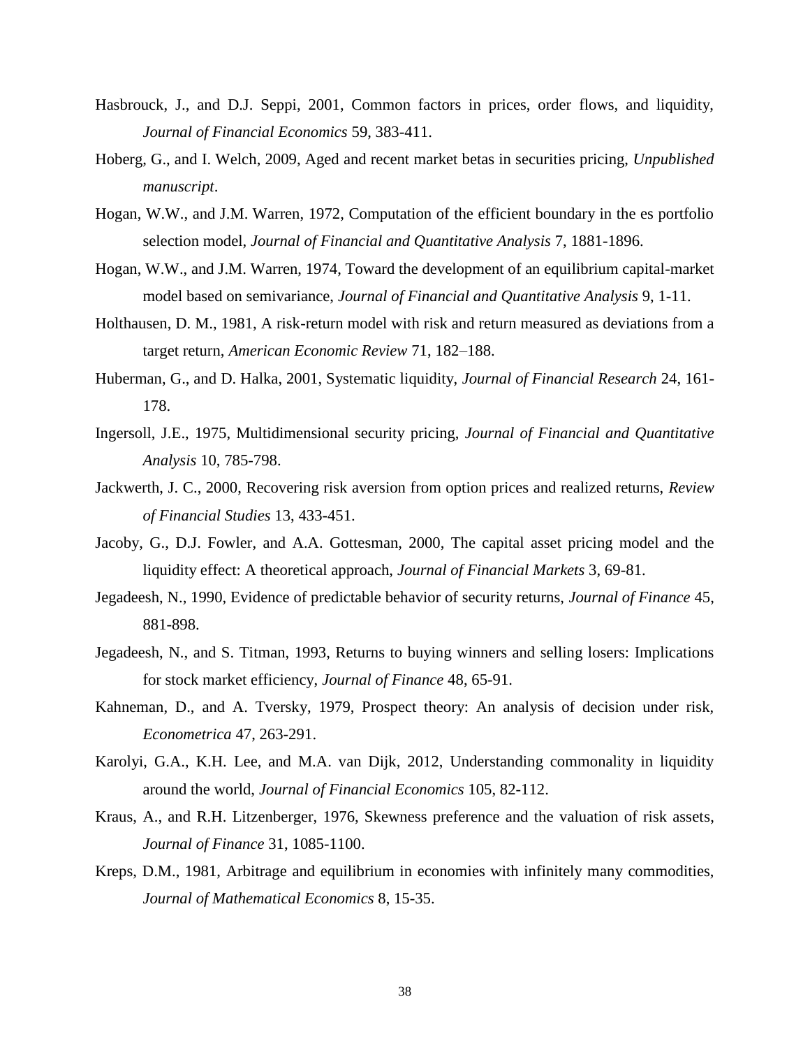Hasbrouck, J., and D.J. Seppi, 2001, Common factors in prices, order flows, and liquidity, *Journal of Financial Economics* 59, 383-411.

Hoberg, G., and I. Welch, 2009, Aged and recent market betas in securities pricing, *Unpublished manuscript*.

Hogan, W.W., and J.M. Warren, 1972, Computation of the efficient boundary in the es portfolio selection model, *Journal of Financial and Quantitative Analysis* 7, 1881-1896.

Hogan, W.W., and J.M. Warren, 1974, Toward the development of an equilibrium capital-market model based on semivariance, *Journal of Financial and Quantitative Analysis* 9, 1-11.

Holthausen, D. M., 1981, A risk-return model with risk and return measured as deviations from a target return, *American Economic Review* 71, 182–188.

Huberman, G., and D. Halka, 2001, Systematic liquidity, *Journal of Financial Research* 24, 161-178.

Ingersoll, J.E., 1975, Multidimensional security pricing, *Journal of Financial and Quantitative Analysis* 10, 785-798.

Jackwerth, J. C., 2000, Recovering risk aversion from option prices and realized returns, *Review of Financial Studies* 13, 433-451.

Jacoby, G., D.J. Fowler, and A.A. Gottesman, 2000, The capital asset pricing model and the liquidity effect: A theoretical approach, *Journal of Financial Markets* 3, 69-81.

Jegadeesh, N., 1990, Evidence of predictable behavior of security returns, *Journal of Finance* 45, 881-898.

Jegadeesh, N., and S. Titman, 1993, Returns to buying winners and selling losers: Implications for stock market efficiency, *Journal of Finance* 48, 65-91.

Kahneman, D., and A. Tversky, 1979, Prospect theory: An analysis of decision under risk, *Econometrica* 47, 263-291.

Karolyi, G.A., K.H. Lee, and M.A. van Dijk, 2012, Understanding commonality in liquidity around the world, *Journal of Financial Economics* 105, 82-112.

Kraus, A., and R.H. Litzenberger, 1976, Skewness preference and the valuation of risk assets, *Journal of Finance* 31, 1085-1100.

Kreps, D.M., 1981, Arbitrage and equilibrium in economies with infinitely many commodities, *Journal of Mathematical Economics* 8, 15-35.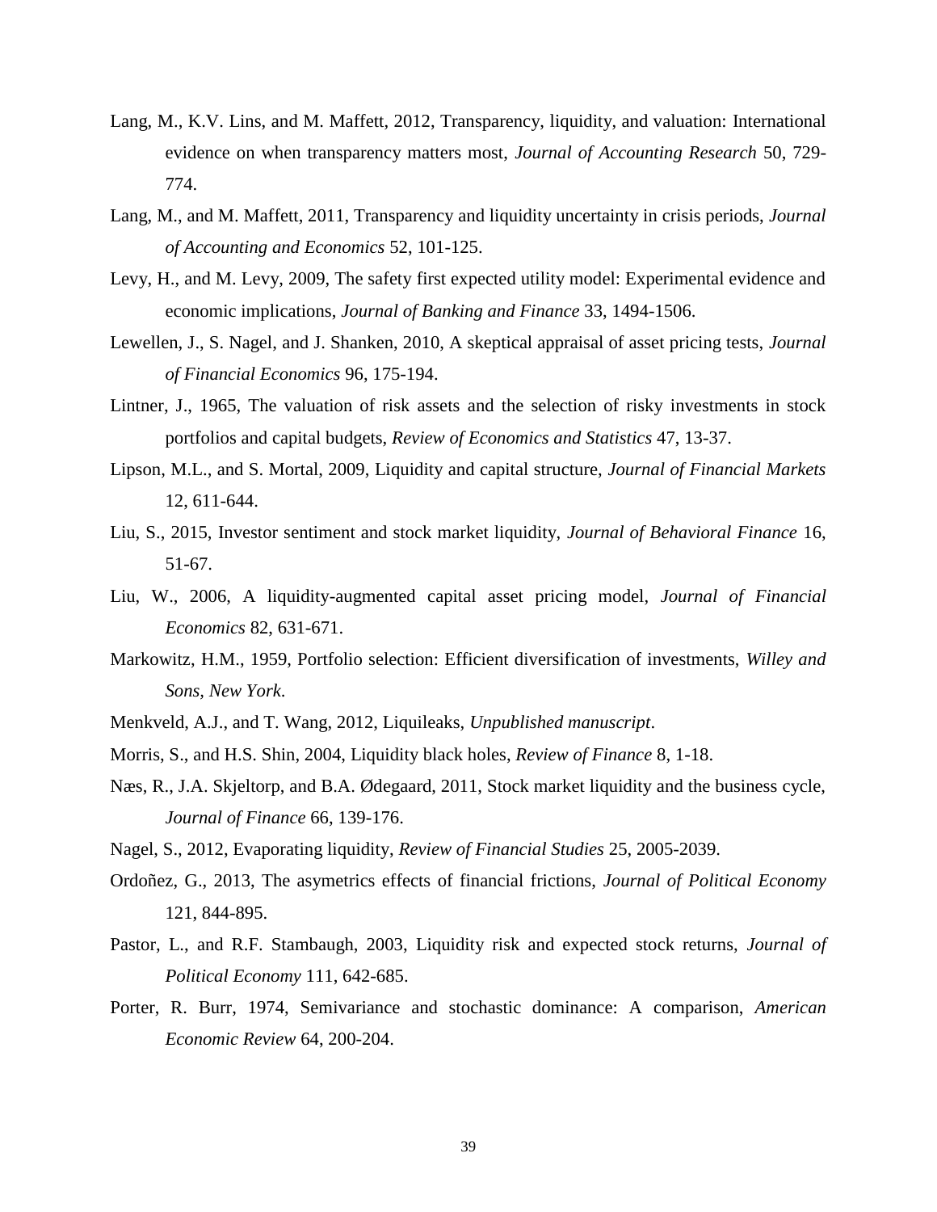Lang, M., K.V. Lins, and M. Maffett, 2012, Transparency, liquidity, and valuation: International evidence on when transparency matters most, *Journal of Accounting Research* 50, 729-774.

Lang, M., and M. Maffett, 2011, Transparency and liquidity uncertainty in crisis periods, *Journal of Accounting and Economics* 52, 101-125.

Levy, H., and M. Levy, 2009, The safety first expected utility model: Experimental evidence and economic implications, *Journal of Banking and Finance* 33, 1494-1506.

Lewellen, J., S. Nagel, and J. Shanken, 2010, A skeptical appraisal of asset pricing tests, *Journal of Financial Economics* 96, 175-194.

Lintner, J., 1965, The valuation of risk assets and the selection of risky investments in stock portfolios and capital budgets, *Review of Economics and Statistics* 47, 13-37.

Lipson, M.L., and S. Mortal, 2009, Liquidity and capital structure, *Journal of Financial Markets* 12, 611-644.

Liu, S., 2015, Investor sentiment and stock market liquidity, *Journal of Behavioral Finance* 16, 51-67.

Liu, W., 2006, A liquidity-augmented capital asset pricing model, *Journal of Financial Economics* 82, 631-671.

Markowitz, H.M., 1959, Portfolio selection: Efficient diversification of investments, *Willey and Sons, New York*.

Menkveld, A.J., and T. Wang, 2012, Liquileaks, *Unpublished manuscript*.

Morris, S., and H.S. Shin, 2004, Liquidity black holes, *Review of Finance* 8, 1-18.

Næs, R., J.A. Skjeltorp, and B.A. Ødegaard, 2011, Stock market liquidity and the business cycle, *Journal of Finance* 66, 139-176.

Nagel, S., 2012, Evaporating liquidity, *Review of Financial Studies* 25, 2005-2039.

Ordoñez, G., 2013, The asymetrics effects of financial frictions, *Journal of Political Economy* 121, 844-895.

Pastor, L., and R.F. Stambaugh, 2003, Liquidity risk and expected stock returns, *Journal of Political Economy* 111, 642-685.

Porter, R. Burr, 1974, Semivariance and stochastic dominance: A comparison, *American Economic Review* 64, 200-204.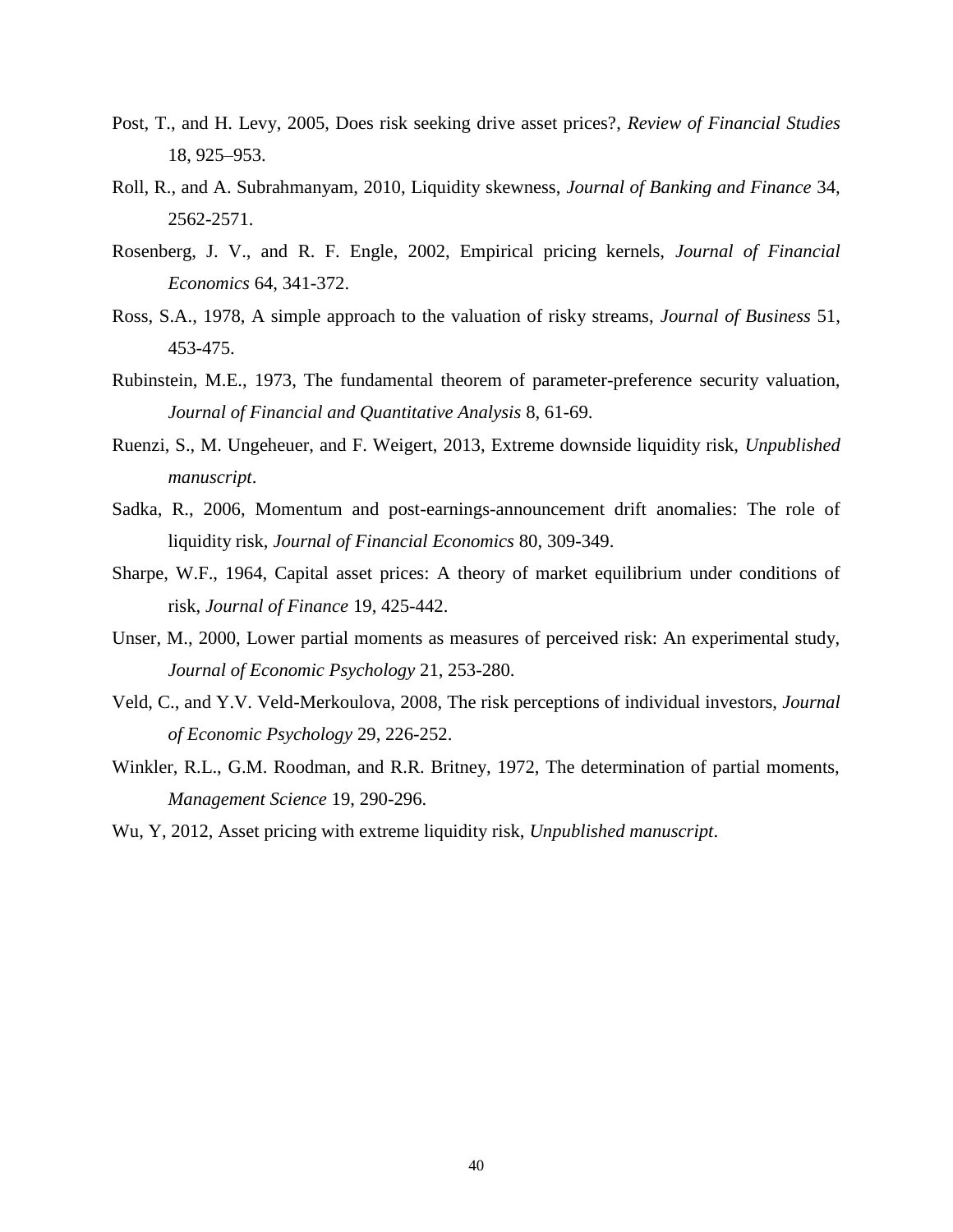Post, T., and H. Levy, 2005, Does risk seeking drive asset prices?, *Review of Financial Studies* 18, 925–953.

Roll, R., and A. Subrahmanyam, 2010, Liquidity skewness, *Journal of Banking and Finance* 34, 2562-2571.

Rosenberg, J. V., and R. F. Engle, 2002, Empirical pricing kernels, *Journal of Financial Economics* 64, 341-372.

Ross, S.A., 1978, A simple approach to the valuation of risky streams, *Journal of Business* 51, 453-475.

Rubinstein, M.E., 1973, The fundamental theorem of parameter-preference security valuation, *Journal of Financial and Quantitative Analysis* 8, 61-69.

Ruenzi, S., M. Ungeheuer, and F. Weigert, 2013, Extreme downside liquidity risk, *Unpublished manuscript*.

Sadka, R., 2006, Momentum and post-earnings-announcement drift anomalies: The role of liquidity risk, *Journal of Financial Economics* 80, 309-349.

Sharpe, W.F., 1964, Capital asset prices: A theory of market equilibrium under conditions of risk, *Journal of Finance* 19, 425-442.

Unser, M., 2000, Lower partial moments as measures of perceived risk: An experimental study, *Journal of Economic Psychology* 21, 253-280.

Veld, C., and Y.V. Veld-Merkoulova, 2008, The risk perceptions of individual investors, *Journal of Economic Psychology* 29, 226-252.

Winkler, R.L., G.M. Roodman, and R.R. Britney, 1972, The determination of partial moments, *Management Science* 19, 290-296.

Wu, Y, 2012, Asset pricing with extreme liquidity risk, *Unpublished manuscript*.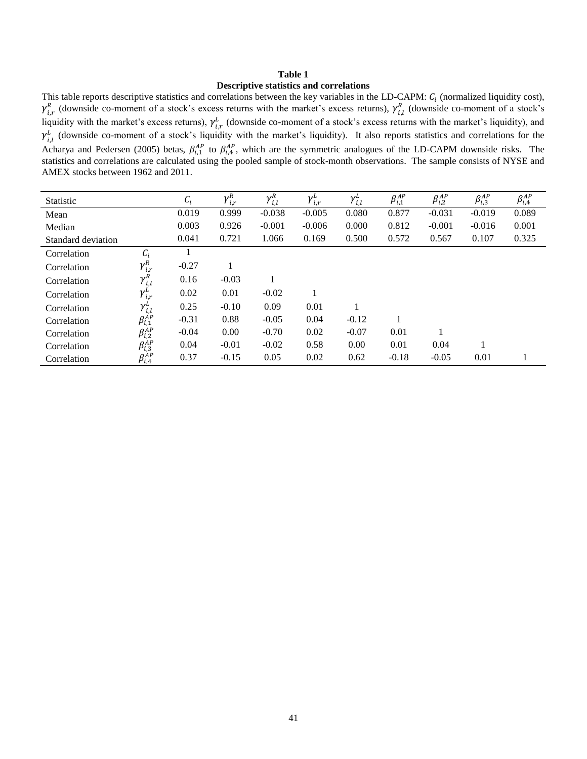**Table 1**
**Descriptive statistics and correlations**

This table reports descriptive statistics and correlations between the key variables in the LD-CAPM: $C_i$ (normalized liquidity cost), $\gamma_{i,r}^{R}$ (downside co-moment of a stock's excess returns with the market's excess returns), $\gamma_{i,l}^{R}$ (downside co-moment of a stock's liquidity with the market's excess returns), $\gamma_{i,r}^{L}$ (downside co-moment of a stock's excess returns with the market's liquidity), and $\gamma_{i,l}^{L}$ (downside co-moment of a stock's liquidity with the market's liquidity). It also reports statistics and correlations for the Acharya and Pedersen (2005) betas, $\beta_{i,1}^{AP}$ to $\beta_{i,4}^{AP}$, which are the symmetric analogues of the LD-CAPM downside risks. The statistics and correlations are calculated using the pooled sample of stock-month observations. The sample consists of NYSE and AMEX stocks between 1962 and 2011.

| Statistic | | $C_i$ | $\gamma_{i,r}^{R}$ | $\gamma_{i,l}^{R}$ | $\gamma_{i,r}^{L}$ | $\gamma_{i,l}^{L}$ | $\beta_{i,1}^{AP}$ | $\beta_{i,2}^{AP}$ | $\beta_{i,3}^{AP}$ | $\beta_{i,4}^{AP}$ |
|---|---|---|---|---|---|---|---|---|---|---|
| Mean | | 0.019 | 0.999 | -0.038 | -0.005 | 0.080 | 0.877 | -0.031 | -0.019 | 0.089 |
| Median | | 0.003 | 0.926 | -0.001 | -0.006 | 0.000 | 0.812 | -0.001 | -0.016 | 0.001 |
| Standard deviation | | 0.041 | 0.721 | 1.066 | 0.169 | 0.500 | 0.572 | 0.567 | 0.107 | 0.325 |
| Correlation | $C_i$ | 1 | | | | | | | | |
| Correlation | $\gamma_{i,r}^{R}$ | -0.27 | 1 | | | | | | | |
| Correlation | $\gamma_{i,l}^{R}$ | 0.16 | -0.03 | 1 | | | | | | |
| Correlation | $\gamma_{i,r}^{L}$ | 0.02 | 0.01 | -0.02 | 1 | | | | | |
| Correlation | $\gamma_{i,l}^{L}$ | 0.25 | -0.10 | 0.09 | 0.01 | 1 | | | | |
| Correlation | $\beta_{i,1}^{AP}$ | -0.31 | 0.88 | -0.05 | 0.04 | -0.12 | 1 | | | |
| Correlation | $\beta_{i,2}^{AP}$ | -0.04 | 0.00 | -0.70 | 0.02 | -0.07 | 0.01 | 1 | | |
| Correlation | $\beta_{i,3}^{AP}$ | 0.04 | -0.01 | -0.02 | 0.58 | 0.00 | 0.01 | 0.04 | 1 | |
| Correlation | $\beta_{i,4}^{AP}$ | 0.37 | -0.15 | 0.05 | 0.02 | 0.62 | -0.18 | -0.05 | 0.01 | 1 |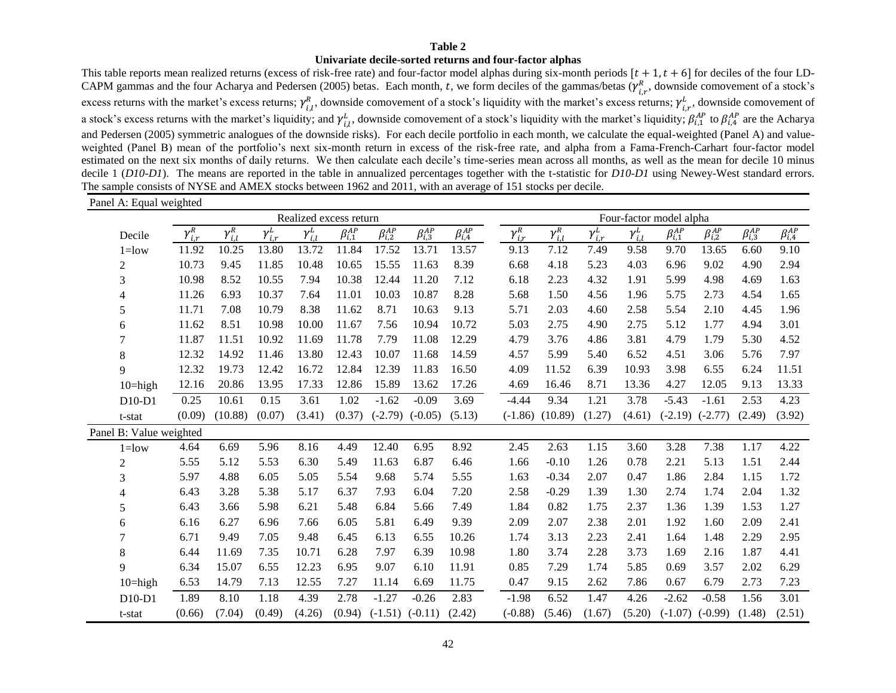**Table 2**

**Univariate decile-sorted returns and four-factor alphas**

This table reports mean realized returns (excess of risk-free rate) and four-factor model alphas during six-month periods $[t+1, t+6]$ for deciles of the four LD-CAPM gammas and the four Acharya and Pedersen (2005) betas. Each month, $t$, we form deciles of the gammas/betas ($\gamma_{i,r}^{R}$, downside comovement of a stock's excess returns with the market's excess returns; $\gamma_{i,l}^{R}$, downside comovement of a stock's liquidity with the market's excess returns; $\gamma_{i,r}^{L}$, downside comovement of a stock's excess returns with the market's liquidity; and $\gamma_{i,l}^{L}$, downside comovement of a stock's liquidity with the market's liquidity; $\beta_{i,1}^{AP}$ to $\beta_{i,4}^{AP}$ are the Acharya and Pedersen (2005) symmetric analogues of the downside risks). For each decile portfolio in each month, we calculate the equal-weighted (Panel A) and value-weighted (Panel B) mean of the portfolio's next six-month return in excess of the risk-free rate, and alpha from a Fama-French-Carhart four-factor model estimated on the next six months of daily returns. We then calculate each decile's time-series mean across all months, as well as the mean for decile 10 minus decile 1 (*D10-D1*). The means are reported in the table in annualized percentages together with the t-statistic for *D10-D1* using Newey-West standard errors. The sample consists of NYSE and AMEX stocks between 1962 and 2011, with an average of 151 stocks per decile.

| Panel A: Equal weighted | | | | | | | | | | | | | | | | |
|---|---|---|---|---|---|---|---|---|---|---|---|---|---|---|---|---|
| | Realized excess return | | | | | | | | Four-factor model alpha | | | | | | | |
| Decile | $\gamma_{i,r}^{R}$ | $\gamma_{i,l}^{R}$ | $\gamma_{i,r}^{L}$ | $\gamma_{i,l}^{L}$ | $\beta_{i,1}^{AP}$ | $\beta_{i,2}^{AP}$ | $\beta_{i,3}^{AP}$ | $\beta_{i,4}^{AP}$ | $\gamma_{i,r}^{R}$ | $\gamma_{i,l}^{R}$ | $\gamma_{i,r}^{L}$ | $\gamma_{i,l}^{L}$ | $\beta_{i,1}^{AP}$ | $\beta_{i,2}^{AP}$ | $\beta_{i,3}^{AP}$ | $\beta_{i,4}^{AP}$ |
| 1=low | 11.92 | 10.25 | 13.80 | 13.72 | 11.84 | 17.52 | 13.71 | 13.57 | 9.13 | 7.12 | 7.49 | 9.58 | 9.70 | 13.65 | 6.60 | 9.10 |
| 2 | 10.73 | 9.45 | 11.85 | 10.48 | 10.65 | 15.55 | 11.63 | 8.39 | 6.68 | 4.18 | 5.23 | 4.03 | 6.96 | 9.02 | 4.90 | 2.94 |
| 3 | 10.98 | 8.52 | 10.55 | 7.94 | 10.38 | 12.44 | 11.20 | 7.12 | 6.18 | 2.23 | 4.32 | 1.91 | 5.99 | 4.98 | 4.69 | 1.63 |
| 4 | 11.26 | 6.93 | 10.37 | 7.64 | 11.01 | 10.03 | 10.87 | 8.28 | 5.68 | 1.50 | 4.56 | 1.96 | 5.75 | 2.73 | 4.54 | 1.65 |
| 5 | 11.71 | 7.08 | 10.79 | 8.38 | 11.62 | 8.71 | 10.63 | 9.13 | 5.71 | 2.03 | 4.60 | 2.58 | 5.54 | 2.10 | 4.45 | 1.96 |
| 6 | 11.62 | 8.51 | 10.98 | 10.00 | 11.67 | 7.56 | 10.94 | 10.72 | 5.03 | 2.75 | 4.90 | 2.75 | 5.12 | 1.77 | 4.94 | 3.01 |
| 7 | 11.87 | 11.51 | 10.92 | 11.69 | 11.78 | 7.79 | 11.08 | 12.29 | 4.79 | 3.76 | 4.86 | 3.81 | 4.79 | 1.79 | 5.30 | 4.52 |
| 8 | 12.32 | 14.92 | 11.46 | 13.80 | 12.43 | 10.07 | 11.68 | 14.59 | 4.57 | 5.99 | 5.40 | 6.52 | 4.51 | 3.06 | 5.76 | 7.97 |
| 9 | 12.32 | 19.73 | 12.42 | 16.72 | 12.84 | 12.39 | 11.83 | 16.50 | 4.09 | 11.52 | 6.39 | 10.93 | 3.98 | 6.55 | 6.24 | 11.51 |
| 10=high | 12.16 | 20.86 | 13.95 | 17.33 | 12.86 | 15.89 | 13.62 | 17.26 | 4.69 | 16.46 | 8.71 | 13.36 | 4.27 | 12.05 | 9.13 | 13.33 |
| D10-D1 | 0.25 | 10.61 | 0.15 | 3.61 | 1.02 | -1.62 | -0.09 | 3.69 | -4.44 | 9.34 | 1.21 | 3.78 | -5.43 | -1.61 | 2.53 | 4.23 |
| t-stat | (0.09) | (10.88) | (0.07) | (3.41) | (0.37) | (-2.79) | (-0.05) | (5.13) | (-1.86) | (10.89) | (1.27) | (4.61) | (-2.19) | (-2.77) | (2.49) | (3.92) |
| **Panel B: Value weighted** | | | | | | | | | | | | | | | | |
| 1=low | 4.64 | 6.69 | 5.96 | 8.16 | 4.49 | 12.40 | 6.95 | 8.92 | 2.45 | 2.63 | 1.15 | 3.60 | 3.28 | 7.38 | 1.17 | 4.22 |
| 2 | 5.55 | 5.12 | 5.53 | 6.30 | 5.49 | 11.63 | 6.87 | 6.46 | 1.66 | -0.10 | 1.26 | 0.78 | 2.21 | 5.13 | 1.51 | 2.44 |
| 3 | 5.97 | 4.88 | 6.05 | 5.05 | 5.54 | 9.68 | 5.74 | 5.55 | 1.63 | -0.34 | 2.07 | 0.47 | 1.86 | 2.84 | 1.15 | 1.72 |
| 4 | 6.43 | 3.28 | 5.38 | 5.17 | 6.37 | 7.93 | 6.04 | 7.20 | 2.58 | -0.29 | 1.39 | 1.30 | 2.74 | 1.74 | 2.04 | 1.32 |
| 5 | 6.43 | 3.66 | 5.98 | 6.21 | 5.48 | 6.84 | 5.66 | 7.49 | 1.84 | 0.82 | 1.75 | 2.37 | 1.36 | 1.39 | 1.53 | 1.27 |
| 6 | 6.16 | 6.27 | 6.96 | 7.66 | 6.05 | 5.81 | 6.49 | 9.39 | 2.09 | 2.07 | 2.38 | 2.01 | 1.92 | 1.60 | 2.09 | 2.41 |
| 7 | 6.71 | 9.49 | 7.05 | 9.48 | 6.45 | 6.13 | 6.55 | 10.26 | 1.74 | 3.13 | 2.23 | 2.41 | 1.64 | 1.48 | 2.29 | 2.95 |
| 8 | 6.44 | 11.69 | 7.35 | 10.71 | 6.28 | 7.97 | 6.39 | 10.98 | 1.80 | 3.74 | 2.28 | 3.73 | 1.69 | 2.16 | 1.87 | 4.41 |
| 9 | 6.34 | 15.07 | 6.55 | 12.23 | 6.95 | 9.07 | 6.10 | 11.91 | 0.85 | 7.29 | 1.74 | 5.85 | 0.69 | 3.57 | 2.02 | 6.29 |
| 10=high | 6.53 | 14.79 | 7.13 | 12.55 | 7.27 | 11.14 | 6.69 | 11.75 | 0.47 | 9.15 | 2.62 | 7.86 | 0.67 | 6.79 | 2.73 | 7.23 |
| D10-D1 | 1.89 | 8.10 | 1.18 | 4.39 | 2.78 | -1.27 | -0.26 | 2.83 | -1.98 | 6.52 | 1.47 | 4.26 | -2.62 | -0.58 | 1.56 | 3.01 |
| t-stat | (0.66) | (7.04) | (0.49) | (4.26) | (0.94) | (-1.51) | (-0.11) | (2.42) | (-0.88) | (5.46) | (1.67) | (5.20) | (-1.07) | (-0.99) | (1.48) | (2.51) |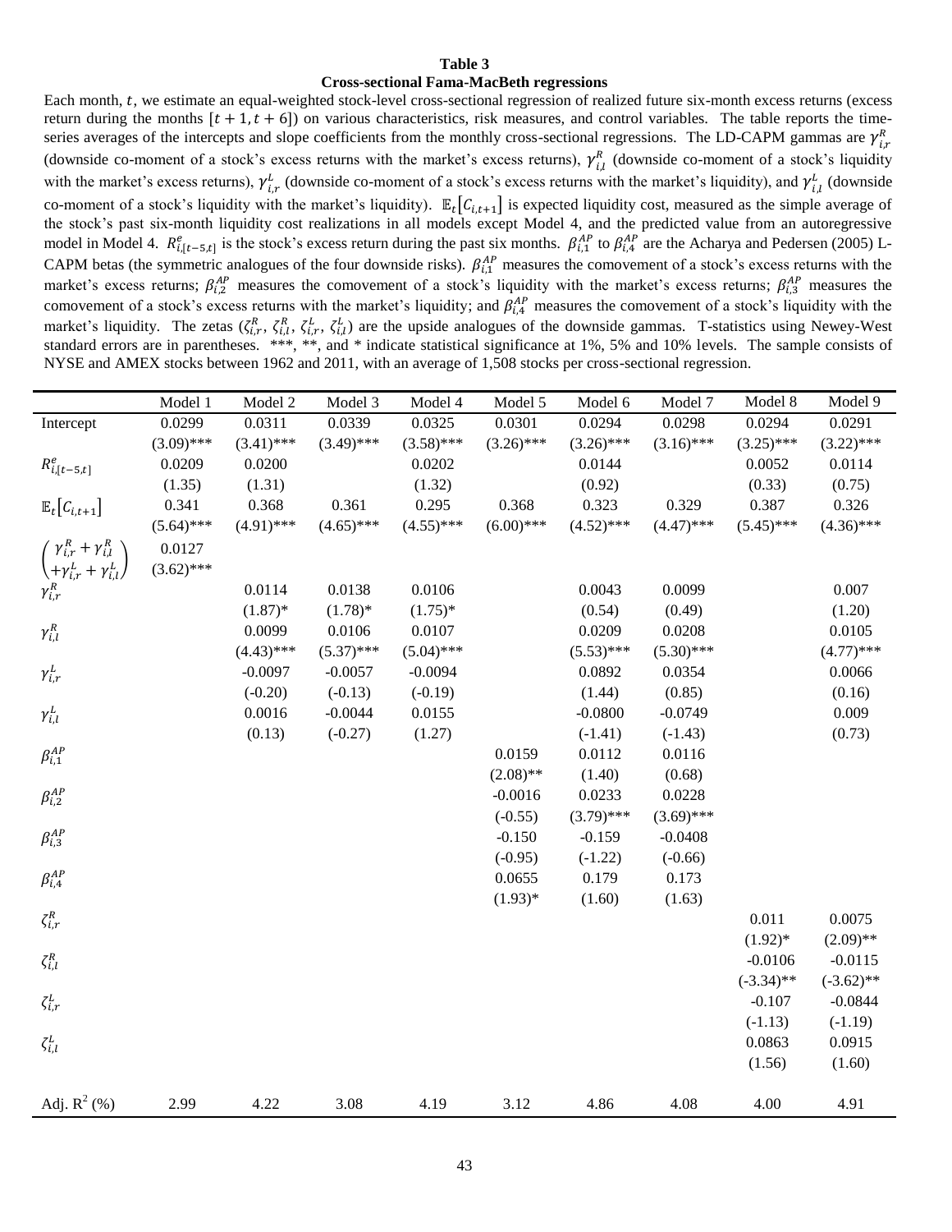**Table 3**

**Cross-sectional Fama-MacBeth regressions**

Each month, $t$, we estimate an equal-weighted stock-level cross-sectional regression of realized future six-month excess returns (excess return during the months $[t+1, t+6]$) on various characteristics, risk measures, and control variables. The table reports the time-series averages of the intercepts and slope coefficients from the monthly cross-sectional regressions. The LD-CAPM gammas are $\gamma_{i,r}^{R}$ (downside co-moment of a stock's excess returns with the market's excess returns), $\gamma_{i,l}^{R}$ (downside co-moment of a stock's liquidity with the market's excess returns), $\gamma_{i,r}^{L}$ (downside co-moment of a stock's excess returns with the market's liquidity), and $\gamma_{i,l}^{L}$ (downside co-moment of a stock's liquidity with the market's liquidity). $\mathbb{E}_t[C_{i,t+1}]$ is expected liquidity cost, measured as the simple average of the stock's past six-month liquidity cost realizations in all models except Model 4, and the predicted value from an autoregressive model in Model 4. $R_{i,[t-5,t]}^{e}$ is the stock's excess return during the past six months. $\beta_{i,1}^{AP}$ to $\beta_{i,4}^{AP}$ are the Acharya and Pedersen (2005) L-CAPM betas (the symmetric analogues of the four downside risks). $\beta_{i,1}^{AP}$ measures the comovement of a stock's excess returns with the market's excess returns; $\beta_{i,2}^{AP}$ measures the comovement of a stock's liquidity with the market's excess returns; $\beta_{i,3}^{AP}$ measures the comovement of a stock's excess returns with the market's liquidity; and $\beta_{i,4}^{AP}$ measures the comovement of a stock's liquidity with the market's liquidity. The zetas ($\zeta_{i,r}^{R}$, $\zeta_{i,l}^{R}$, $\zeta_{i,r}^{L}$, $\zeta_{i,l}^{L}$) are the upside analogues of the downside gammas. T-statistics using Newey-West standard errors are in parentheses. ***, **, and * indicate statistical significance at 1%, 5% and 10% levels. The sample consists of NYSE and AMEX stocks between 1962 and 2011, with an average of 1,508 stocks per cross-sectional regression.

| | Model 1 | Model 2 | Model 3 | Model 4 | Model 5 | Model 6 | Model 7 | Model 8 | Model 9 |
|---|---|---|---|---|---|---|---|---|---|
| Intercept | 0.0299 | 0.0311 | 0.0339 | 0.0325 | 0.0301 | 0.0294 | 0.0298 | 0.0294 | 0.0291 |
| | (3.09)*** | (3.41)*** | (3.49)*** | (3.58)*** | (3.26)*** | (3.26)*** | (3.16)*** | (3.25)*** | (3.22)*** |
| $R_{i,[t-5,t]}^{e}$ | 0.0209 | 0.0200 | | 0.0202 | | 0.0144 | | 0.0052 | 0.0114 |
| | (1.35) | (1.31) | | (1.32) | | (0.92) | | (0.33) | (0.75) |
| $\mathbb{E}_t[C_{i,t+1}]$ | 0.341 | 0.368 | 0.361 | 0.295 | 0.368 | 0.323 | 0.329 | 0.387 | 0.326 |
| | (5.64)*** | (4.91)*** | (4.65)*** | (4.55)*** | (6.00)*** | (4.52)*** | (4.47)*** | (5.45)*** | (4.36)*** |
| $\begin{pmatrix}\gamma_{i,r}^{R}+\gamma_{i,l}^{R}\\ +\gamma_{i,r}^{L}+\gamma_{i,l}^{L}\end{pmatrix}$ | 0.0127 | | | | | | | | |
| | (3.62)*** | | | | | | | | |
| $\gamma_{i,r}^{R}$ | | 0.0114 | 0.0138 | 0.0106 | | 0.0043 | 0.0099 | | 0.007 |
| | | (1.87)* | (1.78)* | (1.75)* | | (0.54) | (0.49) | | (1.20) |
| $\gamma_{i,l}^{R}$ | | 0.0099 | 0.0106 | 0.0107 | | 0.0209 | 0.0208 | | 0.0105 |
| | | (4.43)*** | (5.37)*** | (5.04)*** | | (5.53)*** | (5.30)*** | | (4.77)*** |
| $\gamma_{i,r}^{L}$ | | -0.0097 | -0.0057 | -0.0094 | | 0.0892 | 0.0354 | | 0.0066 |
| | | (-0.20) | (-0.13) | (-0.19) | | (1.44) | (0.85) | | (0.16) |
| $\gamma_{i,l}^{L}$ | | 0.0016 | -0.0044 | 0.0155 | | -0.0800 | -0.0749 | | 0.009 |
| | | (0.13) | (-0.27) | (1.27) | | (-1.41) | (-1.43) | | (0.73) |
| $\beta_{i,1}^{AP}$ | | | | | 0.0159 | 0.0112 | 0.0116 | | |
| | | | | | (2.08)** | (1.40) | (0.68) | | |
| $\beta_{i,2}^{AP}$ | | | | | -0.0016 | 0.0233 | 0.0228 | | |
| | | | | | (-0.55) | (3.79)*** | (3.69)*** | | |
| $\beta_{i,3}^{AP}$ | | | | | -0.150 | -0.159 | -0.0408 | | |
| | | | | | (-0.95) | (-1.22) | (-0.66) | | |
| $\beta_{i,4}^{AP}$ | | | | | 0.0655 | 0.179 | 0.173 | | |
| | | | | | (1.93)* | (1.60) | (1.63) | | |
| $\zeta_{i,r}^{R}$ | | | | | | | | 0.011 | 0.0075 |
| | | | | | | | | (1.92)* | (2.09)** |
| $\zeta_{i,l}^{R}$ | | | | | | | | -0.0106 | -0.0115 |
| | | | | | | | | (-3.34)** | (-3.62)** |
| $\zeta_{i,r}^{L}$ | | | | | | | | -0.107 | -0.0844 |
| | | | | | | | | (-1.13) | (-1.19) |
| $\zeta_{i,l}^{L}$ | | | | | | | | 0.0863 | 0.0915 |
| | | | | | | | | (1.56) | (1.60) |
| Adj. $R^2$ (%) | 2.99 | 4.22 | 3.08 | 4.19 | 3.12 | 4.86 | 4.08 | 4.00 | 4.91 |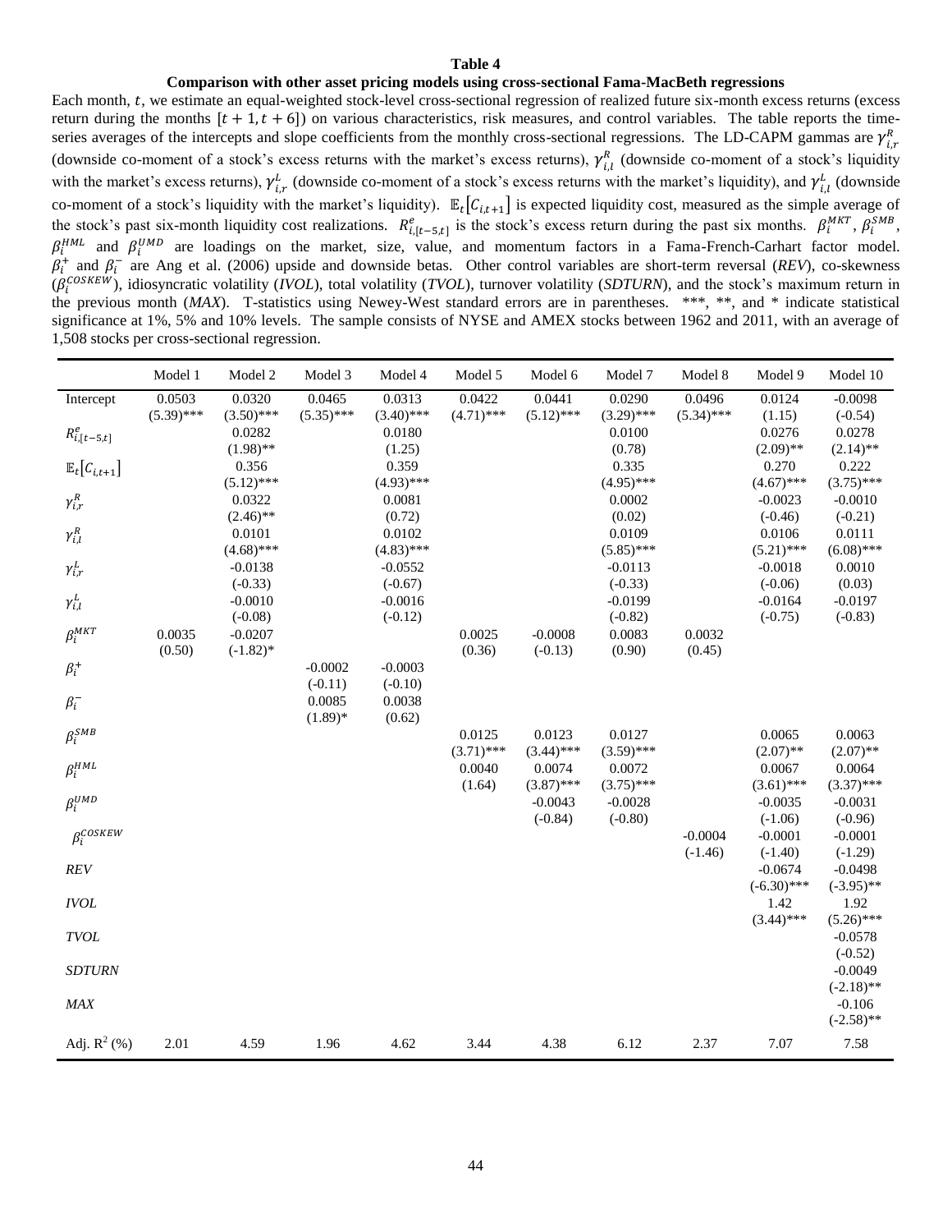**Table 4**

**Comparison with other asset pricing models using cross-sectional Fama-MacBeth regressions**

Each month, $t$, we estimate an equal-weighted stock-level cross-sectional regression of realized future six-month excess returns (excess return during the months $[t+1, t+6]$) on various characteristics, risk measures, and control variables. The table reports the time-series averages of the intercepts and slope coefficients from the monthly cross-sectional regressions. The LD-CAPM gammas are $\gamma_{i,r}^{R}$ (downside co-moment of a stock's excess returns with the market's excess returns), $\gamma_{i,l}^{R}$ (downside co-moment of a stock's liquidity with the market's excess returns), $\gamma_{i,r}^{L}$ (downside co-moment of a stock's excess returns with the market's liquidity), and $\gamma_{i,l}^{L}$ (downside co-moment of a stock's liquidity with the market's liquidity). $\mathbb{E}_t[C_{i,t+1}]$ is expected liquidity cost, measured as the simple average of the stock's past six-month liquidity cost realizations. $R_{i,[t-5,t]}^{e}$ is the stock's excess return during the past six months. $\beta_i^{MKT}$, $\beta_i^{SMB}$, $\beta_i^{HML}$ and $\beta_i^{UMD}$ are loadings on the market, size, value, and momentum factors in a Fama-French-Carhart factor model. $\beta_i^{+}$ and $\beta_i^{-}$ are Ang et al. (2006) upside and downside betas. Other control variables are short-term reversal (*REV*), co-skewness ($\beta_i^{COSKEW}$), idiosyncratic volatility (*IVOL*), total volatility (*TVOL*), turnover volatility (*SDTURN*), and the stock's maximum return in the previous month (*MAX*). T-statistics using Newey-West standard errors are in parentheses. \*\*\*, \*\*, and \* indicate statistical significance at 1%, 5% and 10% levels. The sample consists of NYSE and AMEX stocks between 1962 and 2011, with an average of 1,508 stocks per cross-sectional regression.

| | Model 1 | Model 2 | Model 3 | Model 4 | Model 5 | Model 6 | Model 7 | Model 8 | Model 9 | Model 10 |
|---|---|---|---|---|---|---|---|---|---|---|
| Intercept | 0.0503 | 0.0320 | 0.0465 | 0.0313 | 0.0422 | 0.0441 | 0.0290 | 0.0496 | 0.0124 | -0.0098 |
| | (5.39)*** | (3.50)*** | (5.35)*** | (3.40)*** | (4.71)*** | (5.12)*** | (3.29)*** | (5.34)*** | (1.15) | (-0.54) |
| $R_{i,[t-5,t]}^{e}$ | | 0.0282 | | 0.0180 | | | 0.0100 | | 0.0276 | 0.0278 |
| | | (1.98)** | | (1.25) | | | (0.78) | | (2.09)** | (2.14)** |
| $\mathbb{E}_t[C_{i,t+1}]$ | | 0.356 | | 0.359 | | | 0.335 | | 0.270 | 0.222 |
| | | (5.12)*** | | (4.93)*** | | | (4.95)*** | | (4.67)*** | (3.75)*** |
| $\gamma_{i,r}^{R}$ | | 0.0322 | | 0.0081 | | | 0.0002 | | -0.0023 | -0.0010 |
| | | (2.46)** | | (0.72) | | | (0.02) | | (-0.46) | (-0.21) |
| $\gamma_{i,l}^{R}$ | | 0.0101 | | 0.0102 | | | 0.0109 | | 0.0106 | 0.0111 |
| | | (4.68)*** | | (4.83)*** | | | (5.85)*** | | (5.21)*** | (6.08)*** |
| $\gamma_{i,r}^{L}$ | | -0.0138 | | -0.0552 | | | -0.0113 | | -0.0018 | 0.0010 |
| | | (-0.33) | | (-0.67) | | | (-0.33) | | (-0.06) | (0.03) |
| $\gamma_{i,l}^{L}$ | | -0.0010 | | -0.0016 | | | -0.0199 | | -0.0164 | -0.0197 |
| | | (-0.08) | | (-0.12) | | | (-0.82) | | (-0.75) | (-0.83) |
| $\beta_i^{MKT}$ | 0.0035 | -0.0207 | | | 0.0025 | -0.0008 | 0.0083 | 0.0032 | | |
| | (0.50) | (-1.82)* | | | (0.36) | (-0.13) | (0.90) | (0.45) | | |
| $\beta_i^{+}$ | | | -0.0002 | -0.0003 | | | | | | |
| | | | (-0.11) | (-0.10) | | | | | | |
| $\beta_i^{-}$ | | | 0.0085 | 0.0038 | | | | | | |
| | | | (1.89)* | (0.62) | | | | | | |
| $\beta_i^{SMB}$ | | | | | 0.0125 | 0.0123 | 0.0127 | | 0.0065 | 0.0063 |
| | | | | | (3.71)*** | (3.44)*** | (3.59)*** | | (2.07)** | (2.07)** |
| $\beta_i^{HML}$ | | | | | 0.0040 | 0.0074 | 0.0072 | | 0.0067 | 0.0064 |
| | | | | | (1.64) | (3.87)*** | (3.75)*** | | (3.61)*** | (3.37)*** |
| $\beta_i^{UMD}$ | | | | | | -0.0043 | -0.0028 | | -0.0035 | -0.0031 |
| | | | | | | (-0.84) | (-0.80) | | (-1.06) | (-0.96) |
| $\beta_i^{COSKEW}$ | | | | | | | | -0.0004 | -0.0001 | -0.0001 |
| | | | | | | | | (-1.46) | (-1.40) | (-1.29) |
| *REV* | | | | | | | | | -0.0674 | -0.0498 |
| | | | | | | | | | (-6.30)*** | (-3.95)** |
| *IVOL* | | | | | | | | | 1.42 | 1.92 |
| | | | | | | | | | (3.44)*** | (5.26)*** |
| *TVOL* | | | | | | | | | | -0.0578 |
| | | | | | | | | | | (-0.52) |
| *SDTURN* | | | | | | | | | | -0.0049 |
| | | | | | | | | | | (-2.18)** |
| *MAX* | | | | | | | | | | -0.106 |
| | | | | | | | | | | (-2.58)** |
| Adj. $R^2$ (%) | 2.01 | 4.59 | 1.96 | 4.62 | 3.44 | 4.38 | 6.12 | 2.37 | 7.07 | 7.58 |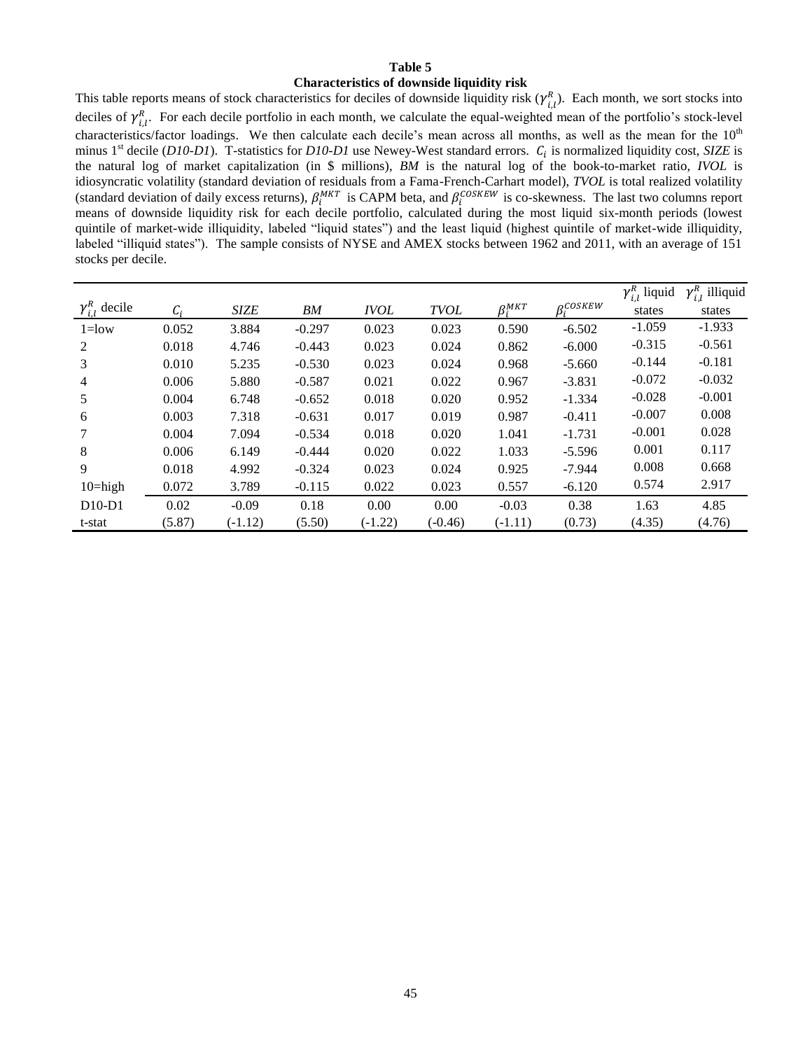**Table 5**

**Characteristics of downside liquidity risk**

This table reports means of stock characteristics for deciles of downside liquidity risk ($\gamma_{i,l}^{R}$). Each month, we sort stocks into deciles of $\gamma_{i,l}^{R}$. For each decile portfolio in each month, we calculate the equal-weighted mean of the portfolio's stock-level characteristics/factor loadings. We then calculate each decile's mean across all months, as well as the mean for the 10[th] minus 1[st] decile (*D10-D1*). T-statistics for *D10-D1* use Newey-West standard errors. $C_i$ is normalized liquidity cost, *SIZE* is the natural log of market capitalization (in $ millions), *BM* is the natural log of the book-to-market ratio, *IVOL* is idiosyncratic volatility (standard deviation of residuals from a Fama-French-Carhart model), *TVOL* is total realized volatility (standard deviation of daily excess returns), $\beta_i^{MKT}$ is CAPM beta, and $\beta_i^{COSKEW}$ is co-skewness. The last two columns report means of downside liquidity risk for each decile portfolio, calculated during the most liquid six-month periods (lowest quintile of market-wide illiquidity, labeled "liquid states") and the least liquid (highest quintile of market-wide illiquidity, labeled "illiquid states"). The sample consists of NYSE and AMEX stocks between 1962 and 2011, with an average of 151 stocks per decile.

| $\gamma_{i,l}^{R}$ decile | $C_i$ | *SIZE* | *BM* | *IVOL* | *TVOL* | $\beta_i^{MKT}$ | $\beta_i^{COSKEW}$ | $\gamma_{i,l}^{R}$ liquid states | $\gamma_{i,l}^{R}$ illiquid states |
|---|---|---|---|---|---|---|---|---|---|
| 1=low | 0.052 | 3.884 | -0.297 | 0.023 | 0.023 | 0.590 | -6.502 | -1.059 | -1.933 |
| 2 | 0.018 | 4.746 | -0.443 | 0.023 | 0.024 | 0.862 | -6.000 | -0.315 | -0.561 |
| 3 | 0.010 | 5.235 | -0.530 | 0.023 | 0.024 | 0.968 | -5.660 | -0.144 | -0.181 |
| 4 | 0.006 | 5.880 | -0.587 | 0.021 | 0.022 | 0.967 | -3.831 | -0.072 | -0.032 |
| 5 | 0.004 | 6.748 | -0.652 | 0.018 | 0.020 | 0.952 | -1.334 | -0.028 | -0.001 |
| 6 | 0.003 | 7.318 | -0.631 | 0.017 | 0.019 | 0.987 | -0.411 | -0.007 | 0.008 |
| 7 | 0.004 | 7.094 | -0.534 | 0.018 | 0.020 | 1.041 | -1.731 | -0.001 | 0.028 |
| 8 | 0.006 | 6.149 | -0.444 | 0.020 | 0.022 | 1.033 | -5.596 | 0.001 | 0.117 |
| 9 | 0.018 | 4.992 | -0.324 | 0.023 | 0.024 | 0.925 | -7.944 | 0.008 | 0.668 |
| 10=high | 0.072 | 3.789 | -0.115 | 0.022 | 0.023 | 0.557 | -6.120 | 0.574 | 2.917 |
| D10-D1 | 0.02 | -0.09 | 0.18 | 0.00 | 0.00 | -0.03 | 0.38 | 1.63 | 4.85 |
| t-stat | (5.87) | (-1.12) | (5.50) | (-1.22) | (-0.46) | (-1.11) | (0.73) | (4.35) | (4.76) |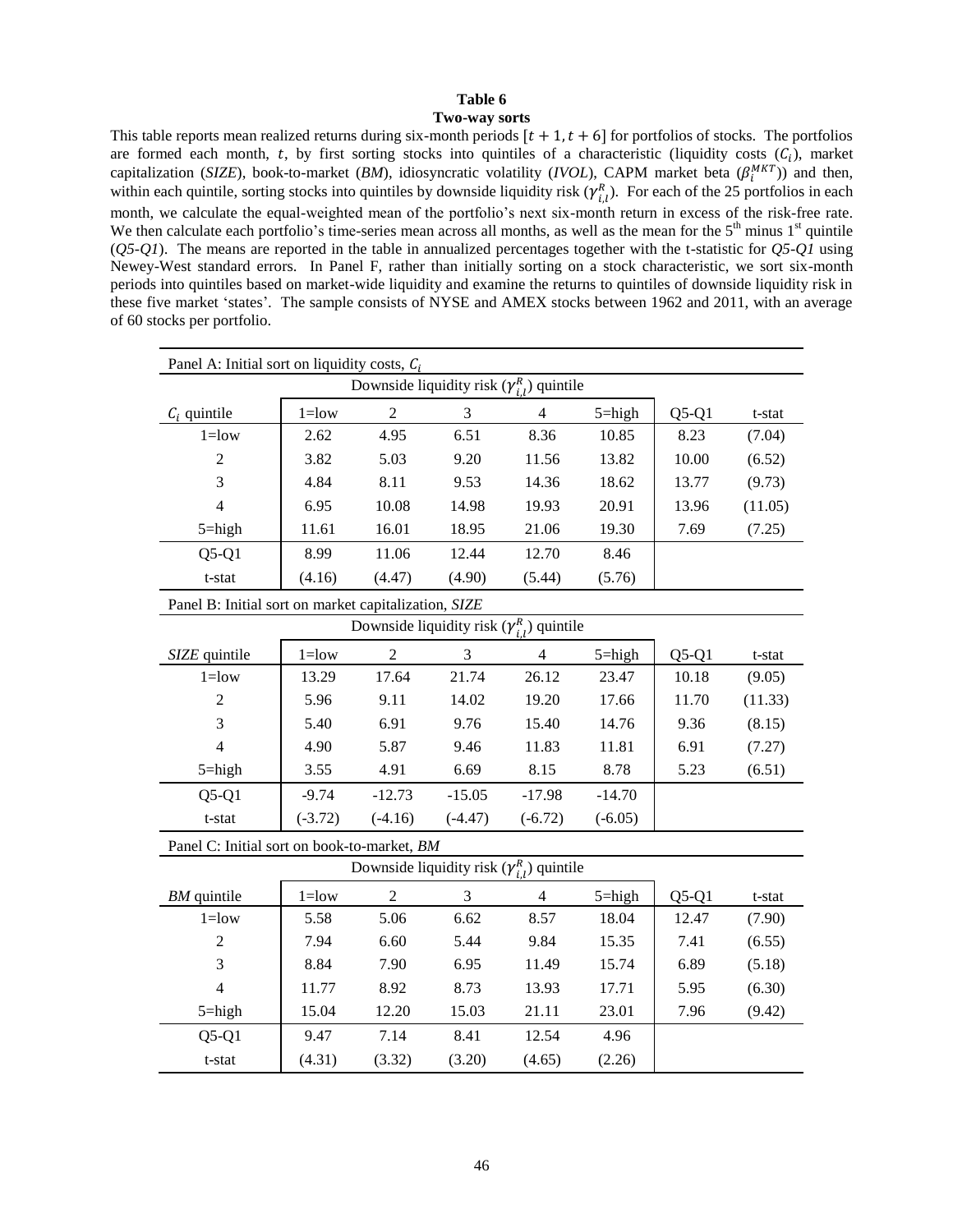**Table 6**

**Two-way sorts**

This table reports mean realized returns during six-month periods $[t+1, t+6]$ for portfolios of stocks. The portfolios are formed each month, $t$, by first sorting stocks into quintiles of a characteristic (liquidity costs ($C_i$), market capitalization (*SIZE*), book-to-market (*BM*), idiosyncratic volatility (*IVOL*), CAPM market beta ($\beta_i^{MKT}$)) and then, within each quintile, sorting stocks into quintiles by downside liquidity risk ($\gamma_{i,l}^{R}$). For each of the 25 portfolios in each month, we calculate the equal-weighted mean of the portfolio's next six-month return in excess of the risk-free rate. We then calculate each portfolio's time-series mean across all months, as well as the mean for the 5[th] minus 1[st] quintile (*Q5-Q1*). The means are reported in the table in annualized percentages together with the t-statistic for *Q5-Q1* using Newey-West standard errors. In Panel F, rather than initially sorting on a stock characteristic, we sort six-month periods into quintiles based on market-wide liquidity and examine the returns to quintiles of downside liquidity risk in these five market 'states'. The sample consists of NYSE and AMEX stocks between 1962 and 2011, with an average of 60 stocks per portfolio.

Panel A: Initial sort on liquidity costs, $C_i$

| | Downside liquidity risk ($\gamma_{i,l}^{R}$) quintile | | | | | | |
|---|---|---|---|---|---|---|---|
| $C_i$ quintile | 1=low | 2 | 3 | 4 | 5=high | Q5-Q1 | t-stat |
| 1=low | 2.62 | 4.95 | 6.51 | 8.36 | 10.85 | 8.23 | (7.04) |
| 2 | 3.82 | 5.03 | 9.20 | 11.56 | 13.82 | 10.00 | (6.52) |
| 3 | 4.84 | 8.11 | 9.53 | 14.36 | 18.62 | 13.77 | (9.73) |
| 4 | 6.95 | 10.08 | 14.98 | 19.93 | 20.91 | 13.96 | (11.05) |
| 5=high | 11.61 | 16.01 | 18.95 | 21.06 | 19.30 | 7.69 | (7.25) |
| Q5-Q1 | 8.99 | 11.06 | 12.44 | 12.70 | 8.46 | | |
| t-stat | (4.16) | (4.47) | (4.90) | (5.44) | (5.76) | | |

Panel B: Initial sort on market capitalization, *SIZE*

| | Downside liquidity risk ($\gamma_{i,l}^{R}$) quintile | | | | | | |
|---|---|---|---|---|---|---|---|
| *SIZE* quintile | 1=low | 2 | 3 | 4 | 5=high | Q5-Q1 | t-stat |
| 1=low | 13.29 | 17.64 | 21.74 | 26.12 | 23.47 | 10.18 | (9.05) |
| 2 | 5.96 | 9.11 | 14.02 | 19.20 | 17.66 | 11.70 | (11.33) |
| 3 | 5.40 | 6.91 | 9.76 | 15.40 | 14.76 | 9.36 | (8.15) |
| 4 | 4.90 | 5.87 | 9.46 | 11.83 | 11.81 | 6.91 | (7.27) |
| 5=high | 3.55 | 4.91 | 6.69 | 8.15 | 8.78 | 5.23 | (6.51) |
| Q5-Q1 | -9.74 | -12.73 | -15.05 | -17.98 | -14.70 | | |
| t-stat | (-3.72) | (-4.16) | (-4.47) | (-6.72) | (-6.05) | | |

Panel C: Initial sort on book-to-market, *BM*

| | Downside liquidity risk ($\gamma_{i,l}^{R}$) quintile | | | | | | |
|---|---|---|---|---|---|---|---|
| *BM* quintile | 1=low | 2 | 3 | 4 | 5=high | Q5-Q1 | t-stat |
| 1=low | 5.58 | 5.06 | 6.62 | 8.57 | 18.04 | 12.47 | (7.90) |
| 2 | 7.94 | 6.60 | 5.44 | 9.84 | 15.35 | 7.41 | (6.55) |
| 3 | 8.84 | 7.90 | 6.95 | 11.49 | 15.74 | 6.89 | (5.18) |
| 4 | 11.77 | 8.92 | 8.73 | 13.93 | 17.71 | 5.95 | (6.30) |
| 5=high | 15.04 | 12.20 | 15.03 | 21.11 | 23.01 | 7.96 | (9.42) |
| Q5-Q1 | 9.47 | 7.14 | 8.41 | 12.54 | 4.96 | | |
| t-stat | (4.31) | (3.32) | (3.20) | (4.65) | (2.26) | | |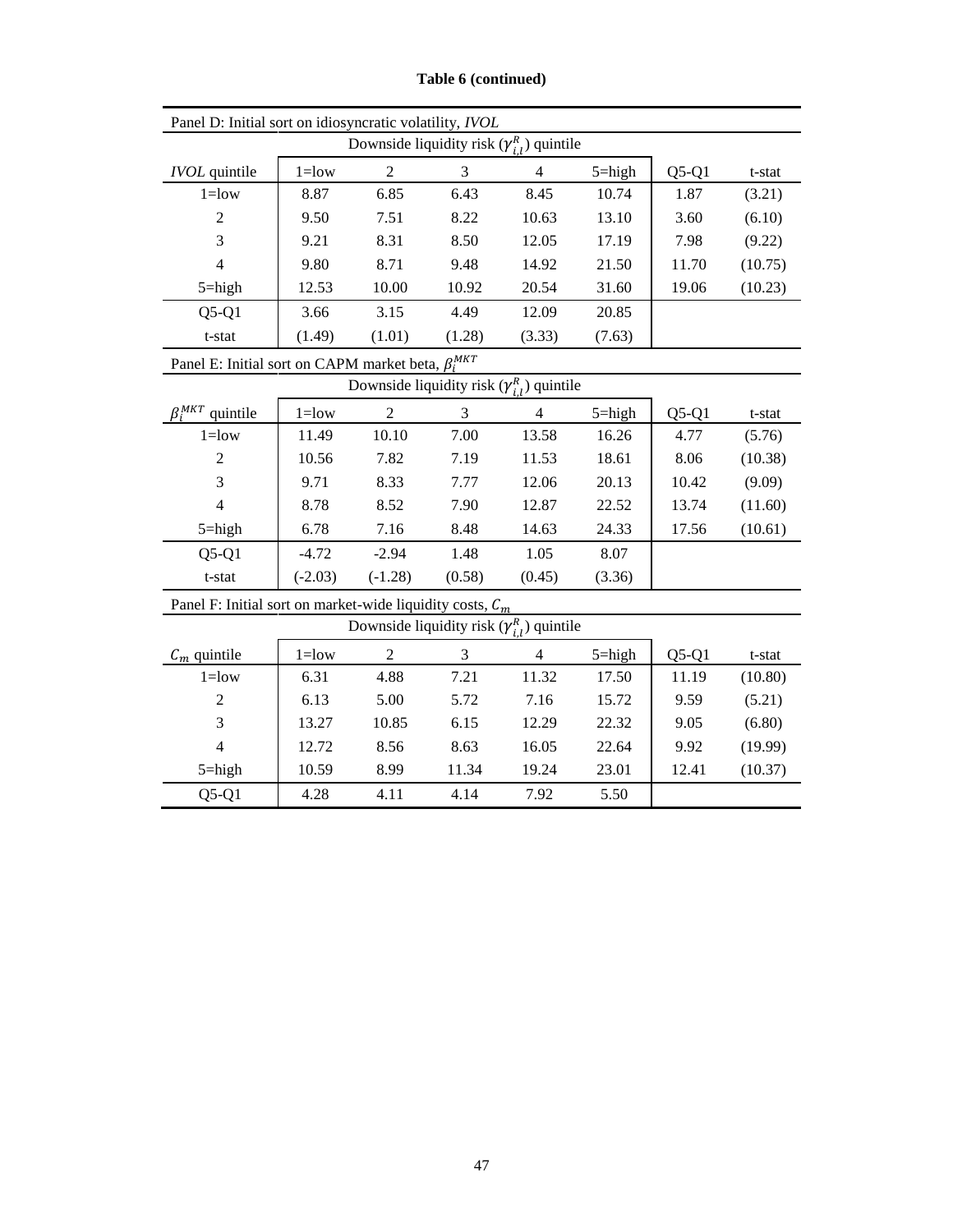**Table 6 (continued)**

| Panel D: Initial sort on idiosyncratic volatility, *IVOL* | | | | | | | |
|---|---|---|---|---|---|---|---|
| | Downside liquidity risk ($\gamma_{i,l}^{R}$) quintile | | | | | | |
| *IVOL* quintile | 1=low | 2 | 3 | 4 | 5=high | Q5-Q1 | t-stat |
| 1=low | 8.87 | 6.85 | 6.43 | 8.45 | 10.74 | 1.87 | (3.21) |
| 2 | 9.50 | 7.51 | 8.22 | 10.63 | 13.10 | 3.60 | (6.10) |
| 3 | 9.21 | 8.31 | 8.50 | 12.05 | 17.19 | 7.98 | (9.22) |
| 4 | 9.80 | 8.71 | 9.48 | 14.92 | 21.50 | 11.70 | (10.75) |
| 5=high | 12.53 | 10.00 | 10.92 | 20.54 | 31.60 | 19.06 | (10.23) |
| Q5-Q1 | 3.66 | 3.15 | 4.49 | 12.09 | 20.85 | | |
| t-stat | (1.49) | (1.01) | (1.28) | (3.33) | (7.63) | | |

| Panel E: Initial sort on CAPM market beta, $\beta_i^{MKT}$ | | | | | | | |
|---|---|---|---|---|---|---|---|
| | Downside liquidity risk ($\gamma_{i,l}^{R}$) quintile | | | | | | |
| $\beta_i^{MKT}$ quintile | 1=low | 2 | 3 | 4 | 5=high | Q5-Q1 | t-stat |
| 1=low | 11.49 | 10.10 | 7.00 | 13.58 | 16.26 | 4.77 | (5.76) |
| 2 | 10.56 | 7.82 | 7.19 | 11.53 | 18.61 | 8.06 | (10.38) |
| 3 | 9.71 | 8.33 | 7.77 | 12.06 | 20.13 | 10.42 | (9.09) |
| 4 | 8.78 | 8.52 | 7.90 | 12.87 | 22.52 | 13.74 | (11.60) |
| 5=high | 6.78 | 7.16 | 8.48 | 14.63 | 24.33 | 17.56 | (10.61) |
| Q5-Q1 | -4.72 | -2.94 | 1.48 | 1.05 | 8.07 | | |
| t-stat | (-2.03) | (-1.28) | (0.58) | (0.45) | (3.36) | | |

| Panel F: Initial sort on market-wide liquidity costs, $C_m$ | | | | | | | |
|---|---|---|---|---|---|---|---|
| | Downside liquidity risk ($\gamma_{i,l}^{R}$) quintile | | | | | | |
| $C_m$ quintile | 1=low | 2 | 3 | 4 | 5=high | Q5-Q1 | t-stat |
| 1=low | 6.31 | 4.88 | 7.21 | 11.32 | 17.50 | 11.19 | (10.80) |
| 2 | 6.13 | 5.00 | 5.72 | 7.16 | 15.72 | 9.59 | (5.21) |
| 3 | 13.27 | 10.85 | 6.15 | 12.29 | 22.32 | 9.05 | (6.80) |
| 4 | 12.72 | 8.56 | 8.63 | 16.05 | 22.64 | 9.92 | (19.99) |
| 5=high | 10.59 | 8.99 | 11.34 | 19.24 | 23.01 | 12.41 | (10.37) |
| Q5-Q1 | 4.28 | 4.11 | 4.14 | 7.92 | 5.50 | | |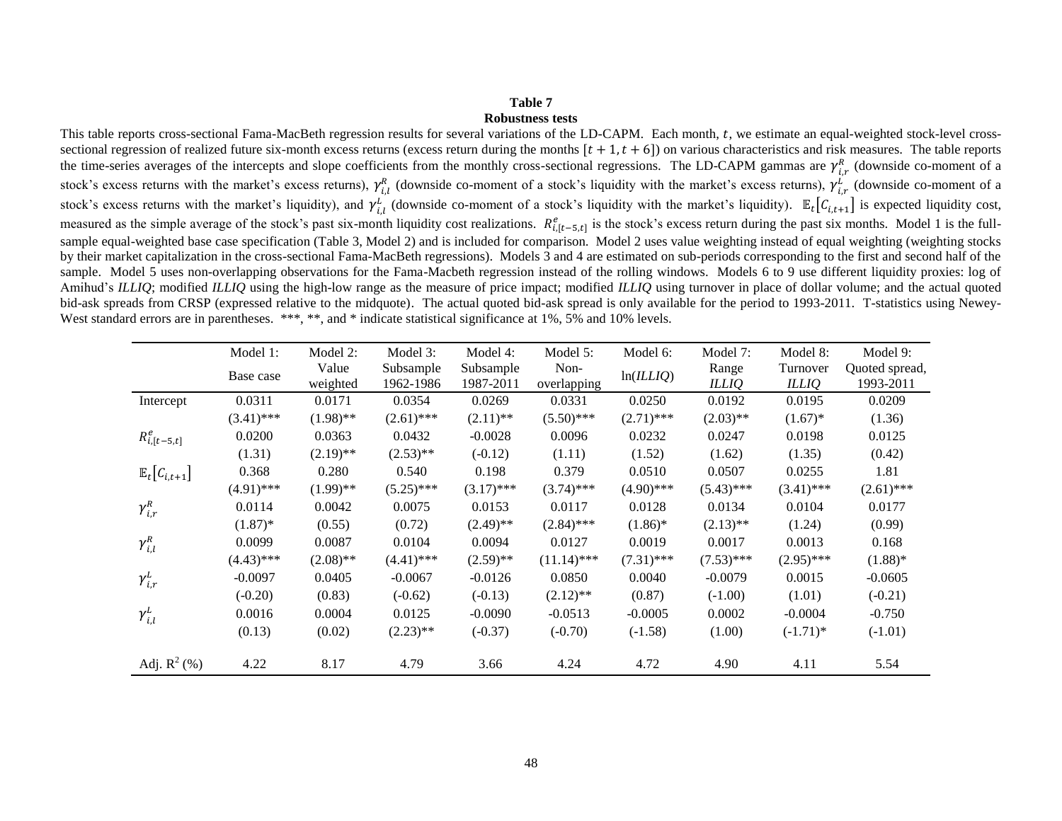**Table 7**
**Robustness tests**

This table reports cross-sectional Fama-MacBeth regression results for several variations of the LD-CAPM. Each month, $t$, we estimate an equal-weighted stock-level cross-sectional regression of realized future six-month excess returns (excess return during the months $[t+1, t+6]$) on various characteristics and risk measures. The table reports the time-series averages of the intercepts and slope coefficients from the monthly cross-sectional regressions. The LD-CAPM gammas are $\gamma_{i,r}^{R}$ (downside co-moment of a stock's excess returns with the market's excess returns), $\gamma_{i,l}^{R}$ (downside co-moment of a stock's liquidity with the market's excess returns), $\gamma_{i,r}^{L}$ (downside co-moment of a stock's excess returns with the market's liquidity), and $\gamma_{i,l}^{L}$ (downside co-moment of a stock's liquidity with the market's liquidity). $\mathbb{E}_t[C_{i,t+1}]$ is expected liquidity cost, measured as the simple average of the stock's past six-month liquidity cost realizations. $R_{i,[t-5,t]}^{e}$ is the stock's excess return during the past six months. Model 1 is the full-sample equal-weighted base case specification (Table 3, Model 2) and is included for comparison. Model 2 uses value weighting instead of equal weighting (weighting stocks by their market capitalization in the cross-sectional Fama-MacBeth regressions). Models 3 and 4 are estimated on sub-periods corresponding to the first and second half of the sample. Model 5 uses non-overlapping observations for the Fama-Macbeth regression instead of the rolling windows. Models 6 to 9 use different liquidity proxies: log of Amihud's *ILLIQ*; modified *ILLIQ* using the high-low range as the measure of price impact; modified *ILLIQ* using turnover in place of dollar volume; and the actual quoted bid-ask spreads from CRSP (expressed relative to the midquote). The actual quoted bid-ask spread is only available for the period to 1993-2011. T-statistics using Newey-West standard errors are in parentheses. \*\*\*, \*\*, and \* indicate statistical significance at 1%, 5% and 10% levels.

| | Model 1: Base case | Model 2: Value weighted | Model 3: Subsample 1962-1986 | Model 4: Subsample 1987-2011 | Model 5: Non-overlapping | Model 6: ln(*ILLIQ*) | Model 7: Range *ILLIQ* | Model 8: Turnover *ILLIQ* | Model 9: Quoted spread, 1993-2011 |
|---|---|---|---|---|---|---|---|---|---|
| Intercept | 0.0311 | 0.0171 | 0.0354 | 0.0269 | 0.0331 | 0.0250 | 0.0192 | 0.0195 | 0.0209 |
| | (3.41)\*\*\* | (1.98)\*\* | (2.61)\*\*\* | (2.11)\*\* | (5.50)\*\*\* | (2.71)\*\*\* | (2.03)\*\* | (1.67)\* | (1.36) |
| $R_{i,[t-5,t]}^{e}$ | 0.0200 | 0.0363 | 0.0432 | -0.0028 | 0.0096 | 0.0232 | 0.0247 | 0.0198 | 0.0125 |
| | (1.31) | (2.19)\*\* | (2.53)\*\* | (-0.12) | (1.11) | (1.52) | (1.62) | (1.35) | (0.42) |
| $\mathbb{E}_t[C_{i,t+1}]$ | 0.368 | 0.280 | 0.540 | 0.198 | 0.379 | 0.0510 | 0.0507 | 0.0255 | 1.81 |
| | (4.91)\*\*\* | (1.99)\*\* | (5.25)\*\*\* | (3.17)\*\*\* | (3.74)\*\*\* | (4.90)\*\*\* | (5.43)\*\*\* | (3.41)\*\*\* | (2.61)\*\*\* |
| $\gamma_{i,r}^{R}$ | 0.0114 | 0.0042 | 0.0075 | 0.0153 | 0.0117 | 0.0128 | 0.0134 | 0.0104 | 0.0177 |
| | (1.87)\* | (0.55) | (0.72) | (2.49)\*\* | (2.84)\*\*\* | (1.86)\* | (2.13)\*\* | (1.24) | (0.99) |
| $\gamma_{i,l}^{R}$ | 0.0099 | 0.0087 | 0.0104 | 0.0094 | 0.0127 | 0.0019 | 0.0017 | 0.0013 | 0.168 |
| | (4.43)\*\*\* | (2.08)\*\* | (4.41)\*\*\* | (2.59)\*\* | (11.14)\*\*\* | (7.31)\*\*\* | (7.53)\*\*\* | (2.95)\*\*\* | (1.88)\* |
| $\gamma_{i,r}^{L}$ | -0.0097 | 0.0405 | -0.0067 | -0.0126 | 0.0850 | 0.0040 | -0.0079 | 0.0015 | -0.0605 |
| | (-0.20) | (0.83) | (-0.62) | (-0.13) | (2.12)\*\* | (0.87) | (-1.00) | (1.01) | (-0.21) |
| $\gamma_{i,l}^{L}$ | 0.0016 | 0.0004 | 0.0125 | -0.0090 | -0.0513 | -0.0005 | 0.0002 | -0.0004 | -0.750 |
| | (0.13) | (0.02) | (2.23)\*\* | (-0.37) | (-0.70) | (-1.58) | (1.00) | (-1.71)\* | (-1.01) |
| Adj. $R^2$ (%) | 4.22 | 8.17 | 4.79 | 3.66 | 4.24 | 4.72 | 4.90 | 4.11 | 5.54 |